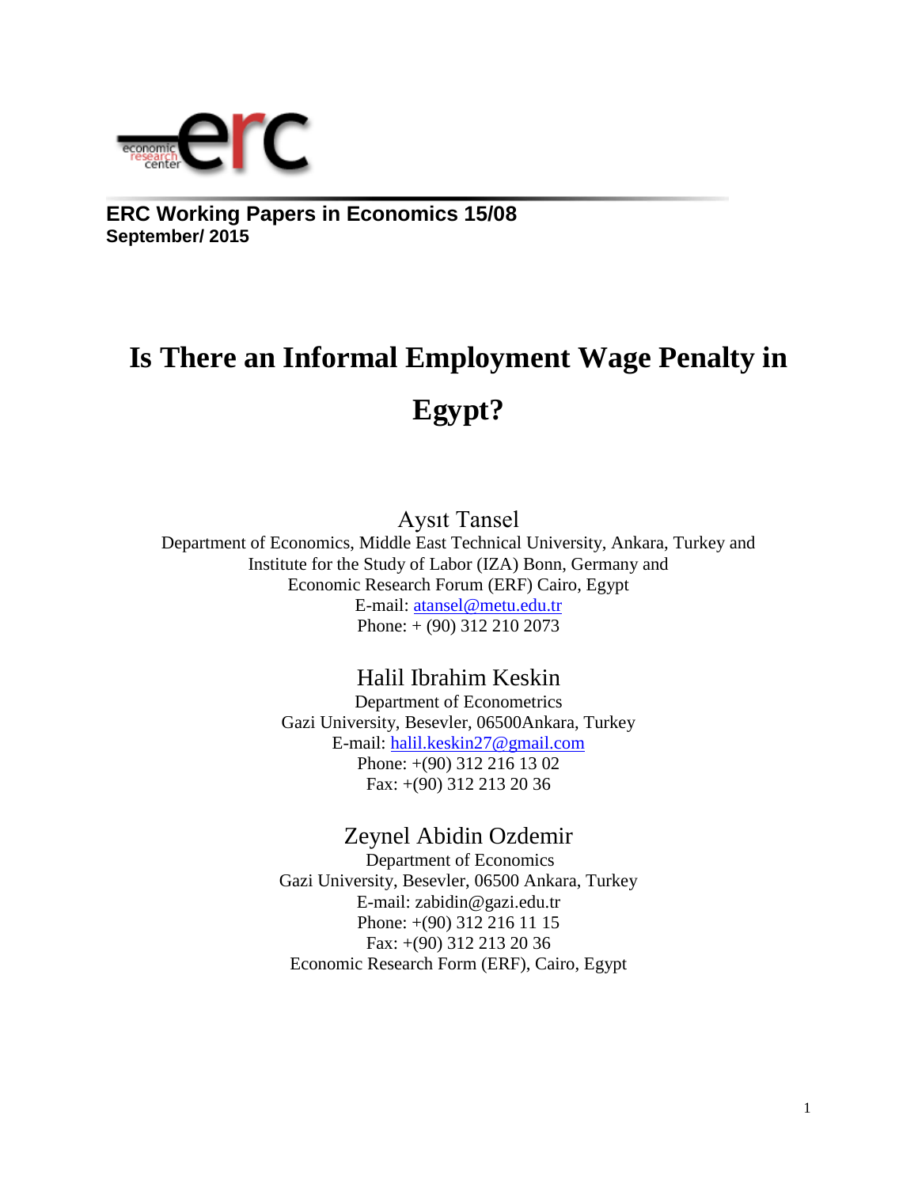**ERC Working Papers in Economics 15/08**
**September/ 2015**

# Is There an Informal Employment Wage Penalty in Egypt?

Aysıt Tansel
Department of Economics, Middle East Technical University, Ankara, Turkey and
Institute for the Study of Labor (IZA) Bonn, Germany and
Economic Research Forum (ERF) Cairo, Egypt
E-mail: atansel@metu.edu.tr
Phone: + (90) 312 210 2073

Halil Ibrahim Keskin
Department of Econometrics
Gazi University, Besevler, 06500Ankara, Turkey
E-mail: halil.keskin27@gmail.com
Phone: +(90) 312 216 13 02
Fax: +(90) 312 213 20 36

Zeynel Abidin Ozdemir
Department of Economics
Gazi University, Besevler, 06500 Ankara, Turkey
E-mail: zabidin@gazi.edu.tr
Phone: +(90) 312 216 11 15
Fax: +(90) 312 213 20 36
Economic Research Form (ERF), Cairo, Egypt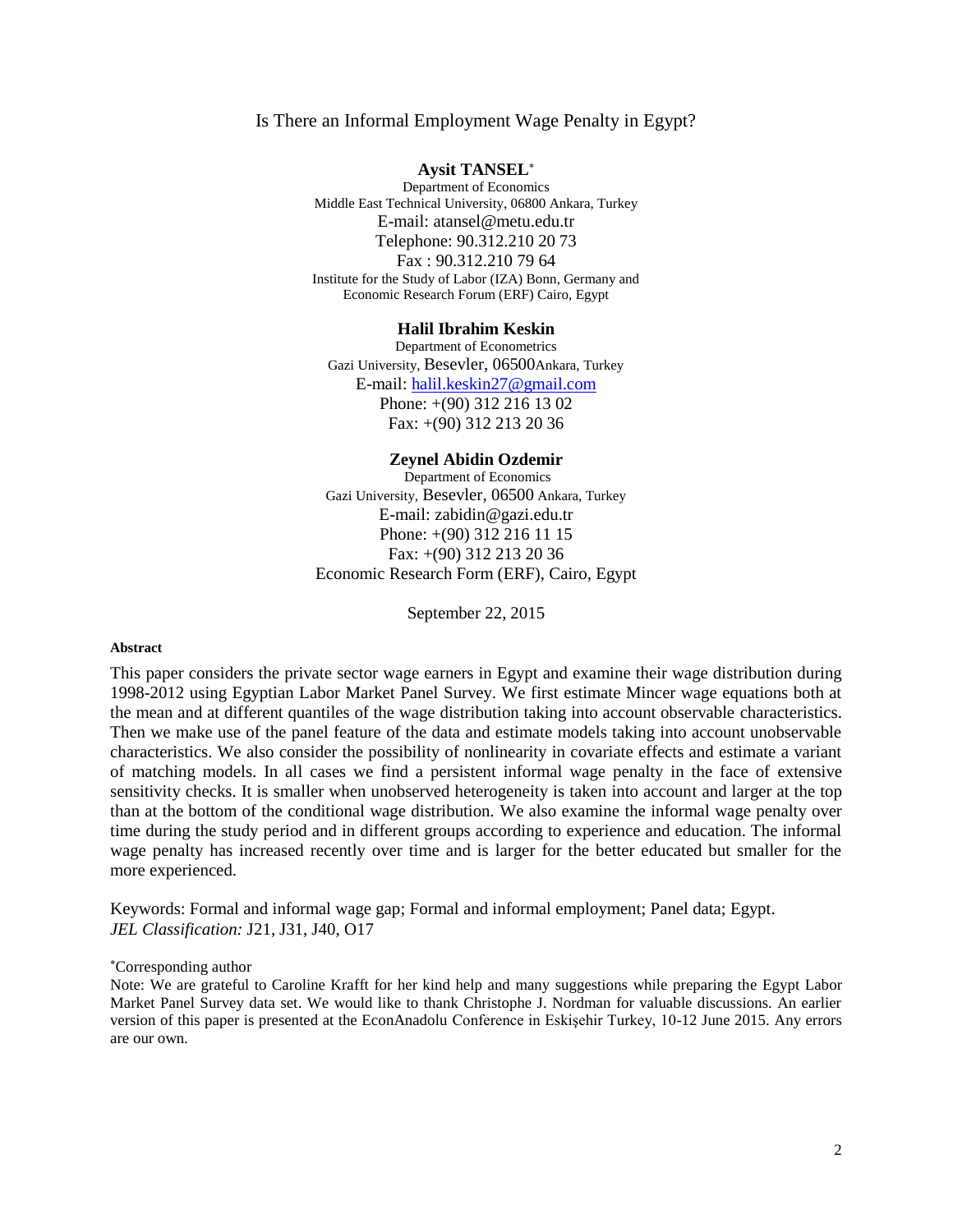# Is There an Informal Employment Wage Penalty in Egypt?

**Aysit TANSEL**[*]
Department of Economics
Middle East Technical University, 06800 Ankara, Turkey
E-mail: atansel@metu.edu.tr
Telephone: 90.312.210 20 73
Fax : 90.312.210 79 64
Institute for the Study of Labor (IZA) Bonn, Germany and
Economic Research Forum (ERF) Cairo, Egypt

**Halil Ibrahim Keskin**
Department of Econometrics
Gazi University, Besevler, 06500Ankara, Turkey
E-mail: halil.keskin27@gmail.com
Phone: +(90) 312 216 13 02
Fax: +(90) 312 213 20 36

**Zeynel Abidin Ozdemir**
Department of Economics
Gazi University, Besevler, 06500 Ankara, Turkey
E-mail: zabidin@gazi.edu.tr
Phone: +(90) 312 216 11 15
Fax: +(90) 312 213 20 36
Economic Research Form (ERF), Cairo, Egypt

September 22, 2015

**Abstract**

This paper considers the private sector wage earners in Egypt and examine their wage distribution during 1998-2012 using Egyptian Labor Market Panel Survey. We first estimate Mincer wage equations both at the mean and at different quantiles of the wage distribution taking into account observable characteristics. Then we make use of the panel feature of the data and estimate models taking into account unobservable characteristics. We also consider the possibility of nonlinearity in covariate effects and estimate a variant of matching models. In all cases we find a persistent informal wage penalty in the face of extensive sensitivity checks. It is smaller when unobserved heterogeneity is taken into account and larger at the top than at the bottom of the conditional wage distribution. We also examine the informal wage penalty over time during the study period and in different groups according to experience and education. The informal wage penalty has increased recently over time and is larger for the better educated but smaller for the more experienced.

Keywords: Formal and informal wage gap; Formal and informal employment; Panel data; Egypt.
*JEL Classification:* J21, J31, J40, O17

[*]Corresponding author

Note: We are grateful to Caroline Krafft for her kind help and many suggestions while preparing the Egypt Labor Market Panel Survey data set. We would like to thank Christophe J. Nordman for valuable discussions. An earlier version of this paper is presented at the EconAnadolu Conference in Eskişehir Turkey, 10-12 June 2015. Any errors are our own.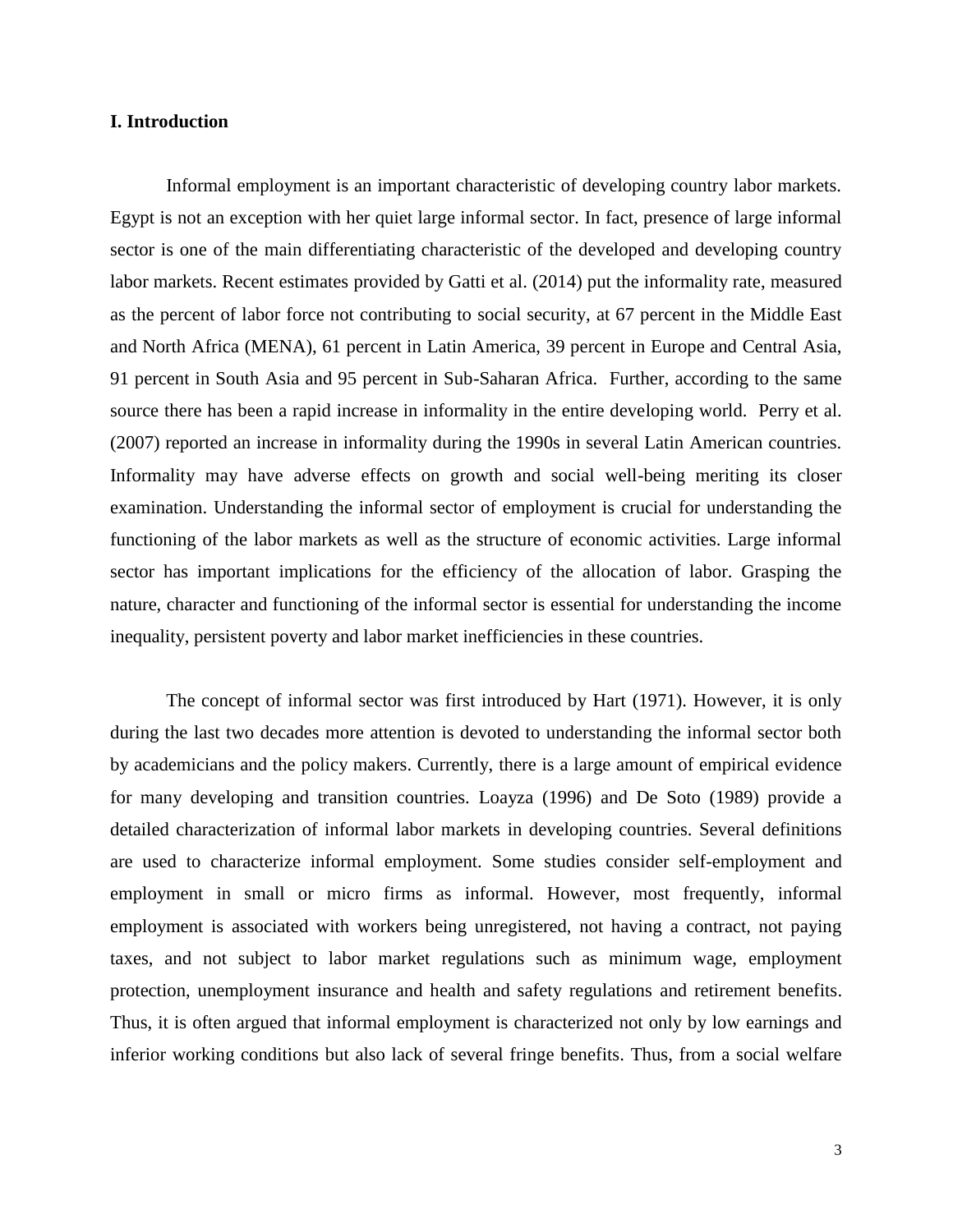## I. Introduction

Informal employment is an important characteristic of developing country labor markets. Egypt is not an exception with her quiet large informal sector. In fact, presence of large informal sector is one of the main differentiating characteristic of the developed and developing country labor markets. Recent estimates provided by Gatti et al. (2014) put the informality rate, measured as the percent of labor force not contributing to social security, at 67 percent in the Middle East and North Africa (MENA), 61 percent in Latin America, 39 percent in Europe and Central Asia, 91 percent in South Asia and 95 percent in Sub-Saharan Africa. Further, according to the same source there has been a rapid increase in informality in the entire developing world. Perry et al. (2007) reported an increase in informality during the 1990s in several Latin American countries. Informality may have adverse effects on growth and social well-being meriting its closer examination. Understanding the informal sector of employment is crucial for understanding the functioning of the labor markets as well as the structure of economic activities. Large informal sector has important implications for the efficiency of the allocation of labor. Grasping the nature, character and functioning of the informal sector is essential for understanding the income inequality, persistent poverty and labor market inefficiencies in these countries.

The concept of informal sector was first introduced by Hart (1971). However, it is only during the last two decades more attention is devoted to understanding the informal sector both by academicians and the policy makers. Currently, there is a large amount of empirical evidence for many developing and transition countries. Loayza (1996) and De Soto (1989) provide a detailed characterization of informal labor markets in developing countries. Several definitions are used to characterize informal employment. Some studies consider self-employment and employment in small or micro firms as informal. However, most frequently, informal employment is associated with workers being unregistered, not having a contract, not paying taxes, and not subject to labor market regulations such as minimum wage, employment protection, unemployment insurance and health and safety regulations and retirement benefits. Thus, it is often argued that informal employment is characterized not only by low earnings and inferior working conditions but also lack of several fringe benefits. Thus, from a social welfare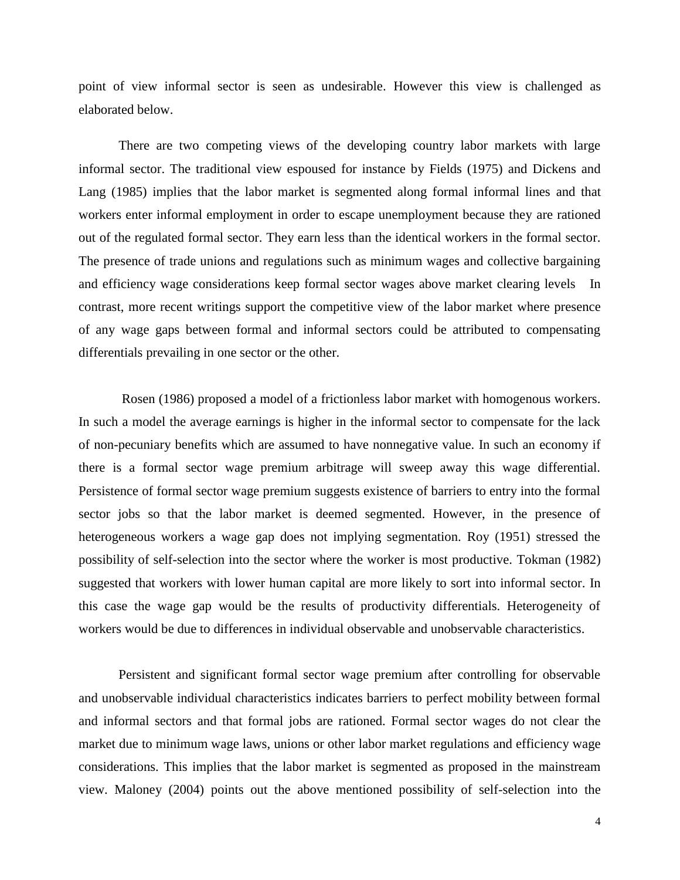point of view informal sector is seen as undesirable. However this view is challenged as elaborated below.

There are two competing views of the developing country labor markets with large informal sector. The traditional view espoused for instance by Fields (1975) and Dickens and Lang (1985) implies that the labor market is segmented along formal informal lines and that workers enter informal employment in order to escape unemployment because they are rationed out of the regulated formal sector. They earn less than the identical workers in the formal sector. The presence of trade unions and regulations such as minimum wages and collective bargaining and efficiency wage considerations keep formal sector wages above market clearing levels In contrast, more recent writings support the competitive view of the labor market where presence of any wage gaps between formal and informal sectors could be attributed to compensating differentials prevailing in one sector or the other.

Rosen (1986) proposed a model of a frictionless labor market with homogenous workers. In such a model the average earnings is higher in the informal sector to compensate for the lack of non-pecuniary benefits which are assumed to have nonnegative value. In such an economy if there is a formal sector wage premium arbitrage will sweep away this wage differential. Persistence of formal sector wage premium suggests existence of barriers to entry into the formal sector jobs so that the labor market is deemed segmented. However, in the presence of heterogeneous workers a wage gap does not implying segmentation. Roy (1951) stressed the possibility of self-selection into the sector where the worker is most productive. Tokman (1982) suggested that workers with lower human capital are more likely to sort into informal sector. In this case the wage gap would be the results of productivity differentials. Heterogeneity of workers would be due to differences in individual observable and unobservable characteristics.

Persistent and significant formal sector wage premium after controlling for observable and unobservable individual characteristics indicates barriers to perfect mobility between formal and informal sectors and that formal jobs are rationed. Formal sector wages do not clear the market due to minimum wage laws, unions or other labor market regulations and efficiency wage considerations. This implies that the labor market is segmented as proposed in the mainstream view. Maloney (2004) points out the above mentioned possibility of self-selection into the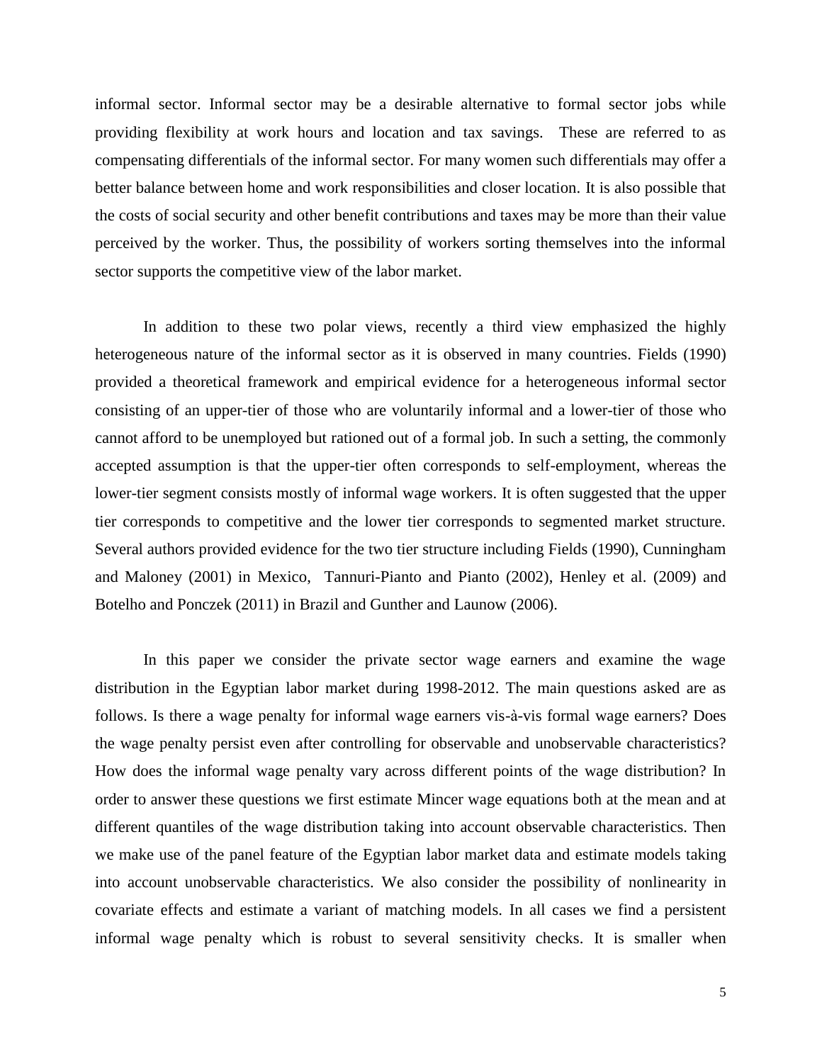informal sector. Informal sector may be a desirable alternative to formal sector jobs while providing flexibility at work hours and location and tax savings. These are referred to as compensating differentials of the informal sector. For many women such differentials may offer a better balance between home and work responsibilities and closer location. It is also possible that the costs of social security and other benefit contributions and taxes may be more than their value perceived by the worker. Thus, the possibility of workers sorting themselves into the informal sector supports the competitive view of the labor market.

In addition to these two polar views, recently a third view emphasized the highly heterogeneous nature of the informal sector as it is observed in many countries. Fields (1990) provided a theoretical framework and empirical evidence for a heterogeneous informal sector consisting of an upper-tier of those who are voluntarily informal and a lower-tier of those who cannot afford to be unemployed but rationed out of a formal job. In such a setting, the commonly accepted assumption is that the upper-tier often corresponds to self-employment, whereas the lower-tier segment consists mostly of informal wage workers. It is often suggested that the upper tier corresponds to competitive and the lower tier corresponds to segmented market structure. Several authors provided evidence for the two tier structure including Fields (1990), Cunningham and Maloney (2001) in Mexico, Tannuri-Pianto and Pianto (2002), Henley et al. (2009) and Botelho and Ponczek (2011) in Brazil and Gunther and Launow (2006).

In this paper we consider the private sector wage earners and examine the wage distribution in the Egyptian labor market during 1998-2012. The main questions asked are as follows. Is there a wage penalty for informal wage earners vis-à-vis formal wage earners? Does the wage penalty persist even after controlling for observable and unobservable characteristics? How does the informal wage penalty vary across different points of the wage distribution? In order to answer these questions we first estimate Mincer wage equations both at the mean and at different quantiles of the wage distribution taking into account observable characteristics. Then we make use of the panel feature of the Egyptian labor market data and estimate models taking into account unobservable characteristics. We also consider the possibility of nonlinearity in covariate effects and estimate a variant of matching models. In all cases we find a persistent informal wage penalty which is robust to several sensitivity checks. It is smaller when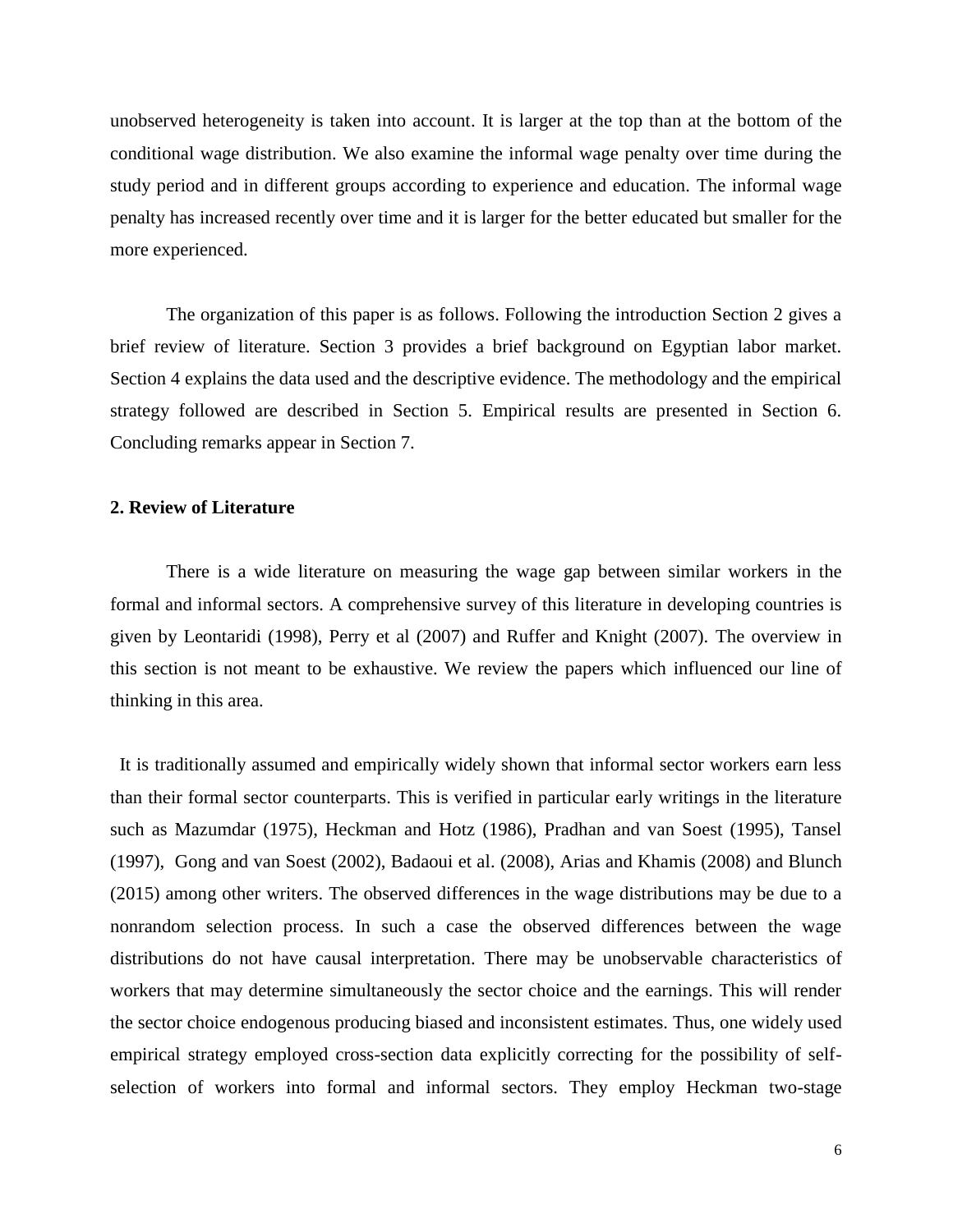unobserved heterogeneity is taken into account. It is larger at the top than at the bottom of the conditional wage distribution. We also examine the informal wage penalty over time during the study period and in different groups according to experience and education. The informal wage penalty has increased recently over time and it is larger for the better educated but smaller for the more experienced.

The organization of this paper is as follows. Following the introduction Section 2 gives a brief review of literature. Section 3 provides a brief background on Egyptian labor market. Section 4 explains the data used and the descriptive evidence. The methodology and the empirical strategy followed are described in Section 5. Empirical results are presented in Section 6. Concluding remarks appear in Section 7.

## 2. Review of Literature

There is a wide literature on measuring the wage gap between similar workers in the formal and informal sectors. A comprehensive survey of this literature in developing countries is given by Leontaridi (1998), Perry et al (2007) and Ruffer and Knight (2007). The overview in this section is not meant to be exhaustive. We review the papers which influenced our line of thinking in this area.

It is traditionally assumed and empirically widely shown that informal sector workers earn less than their formal sector counterparts. This is verified in particular early writings in the literature such as Mazumdar (1975), Heckman and Hotz (1986), Pradhan and van Soest (1995), Tansel (1997), Gong and van Soest (2002), Badaoui et al. (2008), Arias and Khamis (2008) and Blunch (2015) among other writers. The observed differences in the wage distributions may be due to a nonrandom selection process. In such a case the observed differences between the wage distributions do not have causal interpretation. There may be unobservable characteristics of workers that may determine simultaneously the sector choice and the earnings. This will render the sector choice endogenous producing biased and inconsistent estimates. Thus, one widely used empirical strategy employed cross-section data explicitly correcting for the possibility of self-selection of workers into formal and informal sectors. They employ Heckman two-stage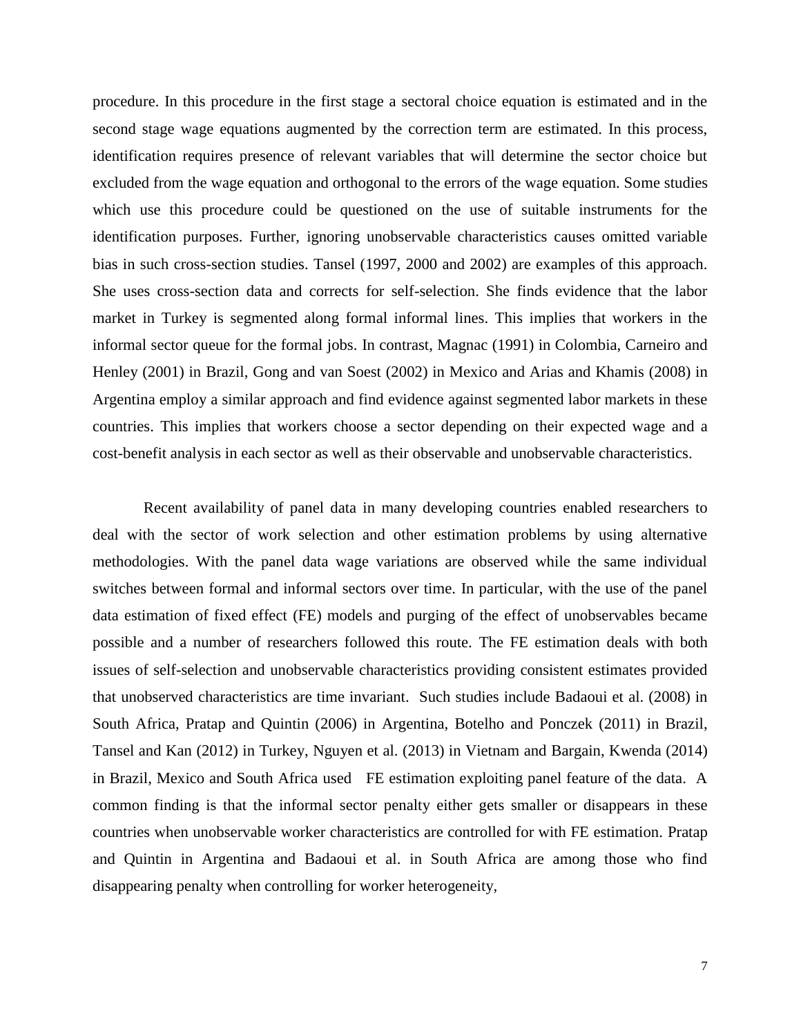procedure. In this procedure in the first stage a sectoral choice equation is estimated and in the second stage wage equations augmented by the correction term are estimated. In this process, identification requires presence of relevant variables that will determine the sector choice but excluded from the wage equation and orthogonal to the errors of the wage equation. Some studies which use this procedure could be questioned on the use of suitable instruments for the identification purposes. Further, ignoring unobservable characteristics causes omitted variable bias in such cross-section studies. Tansel (1997, 2000 and 2002) are examples of this approach. She uses cross-section data and corrects for self-selection. She finds evidence that the labor market in Turkey is segmented along formal informal lines. This implies that workers in the informal sector queue for the formal jobs. In contrast, Magnac (1991) in Colombia, Carneiro and Henley (2001) in Brazil, Gong and van Soest (2002) in Mexico and Arias and Khamis (2008) in Argentina employ a similar approach and find evidence against segmented labor markets in these countries. This implies that workers choose a sector depending on their expected wage and a cost-benefit analysis in each sector as well as their observable and unobservable characteristics.

Recent availability of panel data in many developing countries enabled researchers to deal with the sector of work selection and other estimation problems by using alternative methodologies. With the panel data wage variations are observed while the same individual switches between formal and informal sectors over time. In particular, with the use of the panel data estimation of fixed effect (FE) models and purging of the effect of unobservables became possible and a number of researchers followed this route. The FE estimation deals with both issues of self-selection and unobservable characteristics providing consistent estimates provided that unobserved characteristics are time invariant. Such studies include Badaoui et al. (2008) in South Africa, Pratap and Quintin (2006) in Argentina, Botelho and Ponczek (2011) in Brazil, Tansel and Kan (2012) in Turkey, Nguyen et al. (2013) in Vietnam and Bargain, Kwenda (2014) in Brazil, Mexico and South Africa used FE estimation exploiting panel feature of the data. A common finding is that the informal sector penalty either gets smaller or disappears in these countries when unobservable worker characteristics are controlled for with FE estimation. Pratap and Quintin in Argentina and Badaoui et al. in South Africa are among those who find disappearing penalty when controlling for worker heterogeneity,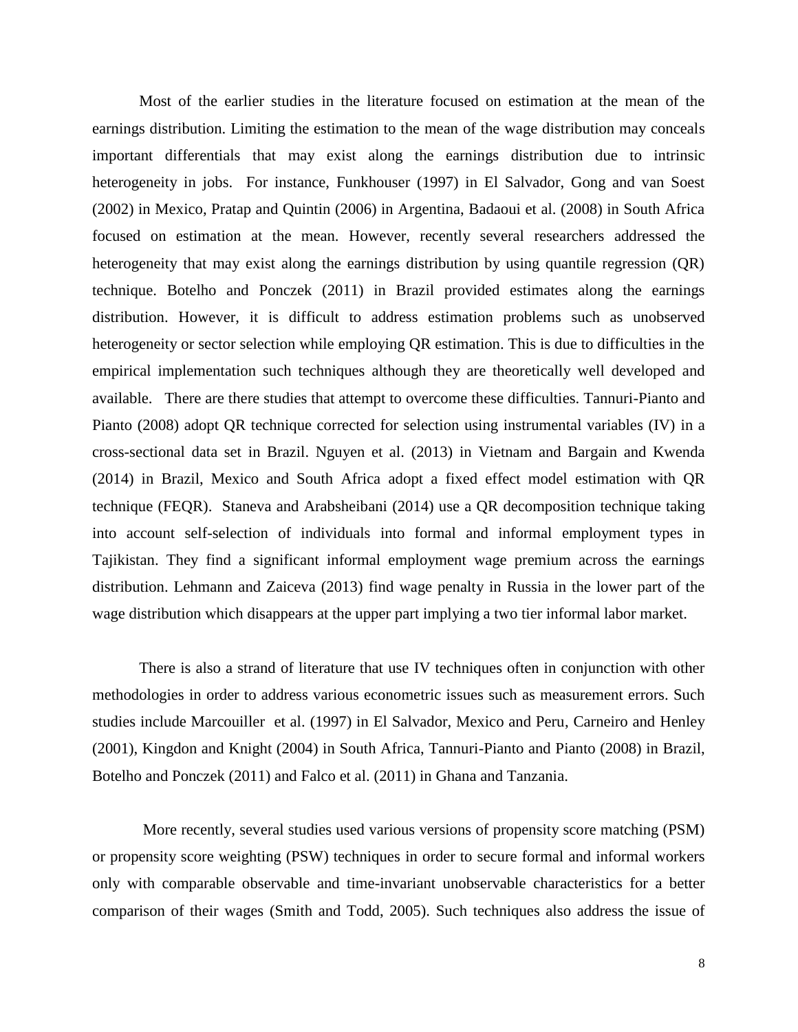Most of the earlier studies in the literature focused on estimation at the mean of the earnings distribution. Limiting the estimation to the mean of the wage distribution may conceals important differentials that may exist along the earnings distribution due to intrinsic heterogeneity in jobs. For instance, Funkhouser (1997) in El Salvador, Gong and van Soest (2002) in Mexico, Pratap and Quintin (2006) in Argentina, Badaoui et al. (2008) in South Africa focused on estimation at the mean. However, recently several researchers addressed the heterogeneity that may exist along the earnings distribution by using quantile regression (QR) technique. Botelho and Ponczek (2011) in Brazil provided estimates along the earnings distribution. However, it is difficult to address estimation problems such as unobserved heterogeneity or sector selection while employing QR estimation. This is due to difficulties in the empirical implementation such techniques although they are theoretically well developed and available. There are there studies that attempt to overcome these difficulties. Tannuri-Pianto and Pianto (2008) adopt QR technique corrected for selection using instrumental variables (IV) in a cross-sectional data set in Brazil. Nguyen et al. (2013) in Vietnam and Bargain and Kwenda (2014) in Brazil, Mexico and South Africa adopt a fixed effect model estimation with QR technique (FEQR). Staneva and Arabsheibani (2014) use a QR decomposition technique taking into account self-selection of individuals into formal and informal employment types in Tajikistan. They find a significant informal employment wage premium across the earnings distribution. Lehmann and Zaiceva (2013) find wage penalty in Russia in the lower part of the wage distribution which disappears at the upper part implying a two tier informal labor market.

There is also a strand of literature that use IV techniques often in conjunction with other methodologies in order to address various econometric issues such as measurement errors. Such studies include Marcouiller et al. (1997) in El Salvador, Mexico and Peru, Carneiro and Henley (2001), Kingdon and Knight (2004) in South Africa, Tannuri-Pianto and Pianto (2008) in Brazil, Botelho and Ponczek (2011) and Falco et al. (2011) in Ghana and Tanzania.

More recently, several studies used various versions of propensity score matching (PSM) or propensity score weighting (PSW) techniques in order to secure formal and informal workers only with comparable observable and time-invariant unobservable characteristics for a better comparison of their wages (Smith and Todd, 2005). Such techniques also address the issue of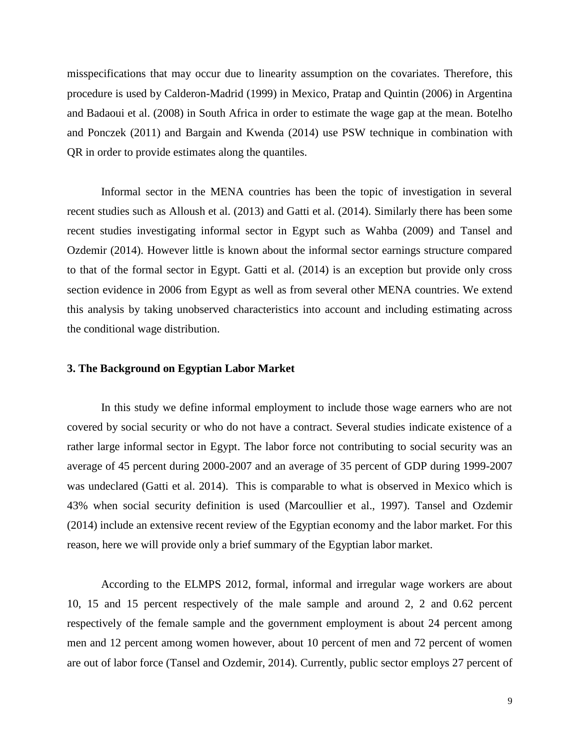misspecifications that may occur due to linearity assumption on the covariates. Therefore, this procedure is used by Calderon-Madrid (1999) in Mexico, Pratap and Quintin (2006) in Argentina and Badaoui et al. (2008) in South Africa in order to estimate the wage gap at the mean. Botelho and Ponczek (2011) and Bargain and Kwenda (2014) use PSW technique in combination with QR in order to provide estimates along the quantiles.

Informal sector in the MENA countries has been the topic of investigation in several recent studies such as Alloush et al. (2013) and Gatti et al. (2014). Similarly there has been some recent studies investigating informal sector in Egypt such as Wahba (2009) and Tansel and Ozdemir (2014). However little is known about the informal sector earnings structure compared to that of the formal sector in Egypt. Gatti et al. (2014) is an exception but provide only cross section evidence in 2006 from Egypt as well as from several other MENA countries. We extend this analysis by taking unobserved characteristics into account and including estimating across the conditional wage distribution.

### 3. The Background on Egyptian Labor Market

In this study we define informal employment to include those wage earners who are not covered by social security or who do not have a contract. Several studies indicate existence of a rather large informal sector in Egypt. The labor force not contributing to social security was an average of 45 percent during 2000-2007 and an average of 35 percent of GDP during 1999-2007 was undeclared (Gatti et al. 2014). This is comparable to what is observed in Mexico which is 43% when social security definition is used (Marcoullier et al., 1997). Tansel and Ozdemir (2014) include an extensive recent review of the Egyptian economy and the labor market. For this reason, here we will provide only a brief summary of the Egyptian labor market.

According to the ELMPS 2012, formal, informal and irregular wage workers are about 10, 15 and 15 percent respectively of the male sample and around 2, 2 and 0.62 percent respectively of the female sample and the government employment is about 24 percent among men and 12 percent among women however, about 10 percent of men and 72 percent of women are out of labor force (Tansel and Ozdemir, 2014). Currently, public sector employs 27 percent of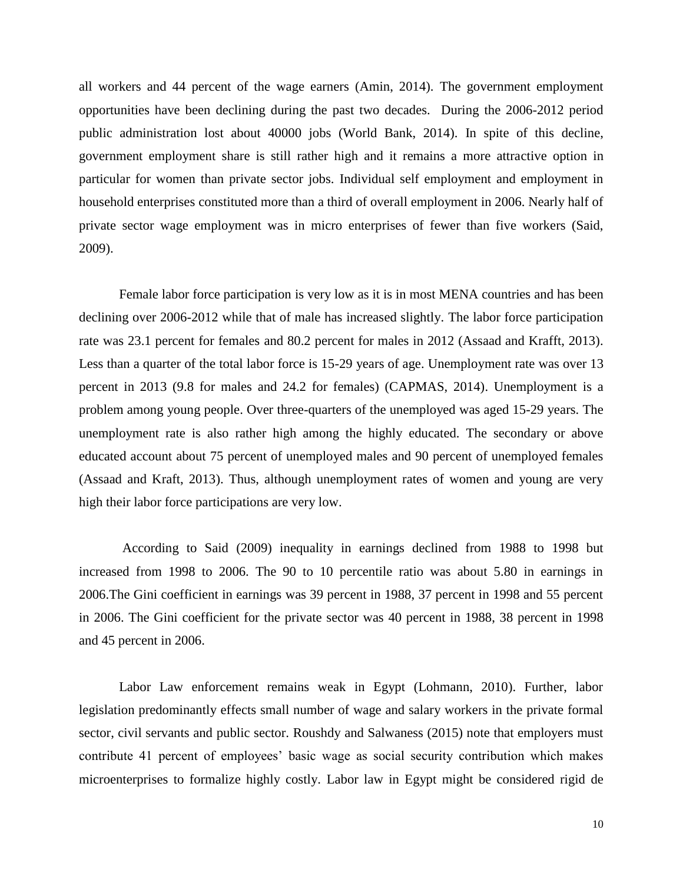all workers and 44 percent of the wage earners (Amin, 2014). The government employment opportunities have been declining during the past two decades. During the 2006-2012 period public administration lost about 40000 jobs (World Bank, 2014). In spite of this decline, government employment share is still rather high and it remains a more attractive option in particular for women than private sector jobs. Individual self employment and employment in household enterprises constituted more than a third of overall employment in 2006. Nearly half of private sector wage employment was in micro enterprises of fewer than five workers (Said, 2009).

Female labor force participation is very low as it is in most MENA countries and has been declining over 2006-2012 while that of male has increased slightly. The labor force participation rate was 23.1 percent for females and 80.2 percent for males in 2012 (Assaad and Krafft, 2013). Less than a quarter of the total labor force is 15-29 years of age. Unemployment rate was over 13 percent in 2013 (9.8 for males and 24.2 for females) (CAPMAS, 2014). Unemployment is a problem among young people. Over three-quarters of the unemployed was aged 15-29 years. The unemployment rate is also rather high among the highly educated. The secondary or above educated account about 75 percent of unemployed males and 90 percent of unemployed females (Assaad and Kraft, 2013). Thus, although unemployment rates of women and young are very high their labor force participations are very low.

According to Said (2009) inequality in earnings declined from 1988 to 1998 but increased from 1998 to 2006. The 90 to 10 percentile ratio was about 5.80 in earnings in 2006.The Gini coefficient in earnings was 39 percent in 1988, 37 percent in 1998 and 55 percent in 2006. The Gini coefficient for the private sector was 40 percent in 1988, 38 percent in 1998 and 45 percent in 2006.

Labor Law enforcement remains weak in Egypt (Lohmann, 2010). Further, labor legislation predominantly effects small number of wage and salary workers in the private formal sector, civil servants and public sector. Roushdy and Salwaness (2015) note that employers must contribute 41 percent of employees' basic wage as social security contribution which makes microenterprises to formalize highly costly. Labor law in Egypt might be considered rigid de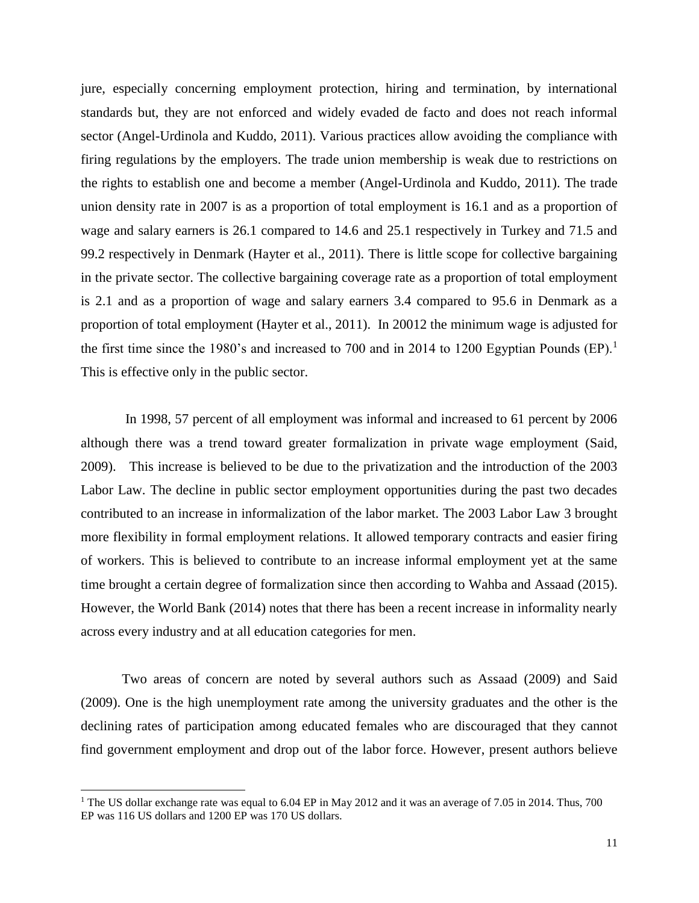jure, especially concerning employment protection, hiring and termination, by international standards but, they are not enforced and widely evaded de facto and does not reach informal sector (Angel-Urdinola and Kuddo, 2011). Various practices allow avoiding the compliance with firing regulations by the employers. The trade union membership is weak due to restrictions on the rights to establish one and become a member (Angel-Urdinola and Kuddo, 2011). The trade union density rate in 2007 is as a proportion of total employment is 16.1 and as a proportion of wage and salary earners is 26.1 compared to 14.6 and 25.1 respectively in Turkey and 71.5 and 99.2 respectively in Denmark (Hayter et al., 2011). There is little scope for collective bargaining in the private sector. The collective bargaining coverage rate as a proportion of total employment is 2.1 and as a proportion of wage and salary earners 3.4 compared to 95.6 in Denmark as a proportion of total employment (Hayter et al., 2011). In 20012 the minimum wage is adjusted for the first time since the 1980's and increased to 700 and in 2014 to 1200 Egyptian Pounds (EP).[1] This is effective only in the public sector.

In 1998, 57 percent of all employment was informal and increased to 61 percent by 2006 although there was a trend toward greater formalization in private wage employment (Said, 2009). This increase is believed to be due to the privatization and the introduction of the 2003 Labor Law. The decline in public sector employment opportunities during the past two decades contributed to an increase in informalization of the labor market. The 2003 Labor Law 3 brought more flexibility in formal employment relations. It allowed temporary contracts and easier firing of workers. This is believed to contribute to an increase informal employment yet at the same time brought a certain degree of formalization since then according to Wahba and Assaad (2015). However, the World Bank (2014) notes that there has been a recent increase in informality nearly across every industry and at all education categories for men.

Two areas of concern are noted by several authors such as Assaad (2009) and Said (2009). One is the high unemployment rate among the university graduates and the other is the declining rates of participation among educated females who are discouraged that they cannot find government employment and drop out of the labor force. However, present authors believe

[1] The US dollar exchange rate was equal to 6.04 EP in May 2012 and it was an average of 7.05 in 2014. Thus, 700 EP was 116 US dollars and 1200 EP was 170 US dollars.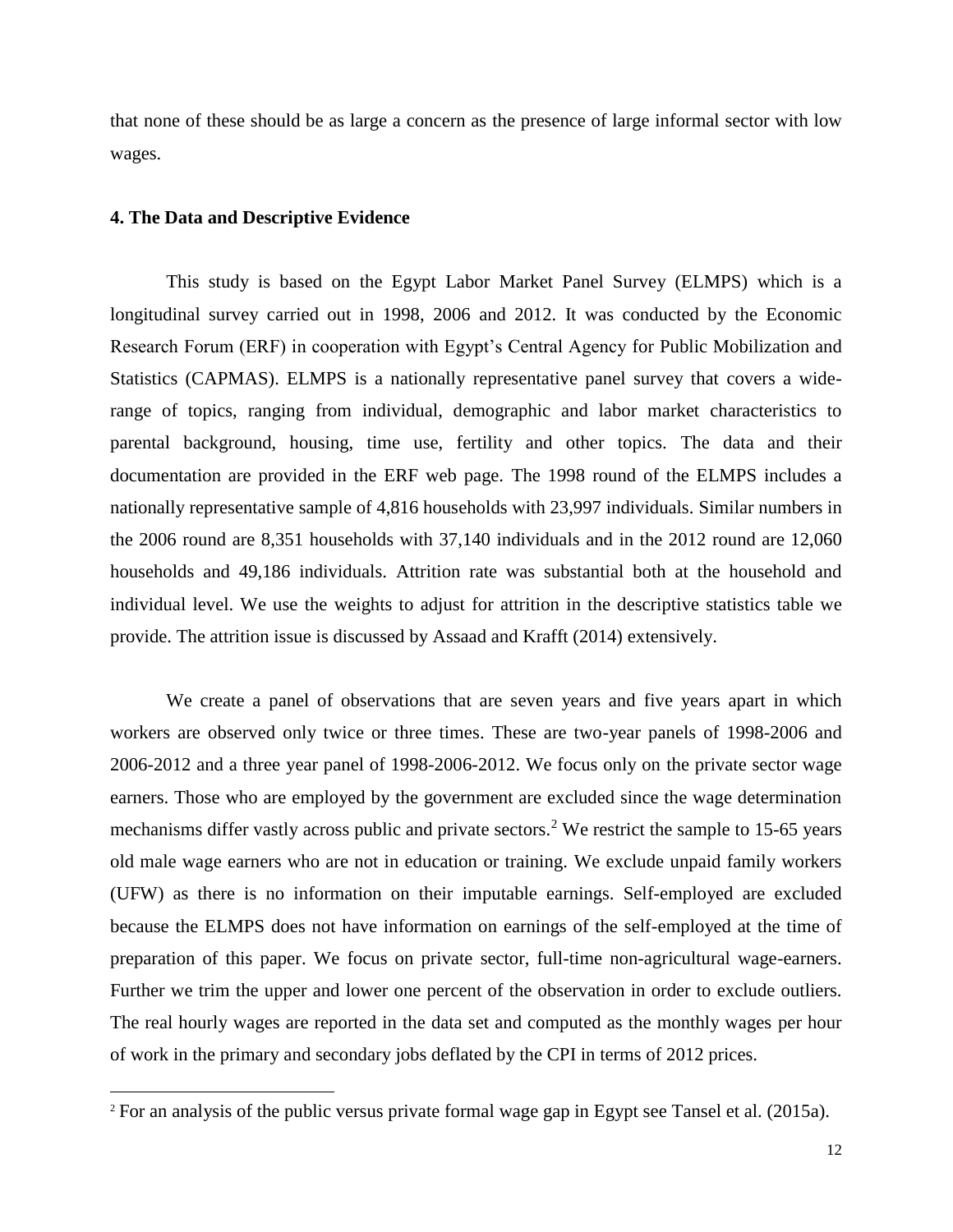that none of these should be as large a concern as the presence of large informal sector with low wages.

## 4. The Data and Descriptive Evidence

This study is based on the Egypt Labor Market Panel Survey (ELMPS) which is a longitudinal survey carried out in 1998, 2006 and 2012. It was conducted by the Economic Research Forum (ERF) in cooperation with Egypt's Central Agency for Public Mobilization and Statistics (CAPMAS). ELMPS is a nationally representative panel survey that covers a wide-range of topics, ranging from individual, demographic and labor market characteristics to parental background, housing, time use, fertility and other topics. The data and their documentation are provided in the ERF web page. The 1998 round of the ELMPS includes a nationally representative sample of 4,816 households with 23,997 individuals. Similar numbers in the 2006 round are 8,351 households with 37,140 individuals and in the 2012 round are 12,060 households and 49,186 individuals. Attrition rate was substantial both at the household and individual level. We use the weights to adjust for attrition in the descriptive statistics table we provide. The attrition issue is discussed by Assaad and Krafft (2014) extensively.

We create a panel of observations that are seven years and five years apart in which workers are observed only twice or three times. These are two-year panels of 1998-2006 and 2006-2012 and a three year panel of 1998-2006-2012. We focus only on the private sector wage earners. Those who are employed by the government are excluded since the wage determination mechanisms differ vastly across public and private sectors.[2] We restrict the sample to 15-65 years old male wage earners who are not in education or training. We exclude unpaid family workers (UFW) as there is no information on their imputable earnings. Self-employed are excluded because the ELMPS does not have information on earnings of the self-employed at the time of preparation of this paper. We focus on private sector, full-time non-agricultural wage-earners. Further we trim the upper and lower one percent of the observation in order to exclude outliers. The real hourly wages are reported in the data set and computed as the monthly wages per hour of work in the primary and secondary jobs deflated by the CPI in terms of 2012 prices.

[2] For an analysis of the public versus private formal wage gap in Egypt see Tansel et al. (2015a).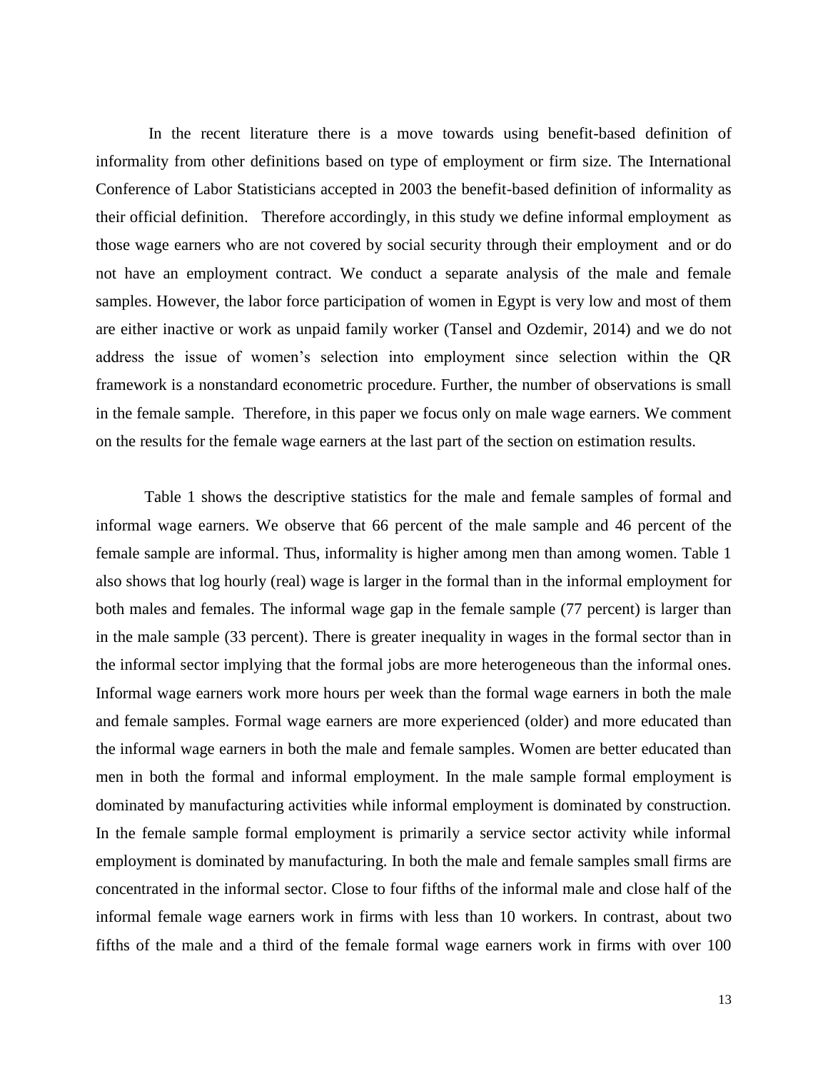In the recent literature there is a move towards using benefit-based definition of informality from other definitions based on type of employment or firm size. The International Conference of Labor Statisticians accepted in 2003 the benefit-based definition of informality as their official definition. Therefore accordingly, in this study we define informal employment as those wage earners who are not covered by social security through their employment and or do not have an employment contract. We conduct a separate analysis of the male and female samples. However, the labor force participation of women in Egypt is very low and most of them are either inactive or work as unpaid family worker (Tansel and Ozdemir, 2014) and we do not address the issue of women's selection into employment since selection within the QR framework is a nonstandard econometric procedure. Further, the number of observations is small in the female sample. Therefore, in this paper we focus only on male wage earners. We comment on the results for the female wage earners at the last part of the section on estimation results.

Table 1 shows the descriptive statistics for the male and female samples of formal and informal wage earners. We observe that 66 percent of the male sample and 46 percent of the female sample are informal. Thus, informality is higher among men than among women. Table 1 also shows that log hourly (real) wage is larger in the formal than in the informal employment for both males and females. The informal wage gap in the female sample (77 percent) is larger than in the male sample (33 percent). There is greater inequality in wages in the formal sector than in the informal sector implying that the formal jobs are more heterogeneous than the informal ones. Informal wage earners work more hours per week than the formal wage earners in both the male and female samples. Formal wage earners are more experienced (older) and more educated than the informal wage earners in both the male and female samples. Women are better educated than men in both the formal and informal employment. In the male sample formal employment is dominated by manufacturing activities while informal employment is dominated by construction. In the female sample formal employment is primarily a service sector activity while informal employment is dominated by manufacturing. In both the male and female samples small firms are concentrated in the informal sector. Close to four fifths of the informal male and close half of the informal female wage earners work in firms with less than 10 workers. In contrast, about two fifths of the male and a third of the female formal wage earners work in firms with over 100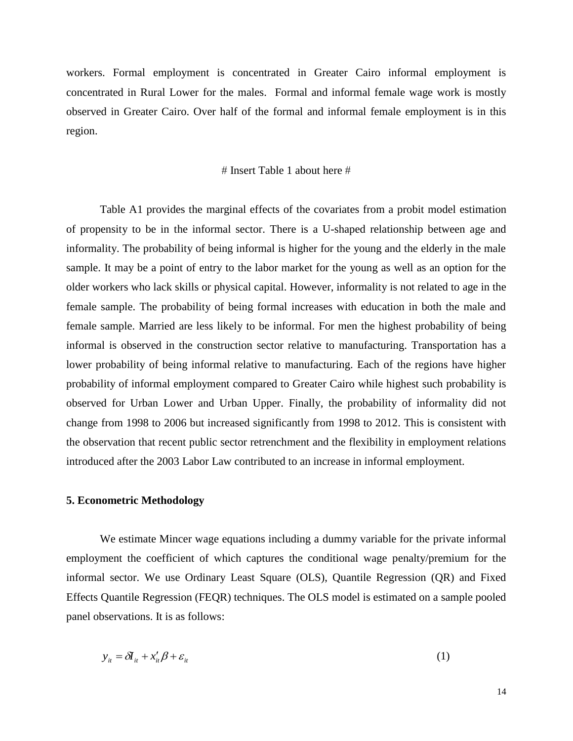workers. Formal employment is concentrated in Greater Cairo informal employment is concentrated in Rural Lower for the males. Formal and informal female wage work is mostly observed in Greater Cairo. Over half of the formal and informal female employment is in this region.

# Insert Table 1 about here #

Table A1 provides the marginal effects of the covariates from a probit model estimation of propensity to be in the informal sector. There is a U-shaped relationship between age and informality. The probability of being informal is higher for the young and the elderly in the male sample. It may be a point of entry to the labor market for the young as well as an option for the older workers who lack skills or physical capital. However, informality is not related to age in the female sample. The probability of being formal increases with education in both the male and female sample. Married are less likely to be informal. For men the highest probability of being informal is observed in the construction sector relative to manufacturing. Transportation has a lower probability of being informal relative to manufacturing. Each of the regions have higher probability of informal employment compared to Greater Cairo while highest such probability is observed for Urban Lower and Urban Upper. Finally, the probability of informality did not change from 1998 to 2006 but increased significantly from 1998 to 2012. This is consistent with the observation that recent public sector retrenchment and the flexibility in employment relations introduced after the 2003 Labor Law contributed to an increase in informal employment.

**5. Econometric Methodology**

We estimate Mincer wage equations including a dummy variable for the private informal employment the coefficient of which captures the conditional wage penalty/premium for the informal sector. We use Ordinary Least Square (OLS), Quantile Regression (QR) and Fixed Effects Quantile Regression (FEQR) techniques. The OLS model is estimated on a sample pooled panel observations. It is as follows:

$$y_{it} = \delta I_{it} + x_{it}'\beta + \varepsilon_{it} \qquad (1)$$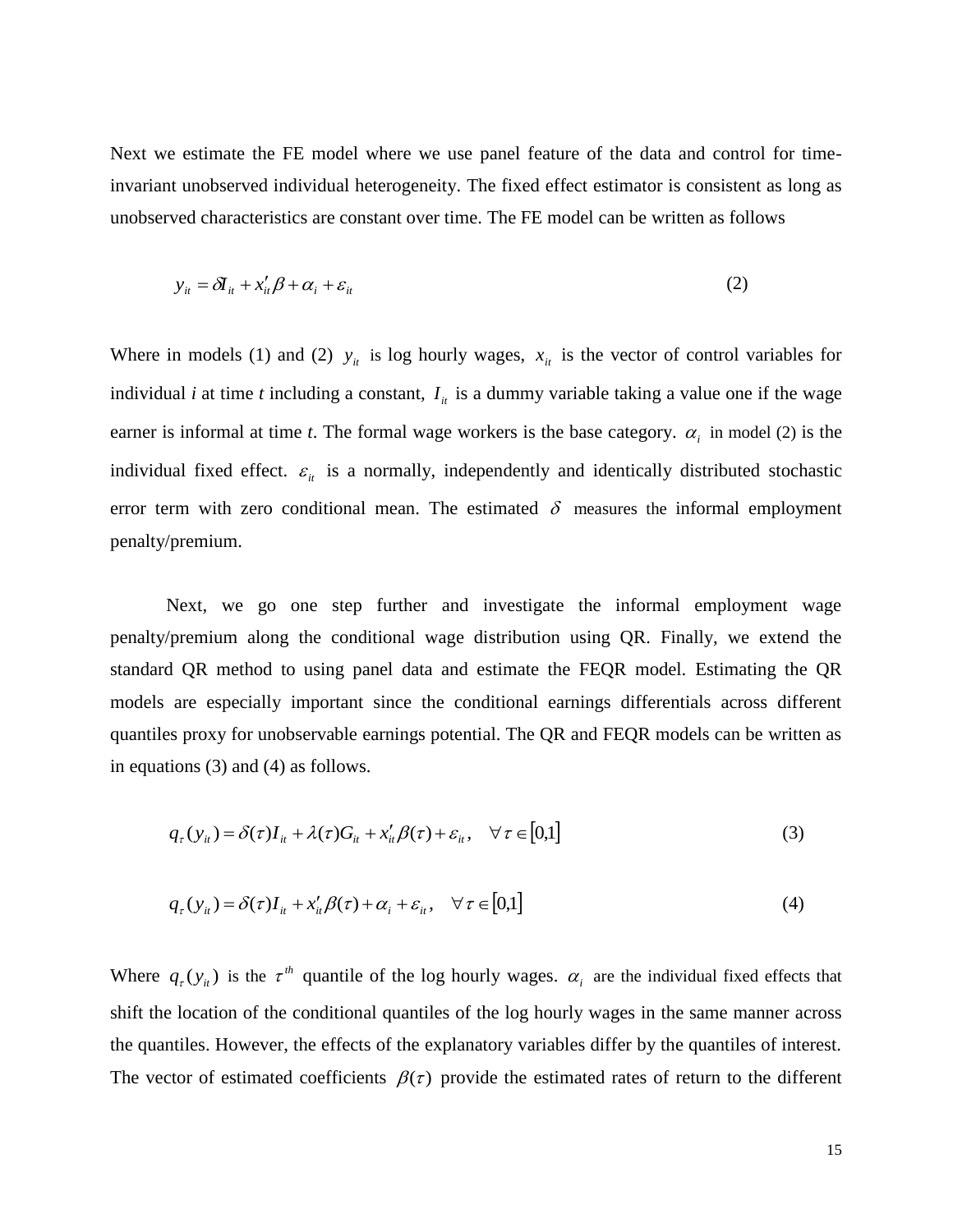Next we estimate the FE model where we use panel feature of the data and control for time-invariant unobserved individual heterogeneity. The fixed effect estimator is consistent as long as unobserved characteristics are constant over time. The FE model can be written as follows

$$y_{it} = \delta I_{it} + x_{it}'\beta + \alpha_i + \varepsilon_{it} \tag{2}$$

Where in models (1) and (2) $y_{it}$ is log hourly wages, $x_{it}$ is the vector of control variables for individual *i* at time *t* including a constant, $I_{it}$ is a dummy variable taking a value one if the wage earner is informal at time *t*. The formal wage workers is the base category. $\alpha_i$ in model (2) is the individual fixed effect. $\varepsilon_{it}$ is a normally, independently and identically distributed stochastic error term with zero conditional mean. The estimated $\delta$ measures the informal employment penalty/premium.

Next, we go one step further and investigate the informal employment wage penalty/premium along the conditional wage distribution using QR. Finally, we extend the standard QR method to using panel data and estimate the FEQR model. Estimating the QR models are especially important since the conditional earnings differentials across different quantiles proxy for unobservable earnings potential. The QR and FEQR models can be written as in equations (3) and (4) as follows.

$$q_\tau(y_{it}) = \delta(\tau) I_{it} + \lambda(\tau) G_{it} + x_{it}'\beta(\tau) + \varepsilon_{it}, \quad \forall \tau \in [0,1] \tag{3}$$

$$q_\tau(y_{it}) = \delta(\tau) I_{it} + x_{it}'\beta(\tau) + \alpha_i + \varepsilon_{it}, \quad \forall \tau \in [0,1] \tag{4}$$

Where $q_\tau(y_{it})$ is the $\tau^{th}$ quantile of the log hourly wages. $\alpha_i$ are the individual fixed effects that shift the location of the conditional quantiles of the log hourly wages in the same manner across the quantiles. However, the effects of the explanatory variables differ by the quantiles of interest. The vector of estimated coefficients $\beta(\tau)$ provide the estimated rates of return to the different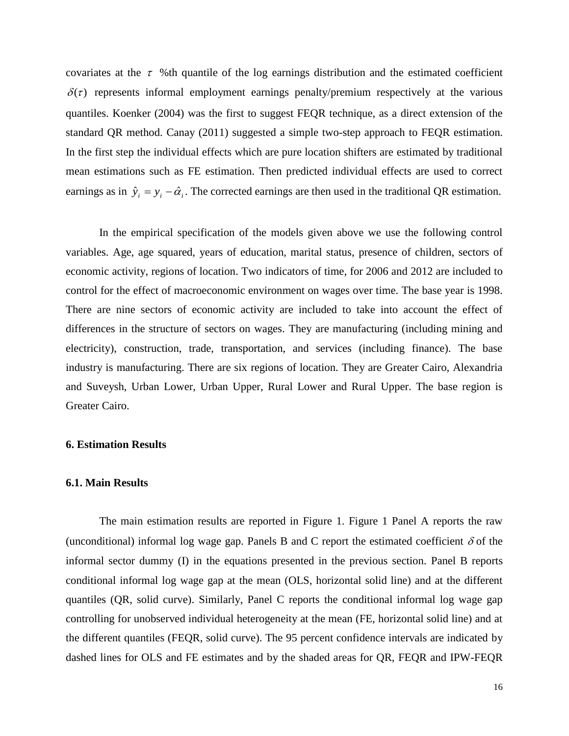covariates at the $\tau$ %th quantile of the log earnings distribution and the estimated coefficient $\delta(\tau)$ represents informal employment earnings penalty/premium respectively at the various quantiles. Koenker (2004) was the first to suggest FEQR technique, as a direct extension of the standard QR method. Canay (2011) suggested a simple two-step approach to FEQR estimation. In the first step the individual effects which are pure location shifters are estimated by traditional mean estimations such as FE estimation. Then predicted individual effects are used to correct earnings as in $\hat{y}_i = y_i - \hat{\alpha}_i$. The corrected earnings are then used in the traditional QR estimation.

In the empirical specification of the models given above we use the following control variables. Age, age squared, years of education, marital status, presence of children, sectors of economic activity, regions of location. Two indicators of time, for 2006 and 2012 are included to control for the effect of macroeconomic environment on wages over time. The base year is 1998. There are nine sectors of economic activity are included to take into account the effect of differences in the structure of sectors on wages. They are manufacturing (including mining and electricity), construction, trade, transportation, and services (including finance). The base industry is manufacturing. There are six regions of location. They are Greater Cairo, Alexandria and Suveysh, Urban Lower, Urban Upper, Rural Lower and Rural Upper. The base region is Greater Cairo.

## 6. Estimation Results

### 6.1. Main Results

The main estimation results are reported in Figure 1. Figure 1 Panel A reports the raw (unconditional) informal log wage gap. Panels B and C report the estimated coefficient $\delta$ of the informal sector dummy (I) in the equations presented in the previous section. Panel B reports conditional informal log wage gap at the mean (OLS, horizontal solid line) and at the different quantiles (QR, solid curve). Similarly, Panel C reports the conditional informal log wage gap controlling for unobserved individual heterogeneity at the mean (FE, horizontal solid line) and at the different quantiles (FEQR, solid curve). The 95 percent confidence intervals are indicated by dashed lines for OLS and FE estimates and by the shaded areas for QR, FEQR and IPW-FEQR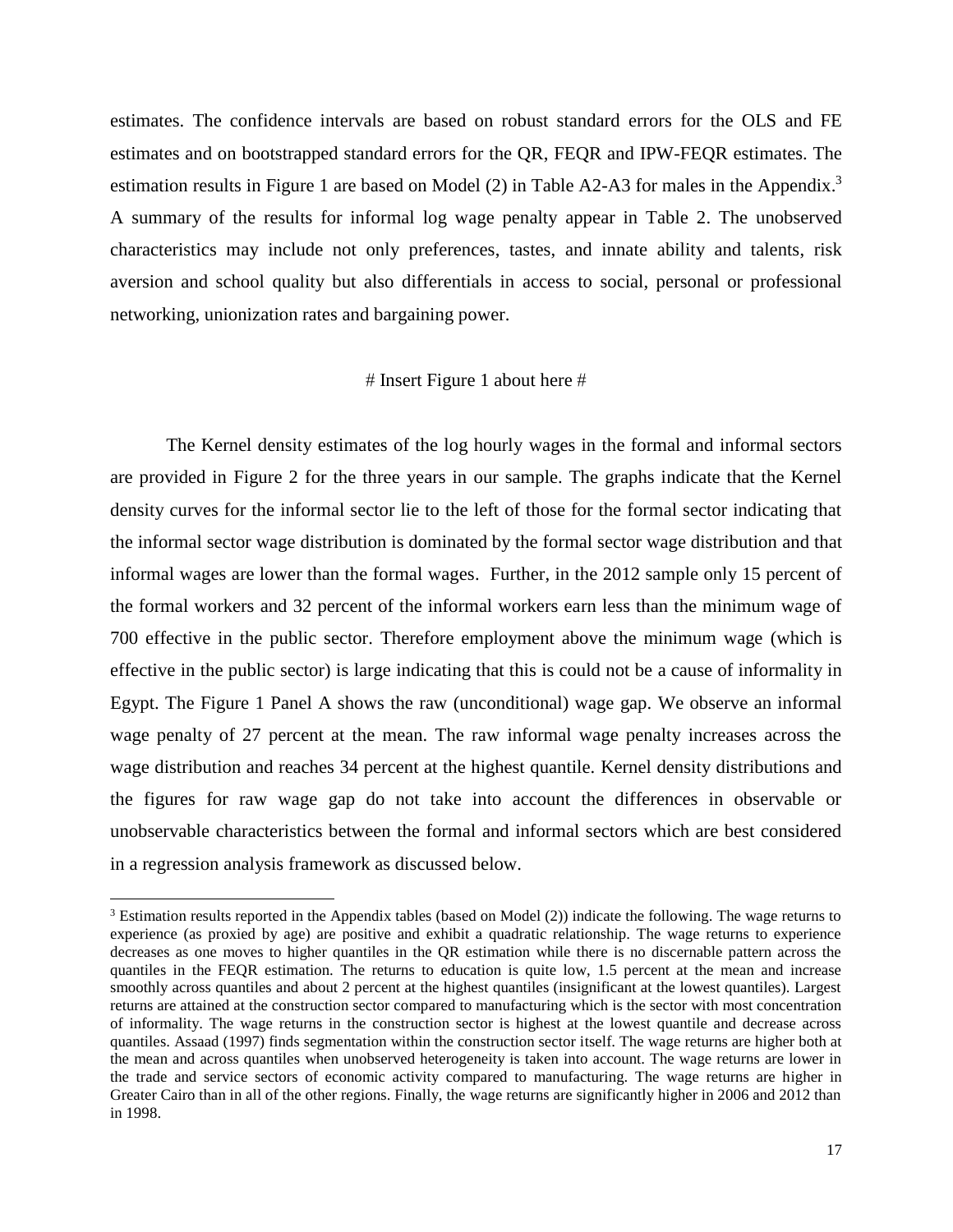estimates. The confidence intervals are based on robust standard errors for the OLS and FE estimates and on bootstrapped standard errors for the QR, FEQR and IPW-FEQR estimates. The estimation results in Figure 1 are based on Model (2) in Table A2-A3 for males in the Appendix.[3] A summary of the results for informal log wage penalty appear in Table 2. The unobserved characteristics may include not only preferences, tastes, and innate ability and talents, risk aversion and school quality but also differentials in access to social, personal or professional networking, unionization rates and bargaining power.

# Insert Figure 1 about here #

The Kernel density estimates of the log hourly wages in the formal and informal sectors are provided in Figure 2 for the three years in our sample. The graphs indicate that the Kernel density curves for the informal sector lie to the left of those for the formal sector indicating that the informal sector wage distribution is dominated by the formal sector wage distribution and that informal wages are lower than the formal wages. Further, in the 2012 sample only 15 percent of the formal workers and 32 percent of the informal workers earn less than the minimum wage of 700 effective in the public sector. Therefore employment above the minimum wage (which is effective in the public sector) is large indicating that this is could not be a cause of informality in Egypt. The Figure 1 Panel A shows the raw (unconditional) wage gap. We observe an informal wage penalty of 27 percent at the mean. The raw informal wage penalty increases across the wage distribution and reaches 34 percent at the highest quantile. Kernel density distributions and the figures for raw wage gap do not take into account the differences in observable or unobservable characteristics between the formal and informal sectors which are best considered in a regression analysis framework as discussed below.

[3] Estimation results reported in the Appendix tables (based on Model (2)) indicate the following. The wage returns to experience (as proxied by age) are positive and exhibit a quadratic relationship. The wage returns to experience decreases as one moves to higher quantiles in the QR estimation while there is no discernable pattern across the quantiles in the FEQR estimation. The returns to education is quite low, 1.5 percent at the mean and increase smoothly across quantiles and about 2 percent at the highest quantiles (insignificant at the lowest quantiles). Largest returns are attained at the construction sector compared to manufacturing which is the sector with most concentration of informality. The wage returns in the construction sector is highest at the lowest quantile and decrease across quantiles. Assaad (1997) finds segmentation within the construction sector itself. The wage returns are higher both at the mean and across quantiles when unobserved heterogeneity is taken into account. The wage returns are lower in the trade and service sectors of economic activity compared to manufacturing. The wage returns are higher in Greater Cairo than in all of the other regions. Finally, the wage returns are significantly higher in 2006 and 2012 than in 1998.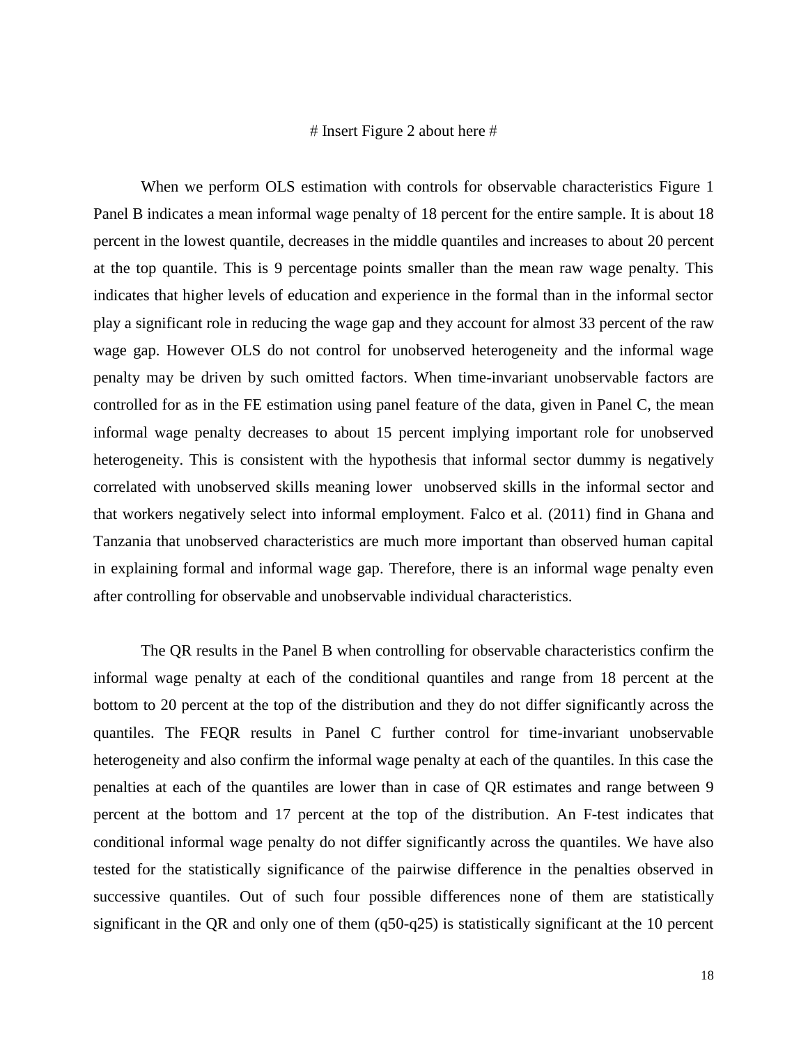# Insert Figure 2 about here #

When we perform OLS estimation with controls for observable characteristics Figure 1 Panel B indicates a mean informal wage penalty of 18 percent for the entire sample. It is about 18 percent in the lowest quantile, decreases in the middle quantiles and increases to about 20 percent at the top quantile. This is 9 percentage points smaller than the mean raw wage penalty. This indicates that higher levels of education and experience in the formal than in the informal sector play a significant role in reducing the wage gap and they account for almost 33 percent of the raw wage gap. However OLS do not control for unobserved heterogeneity and the informal wage penalty may be driven by such omitted factors. When time-invariant unobservable factors are controlled for as in the FE estimation using panel feature of the data, given in Panel C, the mean informal wage penalty decreases to about 15 percent implying important role for unobserved heterogeneity. This is consistent with the hypothesis that informal sector dummy is negatively correlated with unobserved skills meaning lower unobserved skills in the informal sector and that workers negatively select into informal employment. Falco et al. (2011) find in Ghana and Tanzania that unobserved characteristics are much more important than observed human capital in explaining formal and informal wage gap. Therefore, there is an informal wage penalty even after controlling for observable and unobservable individual characteristics.

The QR results in the Panel B when controlling for observable characteristics confirm the informal wage penalty at each of the conditional quantiles and range from 18 percent at the bottom to 20 percent at the top of the distribution and they do not differ significantly across the quantiles. The FEQR results in Panel C further control for time-invariant unobservable heterogeneity and also confirm the informal wage penalty at each of the quantiles. In this case the penalties at each of the quantiles are lower than in case of QR estimates and range between 9 percent at the bottom and 17 percent at the top of the distribution. An F-test indicates that conditional informal wage penalty do not differ significantly across the quantiles. We have also tested for the statistically significance of the pairwise difference in the penalties observed in successive quantiles. Out of such four possible differences none of them are statistically significant in the QR and only one of them (q50-q25) is statistically significant at the 10 percent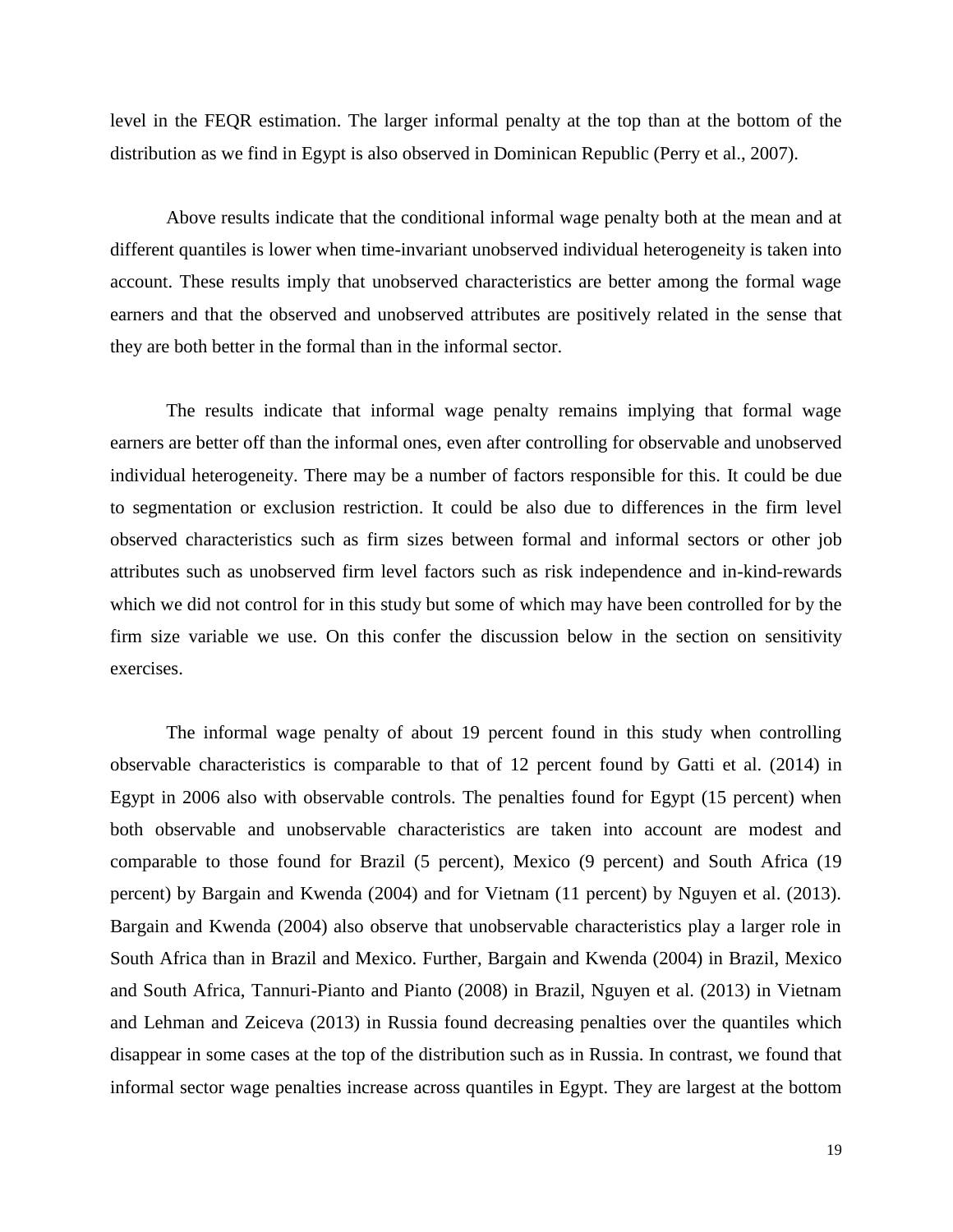level in the FEQR estimation. The larger informal penalty at the top than at the bottom of the distribution as we find in Egypt is also observed in Dominican Republic (Perry et al., 2007).

Above results indicate that the conditional informal wage penalty both at the mean and at different quantiles is lower when time-invariant unobserved individual heterogeneity is taken into account. These results imply that unobserved characteristics are better among the formal wage earners and that the observed and unobserved attributes are positively related in the sense that they are both better in the formal than in the informal sector.

The results indicate that informal wage penalty remains implying that formal wage earners are better off than the informal ones, even after controlling for observable and unobserved individual heterogeneity. There may be a number of factors responsible for this. It could be due to segmentation or exclusion restriction. It could be also due to differences in the firm level observed characteristics such as firm sizes between formal and informal sectors or other job attributes such as unobserved firm level factors such as risk independence and in-kind-rewards which we did not control for in this study but some of which may have been controlled for by the firm size variable we use. On this confer the discussion below in the section on sensitivity exercises.

The informal wage penalty of about 19 percent found in this study when controlling observable characteristics is comparable to that of 12 percent found by Gatti et al. (2014) in Egypt in 2006 also with observable controls. The penalties found for Egypt (15 percent) when both observable and unobservable characteristics are taken into account are modest and comparable to those found for Brazil (5 percent), Mexico (9 percent) and South Africa (19 percent) by Bargain and Kwenda (2004) and for Vietnam (11 percent) by Nguyen et al. (2013). Bargain and Kwenda (2004) also observe that unobservable characteristics play a larger role in South Africa than in Brazil and Mexico. Further, Bargain and Kwenda (2004) in Brazil, Mexico and South Africa, Tannuri-Pianto and Pianto (2008) in Brazil, Nguyen et al. (2013) in Vietnam and Lehman and Zeiceva (2013) in Russia found decreasing penalties over the quantiles which disappear in some cases at the top of the distribution such as in Russia. In contrast, we found that informal sector wage penalties increase across quantiles in Egypt. They are largest at the bottom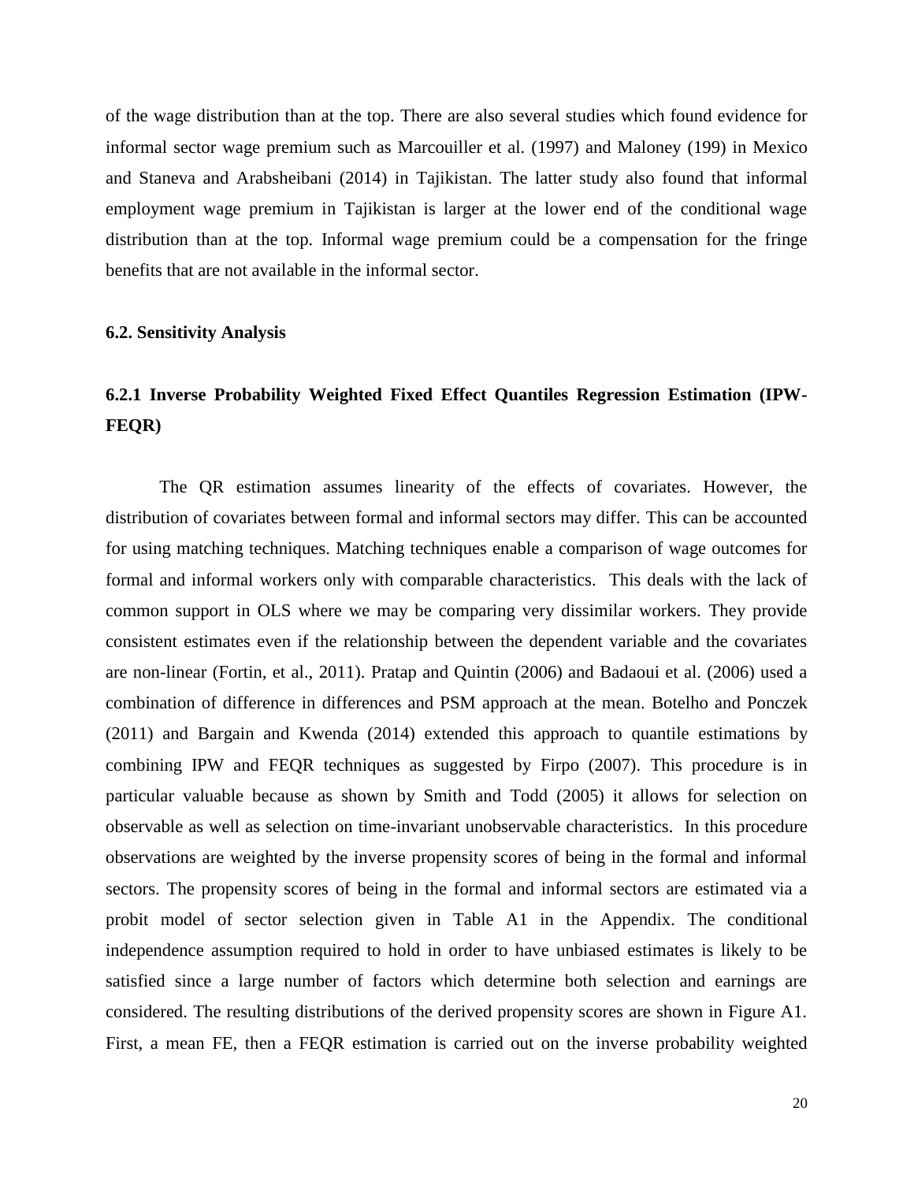of the wage distribution than at the top. There are also several studies which found evidence for informal sector wage premium such as Marcouiller et al. (1997) and Maloney (199) in Mexico and Staneva and Arabsheibani (2014) in Tajikistan. The latter study also found that informal employment wage premium in Tajikistan is larger at the lower end of the conditional wage distribution than at the top. Informal wage premium could be a compensation for the fringe benefits that are not available in the informal sector.

## 6.2. Sensitivity Analysis

### 6.2.1 Inverse Probability Weighted Fixed Effect Quantiles Regression Estimation (IPW-FEQR)

The QR estimation assumes linearity of the effects of covariates. However, the distribution of covariates between formal and informal sectors may differ. This can be accounted for using matching techniques. Matching techniques enable a comparison of wage outcomes for formal and informal workers only with comparable characteristics. This deals with the lack of common support in OLS where we may be comparing very dissimilar workers. They provide consistent estimates even if the relationship between the dependent variable and the covariates are non-linear (Fortin, et al., 2011). Pratap and Quintin (2006) and Badaoui et al. (2006) used a combination of difference in differences and PSM approach at the mean. Botelho and Ponczek (2011) and Bargain and Kwenda (2014) extended this approach to quantile estimations by combining IPW and FEQR techniques as suggested by Firpo (2007). This procedure is in particular valuable because as shown by Smith and Todd (2005) it allows for selection on observable as well as selection on time-invariant unobservable characteristics. In this procedure observations are weighted by the inverse propensity scores of being in the formal and informal sectors. The propensity scores of being in the formal and informal sectors are estimated via a probit model of sector selection given in Table A1 in the Appendix. The conditional independence assumption required to hold in order to have unbiased estimates is likely to be satisfied since a large number of factors which determine both selection and earnings are considered. The resulting distributions of the derived propensity scores are shown in Figure A1. First, a mean FE, then a FEQR estimation is carried out on the inverse probability weighted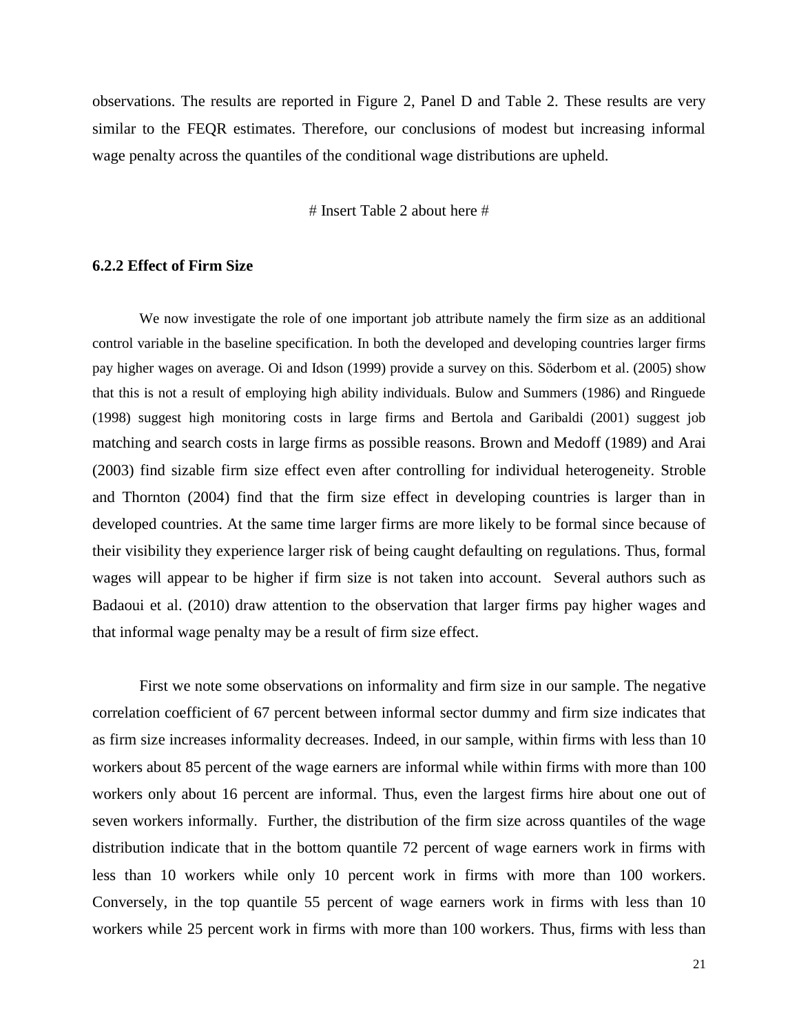observations. The results are reported in Figure 2, Panel D and Table 2. These results are very similar to the FEQR estimates. Therefore, our conclusions of modest but increasing informal wage penalty across the quantiles of the conditional wage distributions are upheld.

# Insert Table 2 about here #

### 6.2.2 Effect of Firm Size

We now investigate the role of one important job attribute namely the firm size as an additional control variable in the baseline specification. In both the developed and developing countries larger firms pay higher wages on average. Oi and Idson (1999) provide a survey on this. Söderbom et al. (2005) show that this is not a result of employing high ability individuals. Bulow and Summers (1986) and Ringuede (1998) suggest high monitoring costs in large firms and Bertola and Garibaldi (2001) suggest job matching and search costs in large firms as possible reasons. Brown and Medoff (1989) and Arai (2003) find sizable firm size effect even after controlling for individual heterogeneity. Stroble and Thornton (2004) find that the firm size effect in developing countries is larger than in developed countries. At the same time larger firms are more likely to be formal since because of their visibility they experience larger risk of being caught defaulting on regulations. Thus, formal wages will appear to be higher if firm size is not taken into account. Several authors such as Badaoui et al. (2010) draw attention to the observation that larger firms pay higher wages and that informal wage penalty may be a result of firm size effect.

First we note some observations on informality and firm size in our sample. The negative correlation coefficient of 67 percent between informal sector dummy and firm size indicates that as firm size increases informality decreases. Indeed, in our sample, within firms with less than 10 workers about 85 percent of the wage earners are informal while within firms with more than 100 workers only about 16 percent are informal. Thus, even the largest firms hire about one out of seven workers informally. Further, the distribution of the firm size across quantiles of the wage distribution indicate that in the bottom quantile 72 percent of wage earners work in firms with less than 10 workers while only 10 percent work in firms with more than 100 workers. Conversely, in the top quantile 55 percent of wage earners work in firms with less than 10 workers while 25 percent work in firms with more than 100 workers. Thus, firms with less than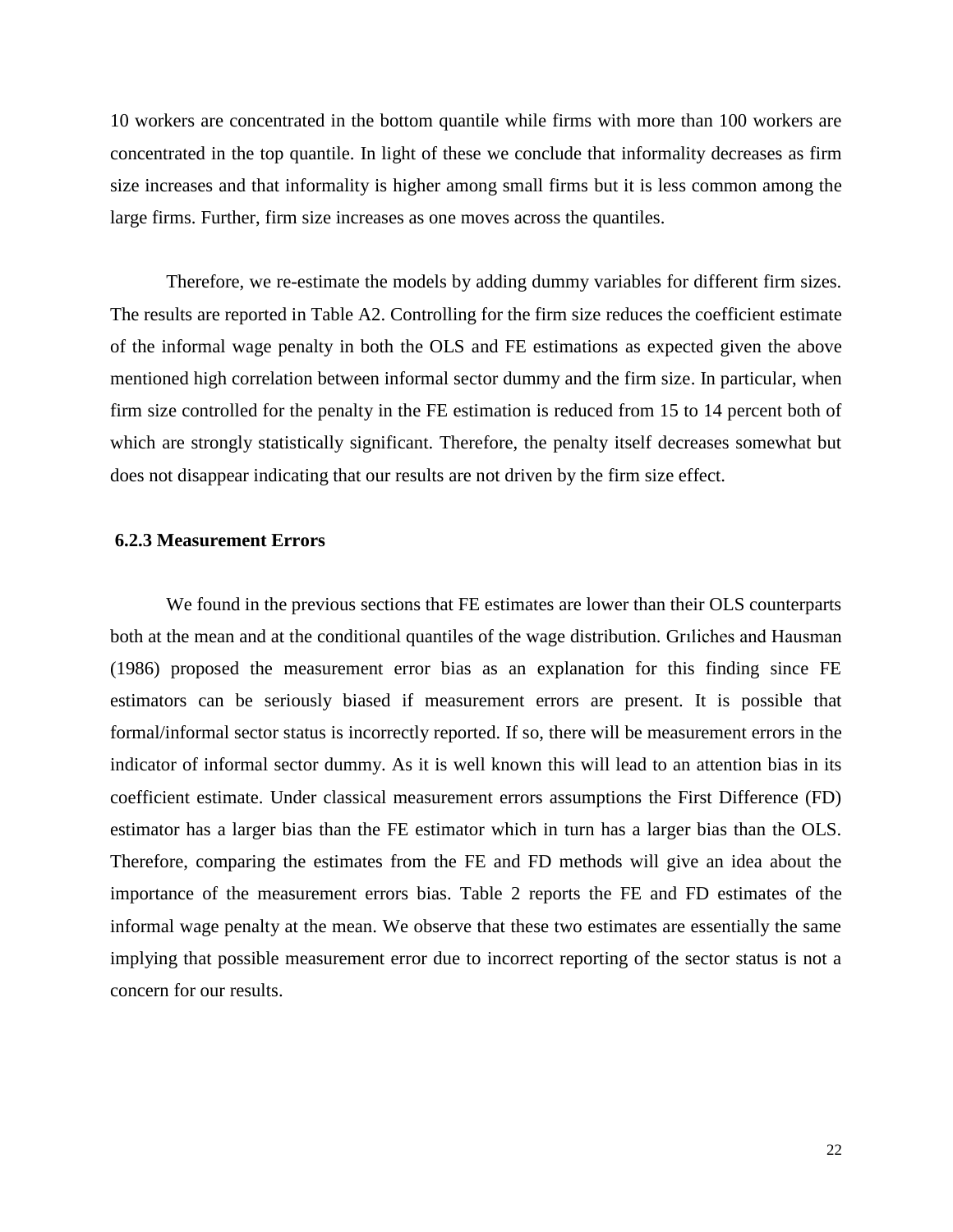10 workers are concentrated in the bottom quantile while firms with more than 100 workers are concentrated in the top quantile. In light of these we conclude that informality decreases as firm size increases and that informality is higher among small firms but it is less common among the large firms. Further, firm size increases as one moves across the quantiles.

Therefore, we re-estimate the models by adding dummy variables for different firm sizes. The results are reported in Table A2. Controlling for the firm size reduces the coefficient estimate of the informal wage penalty in both the OLS and FE estimations as expected given the above mentioned high correlation between informal sector dummy and the firm size. In particular, when firm size controlled for the penalty in the FE estimation is reduced from 15 to 14 percent both of which are strongly statistically significant. Therefore, the penalty itself decreases somewhat but does not disappear indicating that our results are not driven by the firm size effect.

### 6.2.3 Measurement Errors

We found in the previous sections that FE estimates are lower than their OLS counterparts both at the mean and at the conditional quantiles of the wage distribution. Grıliches and Hausman (1986) proposed the measurement error bias as an explanation for this finding since FE estimators can be seriously biased if measurement errors are present. It is possible that formal/informal sector status is incorrectly reported. If so, there will be measurement errors in the indicator of informal sector dummy. As it is well known this will lead to an attention bias in its coefficient estimate. Under classical measurement errors assumptions the First Difference (FD) estimator has a larger bias than the FE estimator which in turn has a larger bias than the OLS. Therefore, comparing the estimates from the FE and FD methods will give an idea about the importance of the measurement errors bias. Table 2 reports the FE and FD estimates of the informal wage penalty at the mean. We observe that these two estimates are essentially the same implying that possible measurement error due to incorrect reporting of the sector status is not a concern for our results.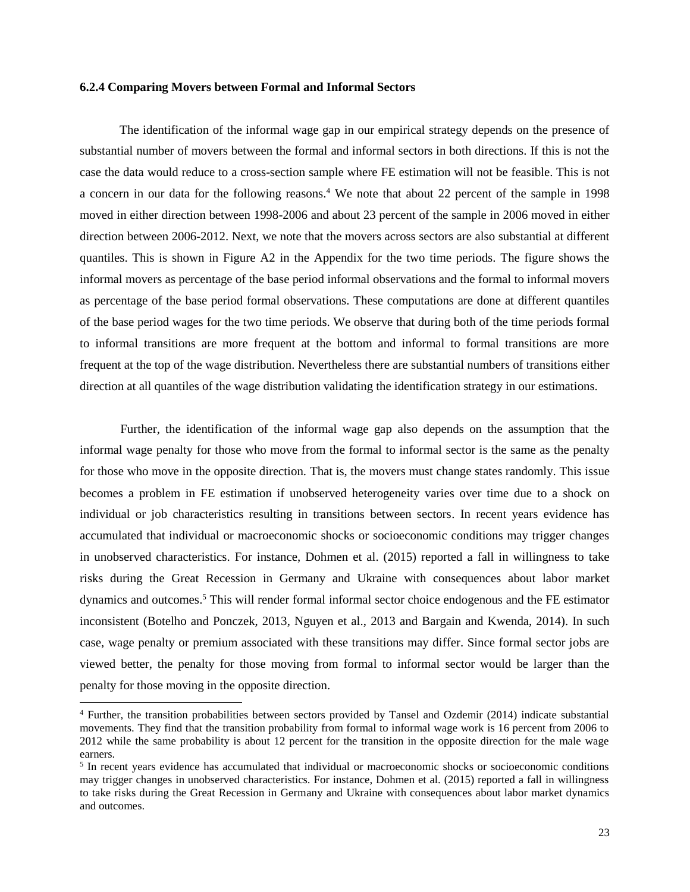### 6.2.4 Comparing Movers between Formal and Informal Sectors

The identification of the informal wage gap in our empirical strategy depends on the presence of substantial number of movers between the formal and informal sectors in both directions. If this is not the case the data would reduce to a cross-section sample where FE estimation will not be feasible. This is not a concern in our data for the following reasons.[4] We note that about 22 percent of the sample in 1998 moved in either direction between 1998-2006 and about 23 percent of the sample in 2006 moved in either direction between 2006-2012. Next, we note that the movers across sectors are also substantial at different quantiles. This is shown in Figure A2 in the Appendix for the two time periods. The figure shows the informal movers as percentage of the base period informal observations and the formal to informal movers as percentage of the base period formal observations. These computations are done at different quantiles of the base period wages for the two time periods. We observe that during both of the time periods formal to informal transitions are more frequent at the bottom and informal to formal transitions are more frequent at the top of the wage distribution. Nevertheless there are substantial numbers of transitions either direction at all quantiles of the wage distribution validating the identification strategy in our estimations.

Further, the identification of the informal wage gap also depends on the assumption that the informal wage penalty for those who move from the formal to informal sector is the same as the penalty for those who move in the opposite direction. That is, the movers must change states randomly. This issue becomes a problem in FE estimation if unobserved heterogeneity varies over time due to a shock on individual or job characteristics resulting in transitions between sectors. In recent years evidence has accumulated that individual or macroeconomic shocks or socioeconomic conditions may trigger changes in unobserved characteristics. For instance, Dohmen et al. (2015) reported a fall in willingness to take risks during the Great Recession in Germany and Ukraine with consequences about labor market dynamics and outcomes.[5] This will render formal informal sector choice endogenous and the FE estimator inconsistent (Botelho and Ponczek, 2013, Nguyen et al., 2013 and Bargain and Kwenda, 2014). In such case, wage penalty or premium associated with these transitions may differ. Since formal sector jobs are viewed better, the penalty for those moving from formal to informal sector would be larger than the penalty for those moving in the opposite direction.

---

[4] Further, the transition probabilities between sectors provided by Tansel and Ozdemir (2014) indicate substantial movements. They find that the transition probability from formal to informal wage work is 16 percent from 2006 to 2012 while the same probability is about 12 percent for the transition in the opposite direction for the male wage earners.

[5] In recent years evidence has accumulated that individual or macroeconomic shocks or socioeconomic conditions may trigger changes in unobserved characteristics. For instance, Dohmen et al. (2015) reported a fall in willingness to take risks during the Great Recession in Germany and Ukraine with consequences about labor market dynamics and outcomes.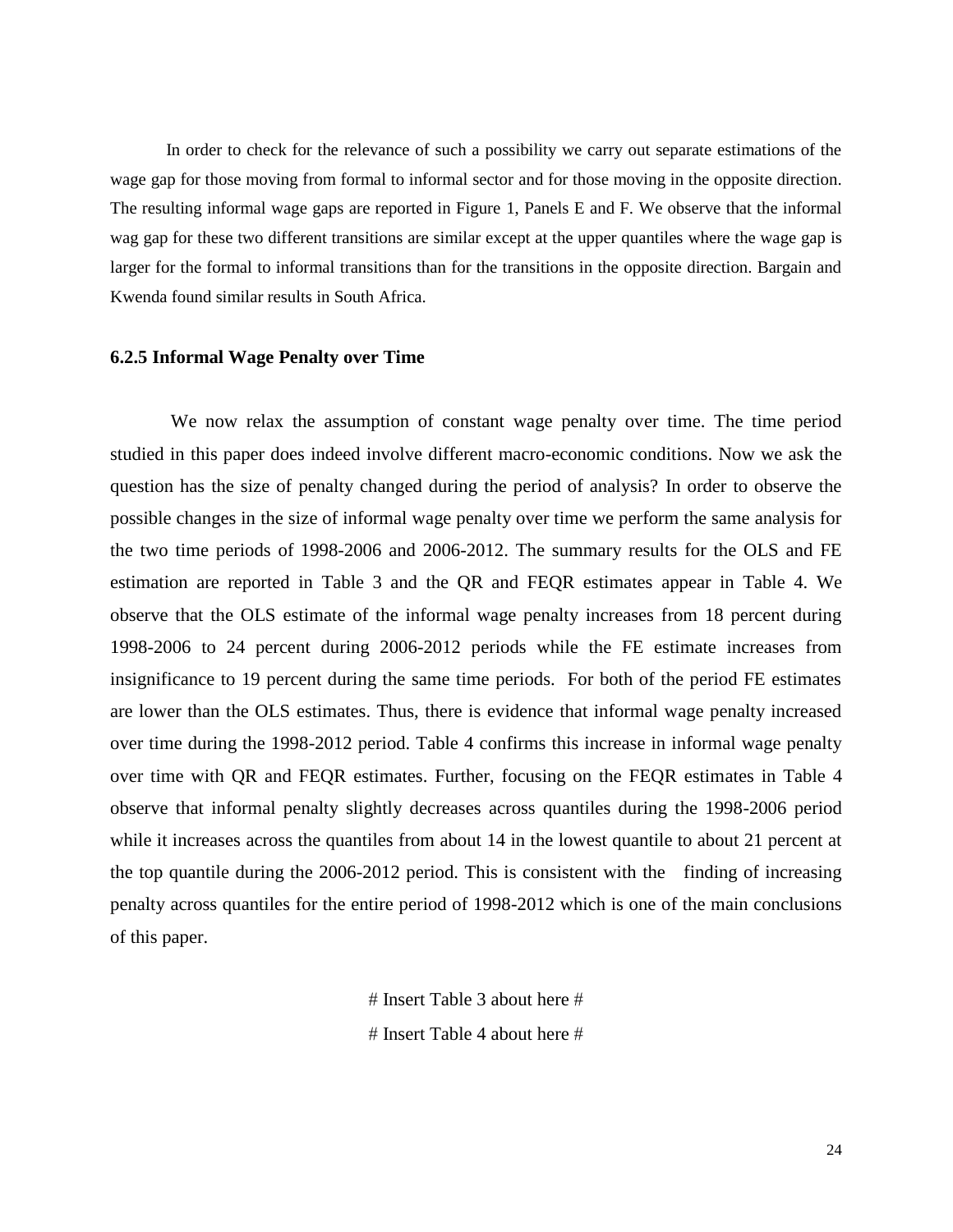In order to check for the relevance of such a possibility we carry out separate estimations of the wage gap for those moving from formal to informal sector and for those moving in the opposite direction. The resulting informal wage gaps are reported in Figure 1, Panels E and F. We observe that the informal wag gap for these two different transitions are similar except at the upper quantiles where the wage gap is larger for the formal to informal transitions than for the transitions in the opposite direction. Bargain and Kwenda found similar results in South Africa.

### 6.2.5 Informal Wage Penalty over Time

We now relax the assumption of constant wage penalty over time. The time period studied in this paper does indeed involve different macro-economic conditions. Now we ask the question has the size of penalty changed during the period of analysis? In order to observe the possible changes in the size of informal wage penalty over time we perform the same analysis for the two time periods of 1998-2006 and 2006-2012. The summary results for the OLS and FE estimation are reported in Table 3 and the QR and FEQR estimates appear in Table 4. We observe that the OLS estimate of the informal wage penalty increases from 18 percent during 1998-2006 to 24 percent during 2006-2012 periods while the FE estimate increases from insignificance to 19 percent during the same time periods. For both of the period FE estimates are lower than the OLS estimates. Thus, there is evidence that informal wage penalty increased over time during the 1998-2012 period. Table 4 confirms this increase in informal wage penalty over time with QR and FEQR estimates. Further, focusing on the FEQR estimates in Table 4 observe that informal penalty slightly decreases across quantiles during the 1998-2006 period while it increases across the quantiles from about 14 in the lowest quantile to about 21 percent at the top quantile during the 2006-2012 period. This is consistent with the finding of increasing penalty across quantiles for the entire period of 1998-2012 which is one of the main conclusions of this paper.

# Insert Table 3 about here #

# Insert Table 4 about here #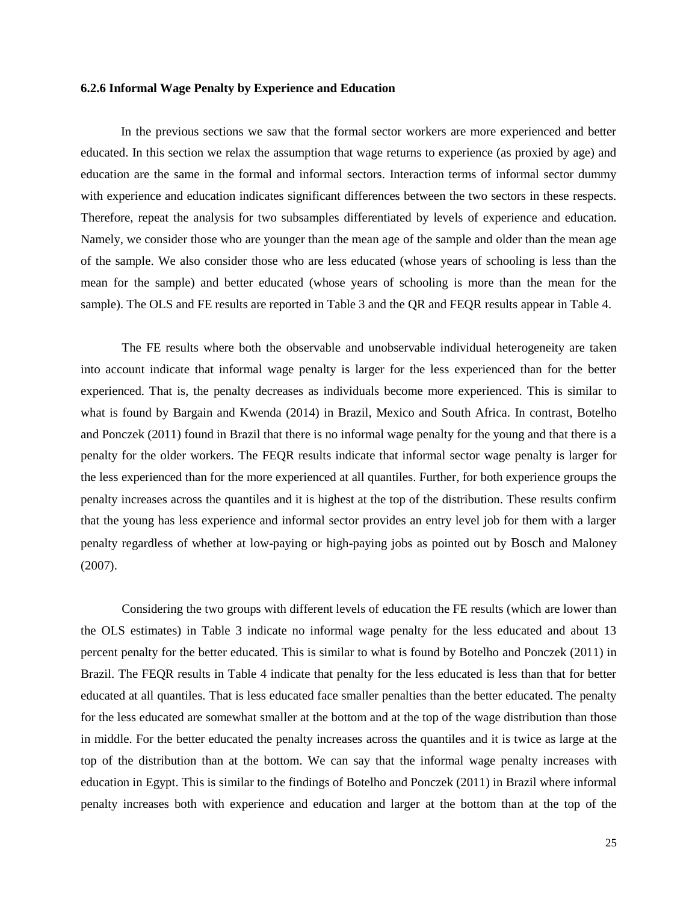### 6.2.6 Informal Wage Penalty by Experience and Education

In the previous sections we saw that the formal sector workers are more experienced and better educated. In this section we relax the assumption that wage returns to experience (as proxied by age) and education are the same in the formal and informal sectors. Interaction terms of informal sector dummy with experience and education indicates significant differences between the two sectors in these respects. Therefore, repeat the analysis for two subsamples differentiated by levels of experience and education. Namely, we consider those who are younger than the mean age of the sample and older than the mean age of the sample. We also consider those who are less educated (whose years of schooling is less than the mean for the sample) and better educated (whose years of schooling is more than the mean for the sample). The OLS and FE results are reported in Table 3 and the QR and FEQR results appear in Table 4.

The FE results where both the observable and unobservable individual heterogeneity are taken into account indicate that informal wage penalty is larger for the less experienced than for the better experienced. That is, the penalty decreases as individuals become more experienced. This is similar to what is found by Bargain and Kwenda (2014) in Brazil, Mexico and South Africa. In contrast, Botelho and Ponczek (2011) found in Brazil that there is no informal wage penalty for the young and that there is a penalty for the older workers. The FEQR results indicate that informal sector wage penalty is larger for the less experienced than for the more experienced at all quantiles. Further, for both experience groups the penalty increases across the quantiles and it is highest at the top of the distribution. These results confirm that the young has less experience and informal sector provides an entry level job for them with a larger penalty regardless of whether at low-paying or high-paying jobs as pointed out by Bosch and Maloney (2007).

Considering the two groups with different levels of education the FE results (which are lower than the OLS estimates) in Table 3 indicate no informal wage penalty for the less educated and about 13 percent penalty for the better educated. This is similar to what is found by Botelho and Ponczek (2011) in Brazil. The FEQR results in Table 4 indicate that penalty for the less educated is less than that for better educated at all quantiles. That is less educated face smaller penalties than the better educated. The penalty for the less educated are somewhat smaller at the bottom and at the top of the wage distribution than those in middle. For the better educated the penalty increases across the quantiles and it is twice as large at the top of the distribution than at the bottom. We can say that the informal wage penalty increases with education in Egypt. This is similar to the findings of Botelho and Ponczek (2011) in Brazil where informal penalty increases both with experience and education and larger at the bottom than at the top of the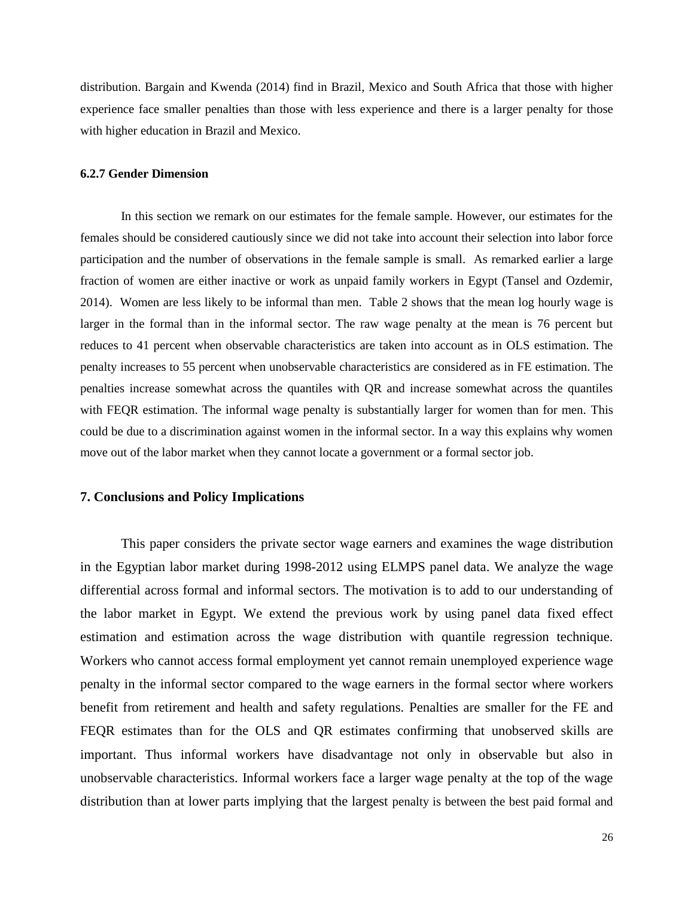distribution. Bargain and Kwenda (2014) find in Brazil, Mexico and South Africa that those with higher experience face smaller penalties than those with less experience and there is a larger penalty for those with higher education in Brazil and Mexico.

#### 6.2.7 Gender Dimension

In this section we remark on our estimates for the female sample. However, our estimates for the females should be considered cautiously since we did not take into account their selection into labor force participation and the number of observations in the female sample is small. As remarked earlier a large fraction of women are either inactive or work as unpaid family workers in Egypt (Tansel and Ozdemir, 2014). Women are less likely to be informal than men. Table 2 shows that the mean log hourly wage is larger in the formal than in the informal sector. The raw wage penalty at the mean is 76 percent but reduces to 41 percent when observable characteristics are taken into account as in OLS estimation. The penalty increases to 55 percent when unobservable characteristics are considered as in FE estimation. The penalties increase somewhat across the quantiles with QR and increase somewhat across the quantiles with FEQR estimation. The informal wage penalty is substantially larger for women than for men. This could be due to a discrimination against women in the informal sector. In a way this explains why women move out of the labor market when they cannot locate a government or a formal sector job.

## 7. Conclusions and Policy Implications

This paper considers the private sector wage earners and examines the wage distribution in the Egyptian labor market during 1998-2012 using ELMPS panel data. We analyze the wage differential across formal and informal sectors. The motivation is to add to our understanding of the labor market in Egypt. We extend the previous work by using panel data fixed effect estimation and estimation across the wage distribution with quantile regression technique. Workers who cannot access formal employment yet cannot remain unemployed experience wage penalty in the informal sector compared to the wage earners in the formal sector where workers benefit from retirement and health and safety regulations. Penalties are smaller for the FE and FEQR estimates than for the OLS and QR estimates confirming that unobserved skills are important. Thus informal workers have disadvantage not only in observable but also in unobservable characteristics. Informal workers face a larger wage penalty at the top of the wage distribution than at lower parts implying that the largest penalty is between the best paid formal and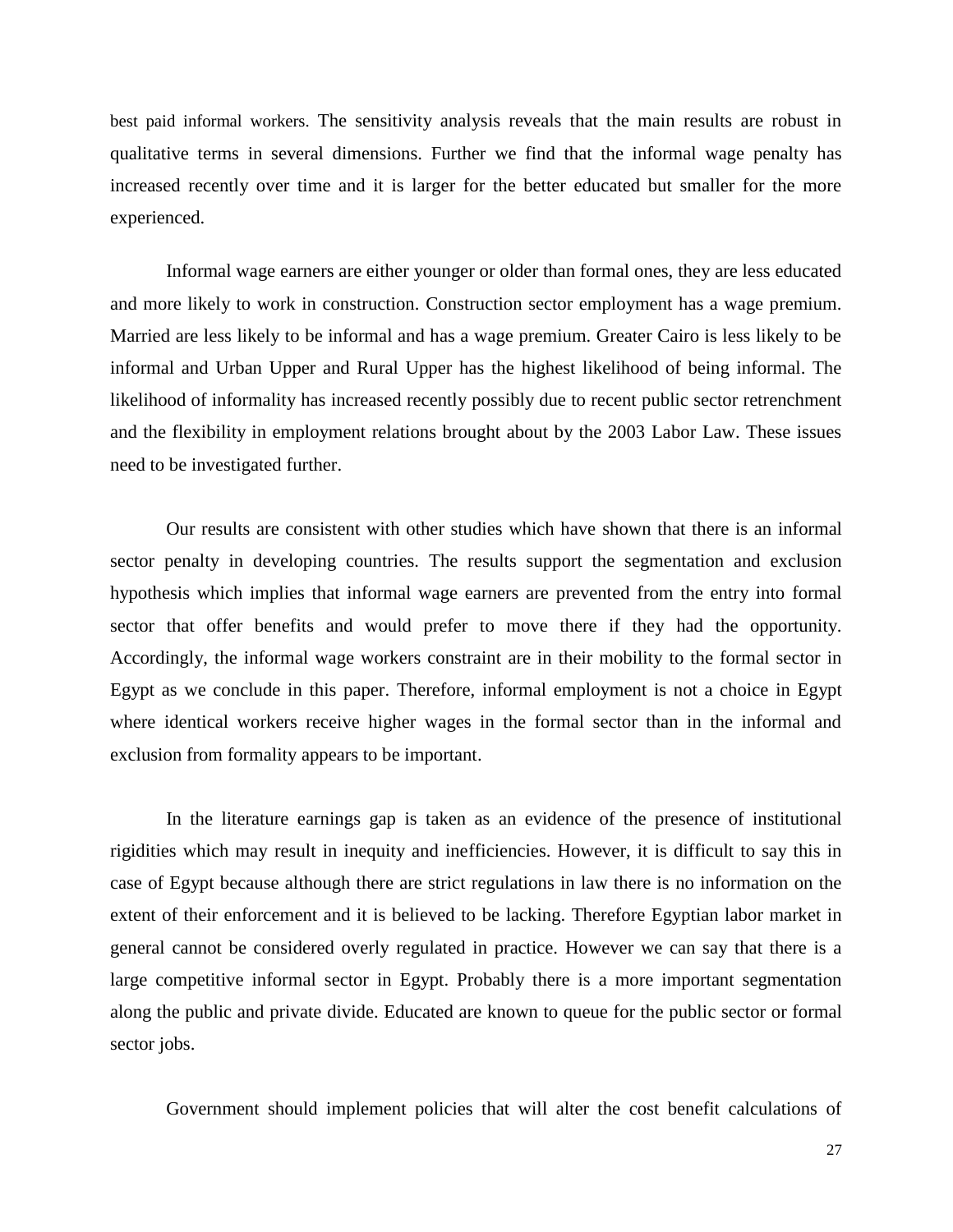best paid informal workers. The sensitivity analysis reveals that the main results are robust in qualitative terms in several dimensions. Further we find that the informal wage penalty has increased recently over time and it is larger for the better educated but smaller for the more experienced.

Informal wage earners are either younger or older than formal ones, they are less educated and more likely to work in construction. Construction sector employment has a wage premium. Married are less likely to be informal and has a wage premium. Greater Cairo is less likely to be informal and Urban Upper and Rural Upper has the highest likelihood of being informal. The likelihood of informality has increased recently possibly due to recent public sector retrenchment and the flexibility in employment relations brought about by the 2003 Labor Law. These issues need to be investigated further.

Our results are consistent with other studies which have shown that there is an informal sector penalty in developing countries. The results support the segmentation and exclusion hypothesis which implies that informal wage earners are prevented from the entry into formal sector that offer benefits and would prefer to move there if they had the opportunity. Accordingly, the informal wage workers constraint are in their mobility to the formal sector in Egypt as we conclude in this paper. Therefore, informal employment is not a choice in Egypt where identical workers receive higher wages in the formal sector than in the informal and exclusion from formality appears to be important.

In the literature earnings gap is taken as an evidence of the presence of institutional rigidities which may result in inequity and inefficiencies. However, it is difficult to say this in case of Egypt because although there are strict regulations in law there is no information on the extent of their enforcement and it is believed to be lacking. Therefore Egyptian labor market in general cannot be considered overly regulated in practice. However we can say that there is a large competitive informal sector in Egypt. Probably there is a more important segmentation along the public and private divide. Educated are known to queue for the public sector or formal sector jobs.

Government should implement policies that will alter the cost benefit calculations of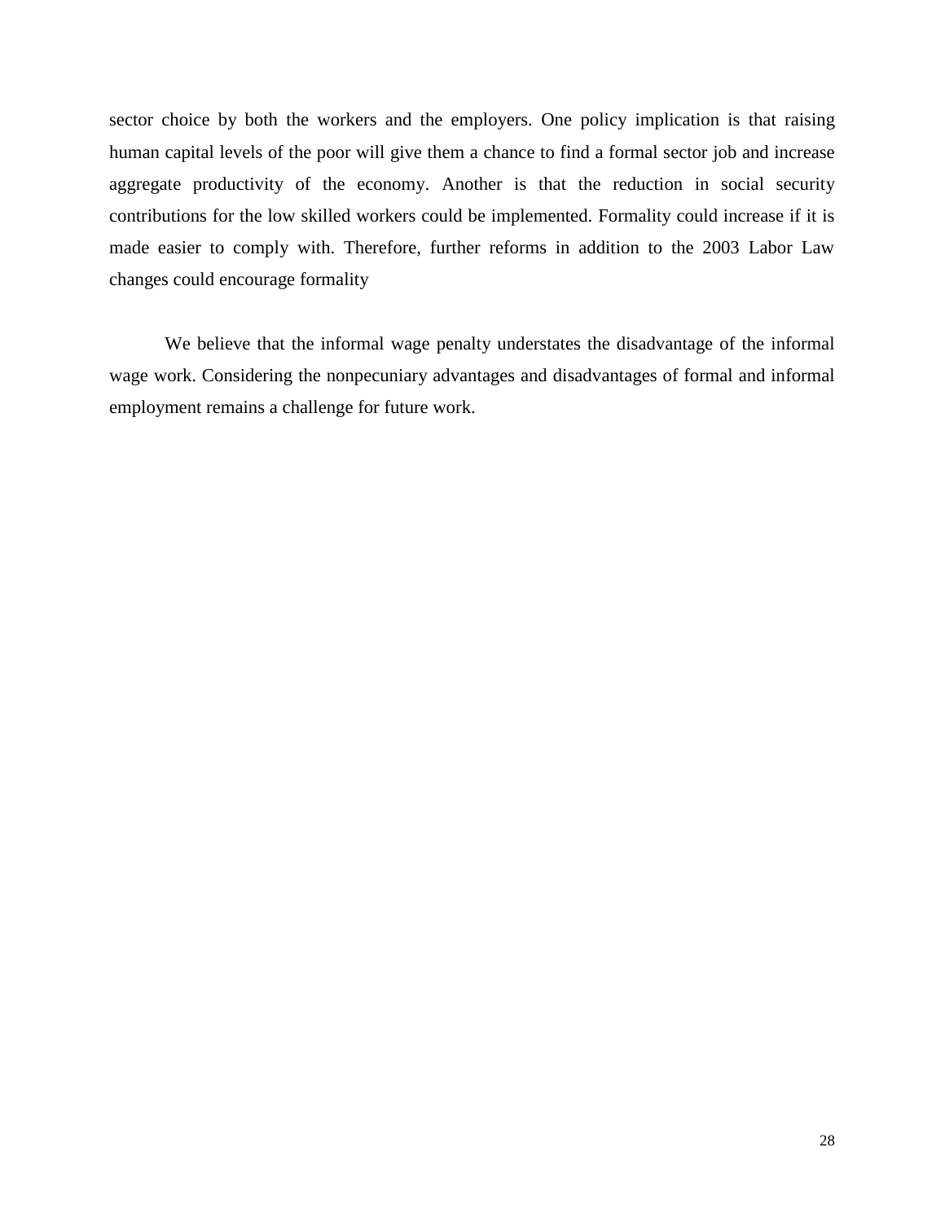sector choice by both the workers and the employers. One policy implication is that raising human capital levels of the poor will give them a chance to find a formal sector job and increase aggregate productivity of the economy. Another is that the reduction in social security contributions for the low skilled workers could be implemented. Formality could increase if it is made easier to comply with. Therefore, further reforms in addition to the 2003 Labor Law changes could encourage formality

We believe that the informal wage penalty understates the disadvantage of the informal wage work. Considering the nonpecuniary advantages and disadvantages of formal and informal employment remains a challenge for future work.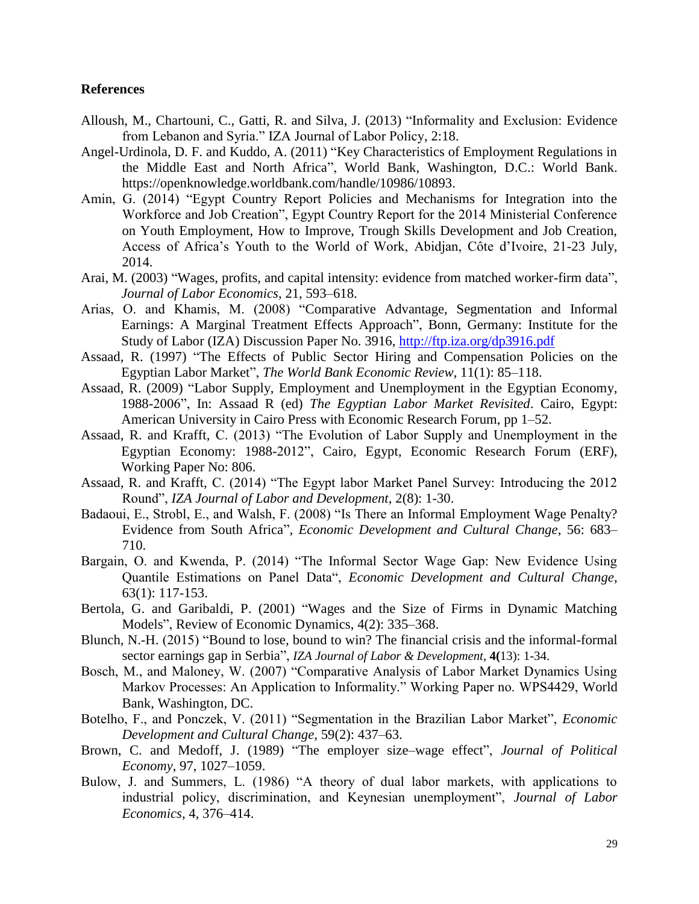## References

Alloush, M., Chartouni, C., Gatti, R. and Silva, J. (2013) "Informality and Exclusion: Evidence from Lebanon and Syria." IZA Journal of Labor Policy, 2:18.

Angel-Urdinola, D. F. and Kuddo, A. (2011) "Key Characteristics of Employment Regulations in the Middle East and North Africa", World Bank, Washington, D.C.: World Bank. https://openknowledge.worldbank.org/handle/10986/10893.

Amin, G. (2014) "Egypt Country Report Policies and Mechanisms for Integration into the Workforce and Job Creation", Egypt Country Report for the 2014 Ministerial Conference on Youth Employment, How to Improve, Trough Skills Development and Job Creation, Access of Africa's Youth to the World of Work, Abidjan, Côte d'Ivoire, 21-23 July, 2014.

Arai, M. (2003) "Wages, profits, and capital intensity: evidence from matched worker-firm data", *Journal of Labor Economics*, 21, 593–618.

Arias, O. and Khamis, M. (2008) "Comparative Advantage, Segmentation and Informal Earnings: A Marginal Treatment Effects Approach", Bonn, Germany: Institute for the Study of Labor (IZA) Discussion Paper No. 3916, http://ftp.iza.org/dp3916.pdf

Assaad, R. (1997) "The Effects of Public Sector Hiring and Compensation Policies on the Egyptian Labor Market", *The World Bank Economic Review*, 11(1): 85–118.

Assaad, R. (2009) "Labor Supply, Employment and Unemployment in the Egyptian Economy, 1988-2006", In: Assaad R (ed) *The Egyptian Labor Market Revisited*. Cairo, Egypt: American University in Cairo Press with Economic Research Forum, pp 1–52.

Assaad, R. and Krafft, C. (2013) "The Evolution of Labor Supply and Unemployment in the Egyptian Economy: 1988-2012", Cairo, Egypt, Economic Research Forum (ERF), Working Paper No: 806.

Assaad, R. and Krafft, C. (2014) "The Egypt labor Market Panel Survey: Introducing the 2012 Round", *IZA Journal of Labor and Development*, 2(8): 1-30.

Badaoui, E., Strobl, E., and Walsh, F. (2008) "Is There an Informal Employment Wage Penalty? Evidence from South Africa", *Economic Development and Cultural Change*, 56: 683–710.

Bargain, O. and Kwenda, P. (2014) "The Informal Sector Wage Gap: New Evidence Using Quantile Estimations on Panel Data", *Economic Development and Cultural Change*, 63(1): 117-153.

Bertola, G. and Garibaldi, P. (2001) "Wages and the Size of Firms in Dynamic Matching Models", Review of Economic Dynamics, 4(2): 335–368.

Blunch, N.-H. (2015) "Bound to lose, bound to win? The financial crisis and the informal-formal sector earnings gap in Serbia", *IZA Journal of Labor & Development*, **4(**13): 1-34.

Bosch, M., and Maloney, W. (2007) "Comparative Analysis of Labor Market Dynamics Using Markov Processes: An Application to Informality." Working Paper no. WPS4429, World Bank, Washington, DC.

Botelho, F., and Ponczek, V. (2011) "Segmentation in the Brazilian Labor Market", *Economic Development and Cultural Change,* 59(2): 437–63.

Brown, C. and Medoff, J. (1989) "The employer size–wage effect", *Journal of Political Economy*, 97, 1027–1059.

Bulow, J. and Summers, L. (1986) "A theory of dual labor markets, with applications to industrial policy, discrimination, and Keynesian unemployment", *Journal of Labor Economics*, 4, 376–414.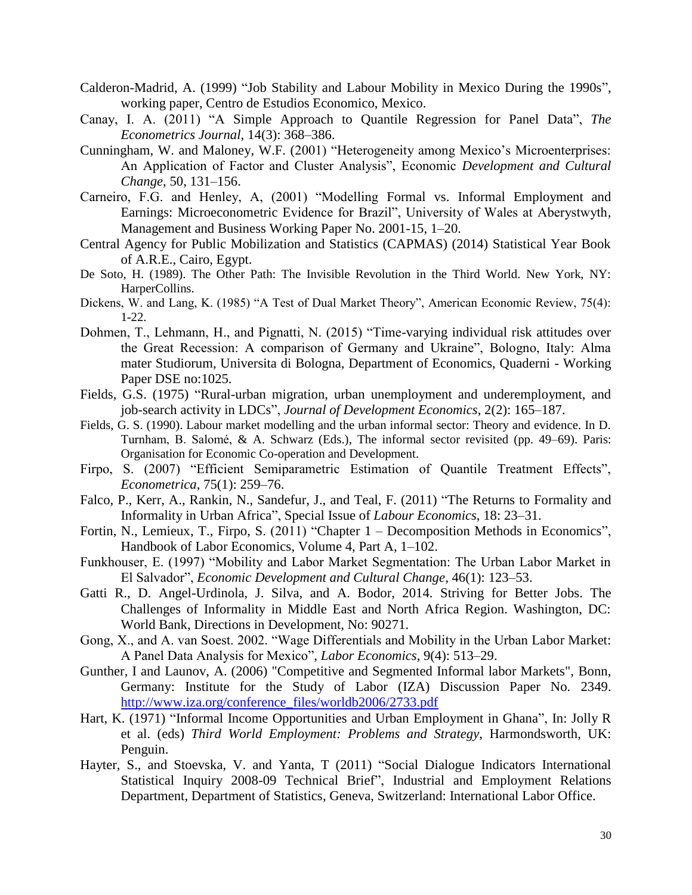Calderon-Madrid, A. (1999) "Job Stability and Labour Mobility in Mexico During the 1990s", working paper, Centro de Estudios Economico, Mexico.

Canay, I. A. (2011) "A Simple Approach to Quantile Regression for Panel Data", *The Econometrics Journal*, 14(3): 368–386.

Cunningham, W. and Maloney, W.F. (2001) "Heterogeneity among Mexico's Microenterprises: An Application of Factor and Cluster Analysis", Economic *Development and Cultural Change*, 50, 131–156.

Carneiro, F.G. and Henley, A, (2001) "Modelling Formal vs. Informal Employment and Earnings: Microeconometric Evidence for Brazil", University of Wales at Aberystwyth, Management and Business Working Paper No. 2001-15, 1–20.

Central Agency for Public Mobilization and Statistics (CAPMAS) (2014) Statistical Year Book of A.R.E., Cairo, Egypt.

De Soto, H. (1989). The Other Path: The Invisible Revolution in the Third World. New York, NY: HarperCollins.

Dickens, W. and Lang, K. (1985) "A Test of Dual Market Theory", American Economic Review, 75(4): 1-22.

Dohmen, T., Lehmann, H., and Pignatti, N. (2015) "Time-varying individual risk attitudes over the Great Recession: A comparison of Germany and Ukraine", Bologno, Italy: Alma mater Studiorum, Universita di Bologna, Department of Economics, Quaderni - Working Paper DSE no:1025.

Fields, G.S. (1975) "Rural-urban migration, urban unemployment and underemployment, and job-search activity in LDCs", *Journal of Development Economics*, 2(2): 165–187.

Fields, G. S. (1990). Labour market modelling and the urban informal sector: Theory and evidence. In D. Turnham, B. Salomé, & A. Schwarz (Eds.), The informal sector revisited (pp. 49–69). Paris: Organisation for Economic Co-operation and Development.

Firpo, S. (2007) "Efficient Semiparametric Estimation of Quantile Treatment Effects", *Econometrica*, 75(1): 259–76.

Falco, P., Kerr, A., Rankin, N., Sandefur, J., and Teal, F. (2011) "The Returns to Formality and Informality in Urban Africa", Special Issue of *Labour Economics*, 18: 23–31.

Fortin, N., Lemieux, T., Firpo, S. (2011) "Chapter 1 – Decomposition Methods in Economics", Handbook of Labor Economics, Volume 4, Part A, 1–102.

Funkhouser, E. (1997) "Mobility and Labor Market Segmentation: The Urban Labor Market in El Salvador", *Economic Development and Cultural Change*, 46(1): 123–53.

Gatti R., D. Angel-Urdinola, J. Silva, and A. Bodor, 2014. Striving for Better Jobs. The Challenges of Informality in Middle East and North Africa Region. Washington, DC: World Bank, Directions in Development, No: 90271.

Gong, X., and A. van Soest. 2002. "Wage Differentials and Mobility in the Urban Labor Market: A Panel Data Analysis for Mexico", *Labor Economics*, 9(4): 513–29.

Gunther, I and Launov, A. (2006) "Competitive and Segmented Informal labor Markets", Bonn, Germany: Institute for the Study of Labor (IZA) Discussion Paper No. 2349. http://www.iza.org/conference_files/worldb2006/2733.pdf

Hart, K. (1971) "Informal Income Opportunities and Urban Employment in Ghana", In: Jolly R et al. (eds) *Third World Employment: Problems and Strategy*, Harmondsworth, UK: Penguin.

Hayter, S., and Stoevska, V. and Yanta, T (2011) "Social Dialogue Indicators International Statistical Inquiry 2008-09 Technical Brief", Industrial and Employment Relations Department, Department of Statistics, Geneva, Switzerland: International Labor Office.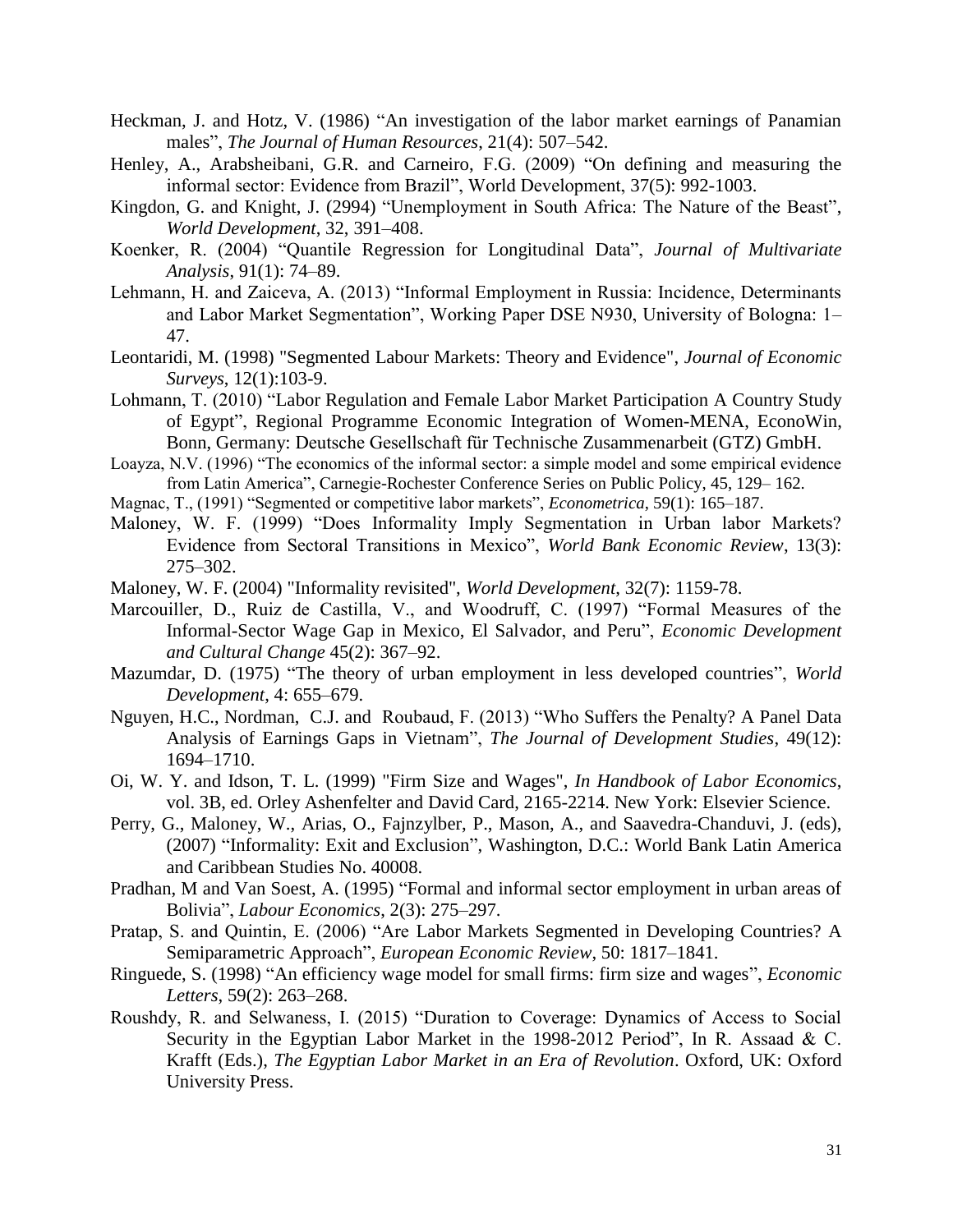Heckman, J. and Hotz, V. (1986) "An investigation of the labor market earnings of Panamian males", *The Journal of Human Resources*, 21(4): 507–542.

Henley, A., Arabsheibani, G.R. and Carneiro, F.G. (2009) "On defining and measuring the informal sector: Evidence from Brazil", World Development, 37(5): 992-1003.

Kingdon, G. and Knight, J. (2994) "Unemployment in South Africa: The Nature of the Beast", *World Development*, 32, 391–408.

Koenker, R. (2004) "Quantile Regression for Longitudinal Data", *Journal of Multivariate Analysis*, 91(1): 74–89.

Lehmann, H. and Zaiceva, A. (2013) "Informal Employment in Russia: Incidence, Determinants and Labor Market Segmentation", Working Paper DSE N930, University of Bologna: 1–47.

Leontaridi, M. (1998) "Segmented Labour Markets: Theory and Evidence", *Journal of Economic Surveys*, 12(1):103-9.

Lohmann, T. (2010) "Labor Regulation and Female Labor Market Participation A Country Study of Egypt", Regional Programme Economic Integration of Women-MENA, EconoWin, Bonn, Germany: Deutsche Gesellschaft für Technische Zusammenarbeit (GTZ) GmbH.

Loayza, N.V. (1996) "The economics of the informal sector: a simple model and some empirical evidence from Latin America", Carnegie-Rochester Conference Series on Public Policy, 45, 129– 162.

Magnac, T., (1991) "Segmented or competitive labor markets", *Econometrica*, 59(1): 165–187.

Maloney, W. F. (1999) "Does Informality Imply Segmentation in Urban labor Markets? Evidence from Sectoral Transitions in Mexico", *World Bank Economic Review*, 13(3): 275–302.

Maloney, W. F. (2004) "Informality revisited", *World Development*, 32(7): 1159-78.

Marcouiller, D., Ruiz de Castilla, V., and Woodruff, C. (1997) "Formal Measures of the Informal-Sector Wage Gap in Mexico, El Salvador, and Peru", *Economic Development and Cultural Change* 45(2): 367–92.

Mazumdar, D. (1975) "The theory of urban employment in less developed countries", *World Development*, 4: 655–679.

Nguyen, H.C., Nordman, C.J. and Roubaud, F. (2013) "Who Suffers the Penalty? A Panel Data Analysis of Earnings Gaps in Vietnam", *The Journal of Development Studies*, 49(12): 1694–1710.

Oi, W. Y. and Idson, T. L. (1999) "Firm Size and Wages", *In Handbook of Labor Economics*, vol. 3B, ed. Orley Ashenfelter and David Card, 2165-2214. New York: Elsevier Science.

Perry, G., Maloney, W., Arias, O., Fajnzylber, P., Mason, A., and Saavedra-Chanduvi, J. (eds), (2007) "Informality: Exit and Exclusion", Washington, D.C.: World Bank Latin America and Caribbean Studies No. 40008.

Pradhan, M and Van Soest, A. (1995) "Formal and informal sector employment in urban areas of Bolivia", *Labour Economics*, 2(3): 275–297.

Pratap, S. and Quintin, E. (2006) "Are Labor Markets Segmented in Developing Countries? A Semiparametric Approach", *European Economic Review*, 50: 1817–1841.

Ringuede, S. (1998) "An efficiency wage model for small firms: firm size and wages", *Economic Letters*, 59(2): 263–268.

Roushdy, R. and Selwaness, I. (2015) "Duration to Coverage: Dynamics of Access to Social Security in the Egyptian Labor Market in the 1998-2012 Period", In R. Assaad & C. Krafft (Eds.), *The Egyptian Labor Market in an Era of Revolution*. Oxford, UK: Oxford University Press.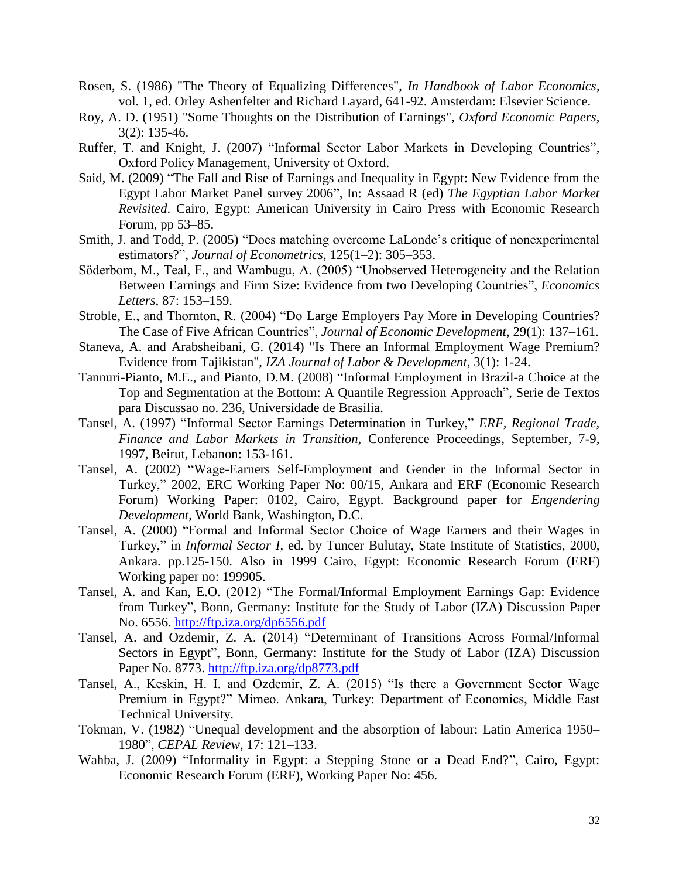Rosen, S. (1986) "The Theory of Equalizing Differences", *In Handbook of Labor Economics*, vol. 1, ed. Orley Ashenfelter and Richard Layard, 641-92. Amsterdam: Elsevier Science.

Roy, A. D. (1951) "Some Thoughts on the Distribution of Earnings", *Oxford Economic Papers,* 3(2): 135-46.

Ruffer, T. and Knight, J. (2007) "Informal Sector Labor Markets in Developing Countries", Oxford Policy Management, University of Oxford.

Said, M. (2009) "The Fall and Rise of Earnings and Inequality in Egypt: New Evidence from the Egypt Labor Market Panel survey 2006", In: Assaad R (ed) *The Egyptian Labor Market Revisited*. Cairo, Egypt: American University in Cairo Press with Economic Research Forum, pp 53–85.

Smith, J. and Todd, P. (2005) "Does matching overcome LaLonde's critique of nonexperimental estimators?", *Journal of Econometrics*, 125(1–2): 305–353.

Söderbom, M., Teal, F., and Wambugu, A. (2005) "Unobserved Heterogeneity and the Relation Between Earnings and Firm Size: Evidence from two Developing Countries", *Economics Letters*, 87: 153–159.

Stroble, E., and Thornton, R. (2004) "Do Large Employers Pay More in Developing Countries? The Case of Five African Countries", *Journal of Economic Development*, 29(1): 137–161.

Staneva, A. and Arabsheibani, G. (2014) "Is There an Informal Employment Wage Premium? Evidence from Tajikistan", *IZA Journal of Labor & Development*, 3(1): 1-24.

Tannuri-Pianto, M.E., and Pianto, D.M. (2008) "Informal Employment in Brazil-a Choice at the Top and Segmentation at the Bottom: A Quantile Regression Approach", Serie de Textos para Discussao no. 236, Universidade de Brasilia.

Tansel, A. (1997) "Informal Sector Earnings Determination in Turkey," *ERF, Regional Trade, Finance and Labor Markets in Transition*, Conference Proceedings, September, 7-9, 1997, Beirut, Lebanon: 153-161.

Tansel, A. (2002) "Wage-Earners Self-Employment and Gender in the Informal Sector in Turkey," 2002, ERC Working Paper No: 00/15, Ankara and ERF (Economic Research Forum) Working Paper: 0102, Cairo, Egypt. Background paper for *Engendering Development*, World Bank, Washington, D.C.

Tansel, A. (2000) "Formal and Informal Sector Choice of Wage Earners and their Wages in Turkey," in *Informal Sector I*, ed. by Tuncer Bulutay, State Institute of Statistics, 2000, Ankara. pp.125-150. Also in 1999 Cairo, Egypt: Economic Research Forum (ERF) Working paper no: 199905.

Tansel, A. and Kan, E.O. (2012) "The Formal/Informal Employment Earnings Gap: Evidence from Turkey", Bonn, Germany: Institute for the Study of Labor (IZA) Discussion Paper No. 6556. http://ftp.iza.org/dp6556.pdf

Tansel, A. and Ozdemir, Z. A. (2014) "Determinant of Transitions Across Formal/Informal Sectors in Egypt", Bonn, Germany: Institute for the Study of Labor (IZA) Discussion Paper No. 8773. http://ftp.iza.org/dp8773.pdf

Tansel, A., Keskin, H. I. and Ozdemir, Z. A. (2015) "Is there a Government Sector Wage Premium in Egypt?" Mimeo. Ankara, Turkey: Department of Economics, Middle East Technical University.

Tokman, V. (1982) "Unequal development and the absorption of labour: Latin America 1950–1980", *CEPAL Review*, 17: 121–133.

Wahba, J. (2009) "Informality in Egypt: a Stepping Stone or a Dead End?", Cairo, Egypt: Economic Research Forum (ERF), Working Paper No: 456.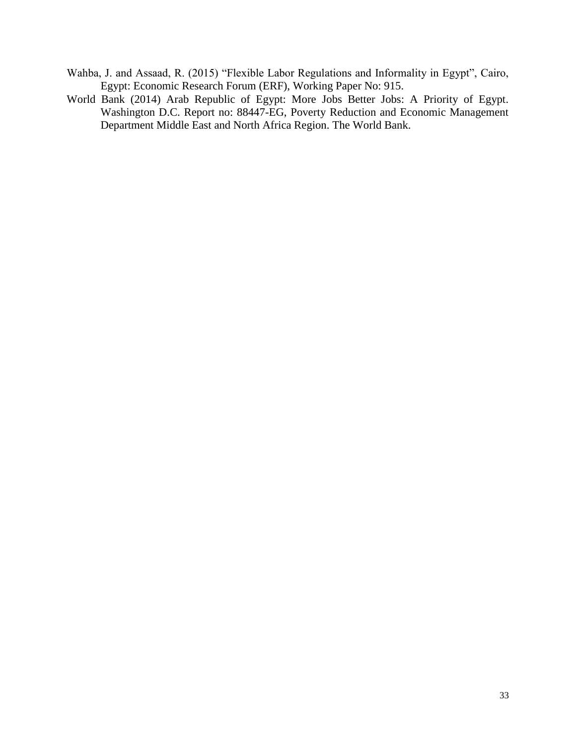Wahba, J. and Assaad, R. (2015) "Flexible Labor Regulations and Informality in Egypt", Cairo, Egypt: Economic Research Forum (ERF), Working Paper No: 915.

World Bank (2014) Arab Republic of Egypt: More Jobs Better Jobs: A Priority of Egypt. Washington D.C. Report no: 88447-EG, Poverty Reduction and Economic Management Department Middle East and North Africa Region. The World Bank.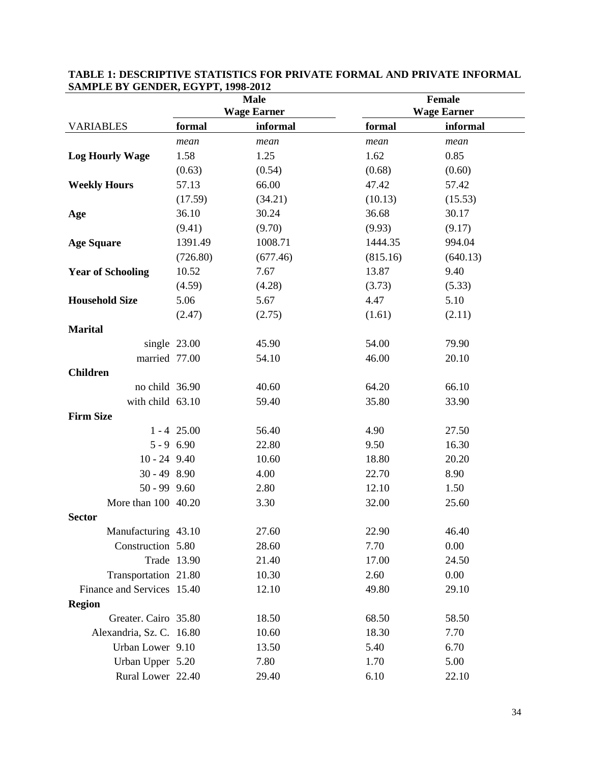**TABLE 1: DESCRIPTIVE STATISTICS FOR PRIVATE FORMAL AND PRIVATE INFORMAL SAMPLE BY GENDER, EGYPT, 1998-2012**

| | Male Wage Earner | | Female Wage Earner | |
|---|---|---|---|---|
| VARIABLES | **formal** | **informal** | **formal** | **informal** |
| | *mean* | *mean* | *mean* | *mean* |
| **Log Hourly Wage** | 1.58 | 1.25 | 1.62 | 0.85 |
| | (0.63) | (0.54) | (0.68) | (0.60) |
| **Weekly Hours** | 57.13 | 66.00 | 47.42 | 57.42 |
| | (17.59) | (34.21) | (10.13) | (15.53) |
| **Age** | 36.10 | 30.24 | 36.68 | 30.17 |
| | (9.41) | (9.70) | (9.93) | (9.17) |
| **Age Square** | 1391.49 | 1008.71 | 1444.35 | 994.04 |
| | (726.80) | (677.46) | (815.16) | (640.13) |
| **Year of Schooling** | 10.52 | 7.67 | 13.87 | 9.40 |
| | (4.59) | (4.28) | (3.73) | (5.33) |
| **Household Size** | 5.06 | 5.67 | 4.47 | 5.10 |
| | (2.47) | (2.75) | (1.61) | (2.11) |
| **Marital** | | | | |
| single | 23.00 | 45.90 | 54.00 | 79.90 |
| married | 77.00 | 54.10 | 46.00 | 20.10 |
| **Children** | | | | |
| no child | 36.90 | 40.60 | 64.20 | 66.10 |
| with child | 63.10 | 59.40 | 35.80 | 33.90 |
| **Firm Size** | | | | |
| 1 - 4 | 25.00 | 56.40 | 4.90 | 27.50 |
| 5 - 9 | 6.90 | 22.80 | 9.50 | 16.30 |
| 10 - 24 | 9.40 | 10.60 | 18.80 | 20.20 |
| 30 - 49 | 8.90 | 4.00 | 22.70 | 8.90 |
| 50 - 99 | 9.60 | 2.80 | 12.10 | 1.50 |
| More than 100 | 40.20 | 3.30 | 32.00 | 25.60 |
| **Sector** | | | | |
| Manufacturing | 43.10 | 27.60 | 22.90 | 46.40 |
| Construction | 5.80 | 28.60 | 7.70 | 0.00 |
| Trade | 13.90 | 21.40 | 17.00 | 24.50 |
| Transportation | 21.80 | 10.30 | 2.60 | 0.00 |
| Finance and Services | 15.40 | 12.10 | 49.80 | 29.10 |
| **Region** | | | | |
| Greater. Cairo | 35.80 | 18.50 | 68.50 | 58.50 |
| Alexandria, Sz. C. | 16.80 | 10.60 | 18.30 | 7.70 |
| Urban Lower | 9.10 | 13.50 | 5.40 | 6.70 |
| Urban Upper | 5.20 | 7.80 | 1.70 | 5.00 |
| Rural Lower | 22.40 | 29.40 | 6.10 | 22.10 |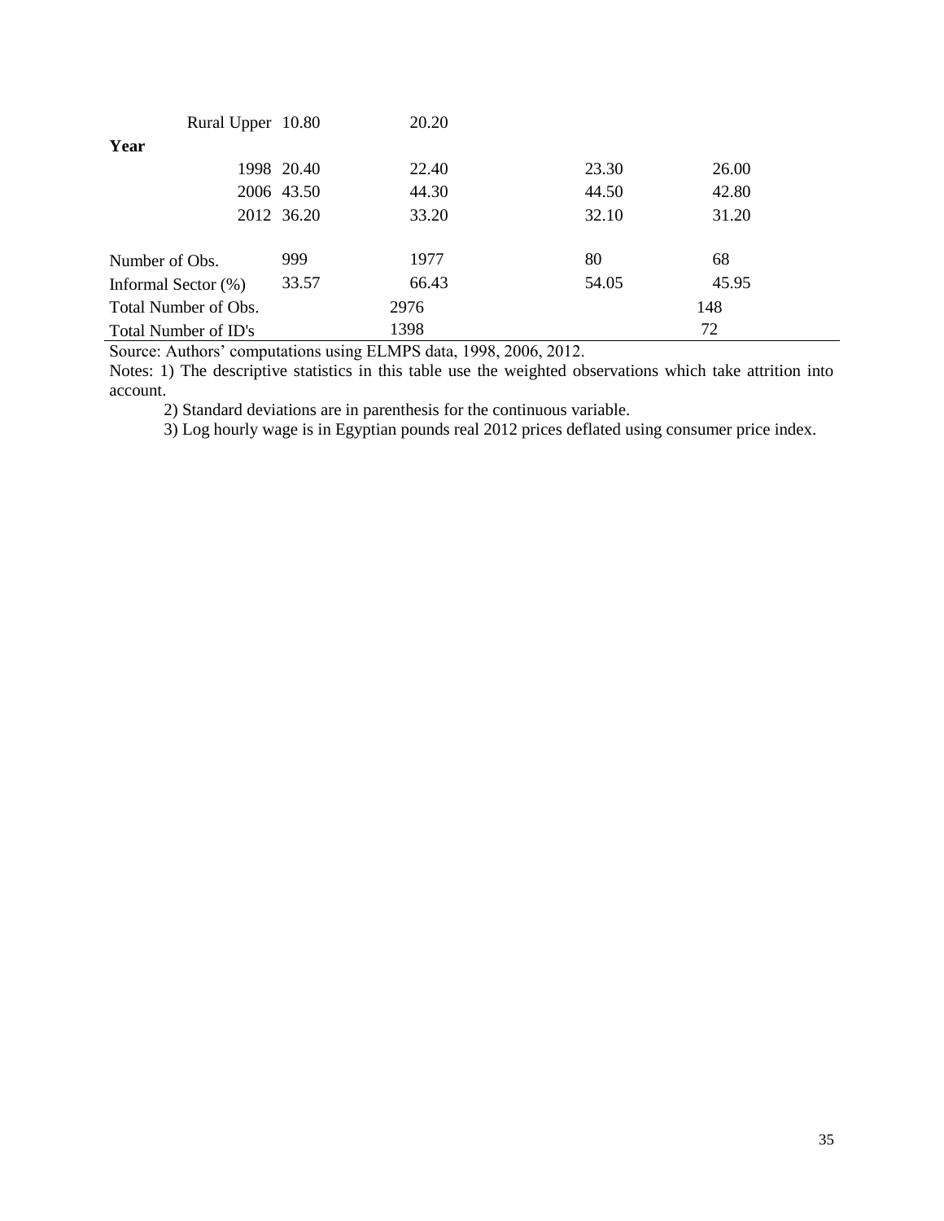| | | | | |
|---|---|---|---|---|
| Rural Upper | 10.80 | 20.20 | | |
| **Year** | | | | |
| 1998 | 20.40 | 22.40 | 23.30 | 26.00 |
| 2006 | 43.50 | 44.30 | 44.50 | 42.80 |
| 2012 | 36.20 | 33.20 | 32.10 | 31.20 |
| | | | | |
| Number of Obs. | 999 | 1977 | 80 | 68 |
| Informal Sector (%) | 33.57 | 66.43 | 54.05 | 45.95 |
| Total Number of Obs. | | 2976 | | 148 |
| Total Number of ID's | | 1398 | | 72 |

Source: Authors' computations using ELMPS data, 1998, 2006, 2012.

Notes: 1) The descriptive statistics in this table use the weighted observations which take attrition into account.

2) Standard deviations are in parenthesis for the continuous variable.

3) Log hourly wage is in Egyptian pounds real 2012 prices deflated using consumer price index.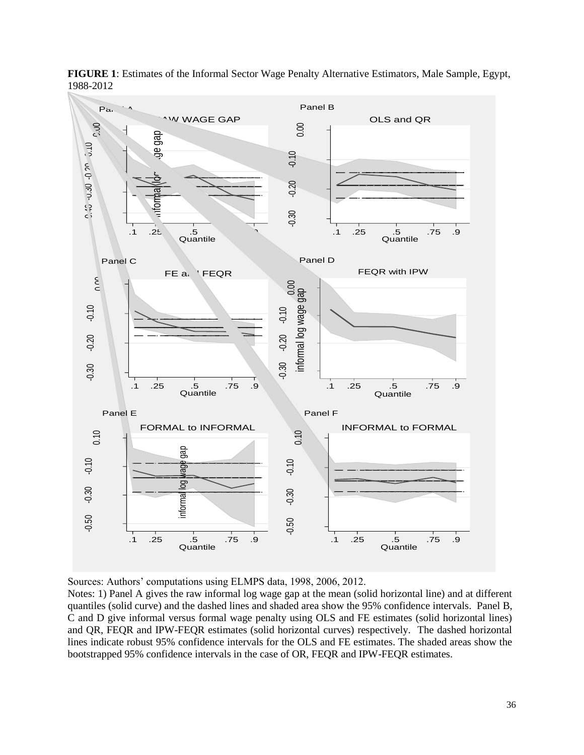**FIGURE 1**: Estimates of the Informal Sector Wage Penalty Alternative Estimators, Male Sample, Egypt, 1988-2012

Sources: Authors' computations using ELMPS data, 1998, 2006, 2012.

Notes: 1) Panel A gives the raw informal log wage gap at the mean (solid horizontal line) and at different quantiles (solid curve) and the dashed lines and shaded area show the 95% confidence intervals. Panel B, C and D give informal versus formal wage penalty using OLS and FE estimates (solid horizontal lines) and QR, FEQR and IPW-FEQR estimates (solid horizontal curves) respectively. The dashed horizontal lines indicate robust 95% confidence intervals for the OLS and FE estimates. The shaded areas show the bootstrapped 95% confidence intervals in the case of OR, FEQR and IPW-FEQR estimates.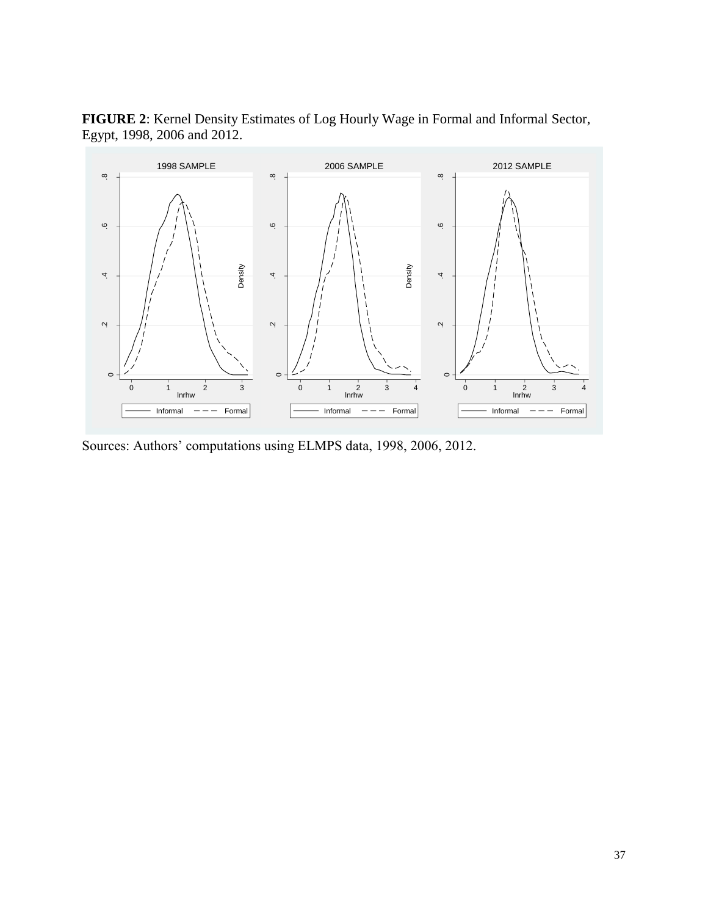**FIGURE 2**: Kernel Density Estimates of Log Hourly Wage in Formal and Informal Sector, Egypt, 1998, 2006 and 2012.

Sources: Authors' computations using ELMPS data, 1998, 2006, 2012.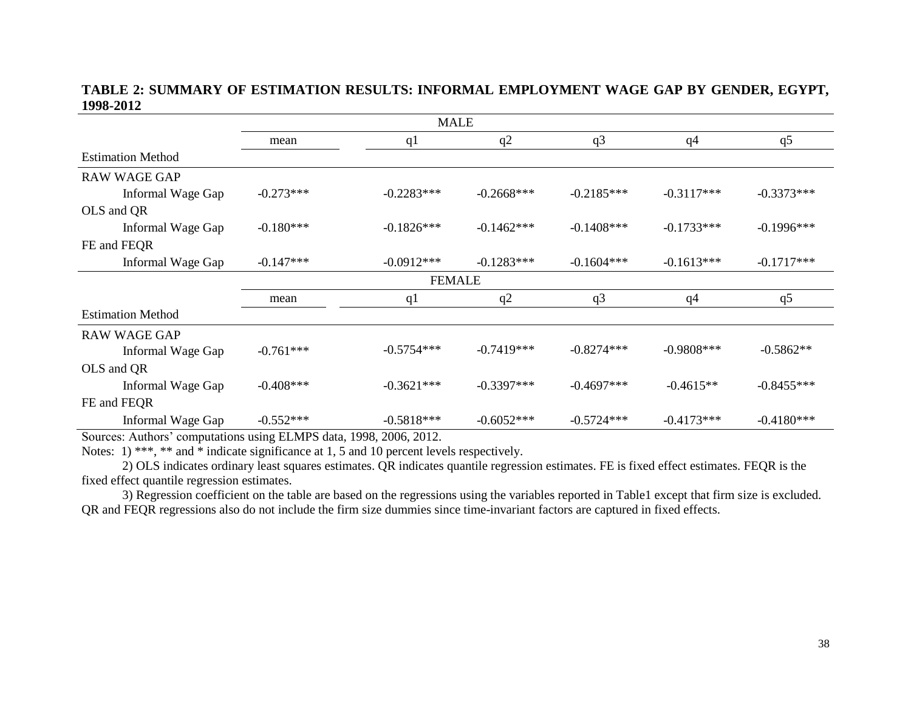**TABLE 2: SUMMARY OF ESTIMATION RESULTS: INFORMAL EMPLOYMENT WAGE GAP BY GENDER, EGYPT, 1998-2012**

| | MALE | | | | | |
|---|---|---|---|---|---|---|
| | mean | q1 | q2 | q3 | q4 | q5 |
| Estimation Method | | | | | | |
| RAW WAGE GAP | | | | | | |
| Informal Wage Gap | -0.273*** | -0.2283*** | -0.2668*** | -0.2185*** | -0.3117*** | -0.3373*** |
| OLS and QR | | | | | | |
| Informal Wage Gap | -0.180*** | -0.1826*** | -0.1462*** | -0.1408*** | -0.1733*** | -0.1996*** |
| FE and FEQR | | | | | | |
| Informal Wage Gap | -0.147*** | -0.0912*** | -0.1283*** | -0.1604*** | -0.1613*** | -0.1717*** |
| | **FEMALE** | | | | | |
| | mean | q1 | q2 | q3 | q4 | q5 |
| Estimation Method | | | | | | |
| RAW WAGE GAP | | | | | | |
| Informal Wage Gap | -0.761*** | -0.5754*** | -0.7419*** | -0.8274*** | -0.9808*** | -0.5862** |
| OLS and QR | | | | | | |
| Informal Wage Gap | -0.408*** | -0.3621*** | -0.3397*** | -0.4697*** | -0.4615** | -0.8455*** |
| FE and FEQR | | | | | | |
| Informal Wage Gap | -0.552*** | -0.5818*** | -0.6052*** | -0.5724*** | -0.4173*** | -0.4180*** |

Sources: Authors' computations using ELMPS data, 1998, 2006, 2012.

Notes: 1) ***, ** and * indicate significance at 1, 5 and 10 percent levels respectively.

2) OLS indicates ordinary least squares estimates. QR indicates quantile regression estimates. FE is fixed effect estimates. FEQR is the fixed effect quantile regression estimates.

3) Regression coefficient on the table are based on the regressions using the variables reported in Table1 except that firm size is excluded. QR and FEQR regressions also do not include the firm size dummies since time-invariant factors are captured in fixed effects.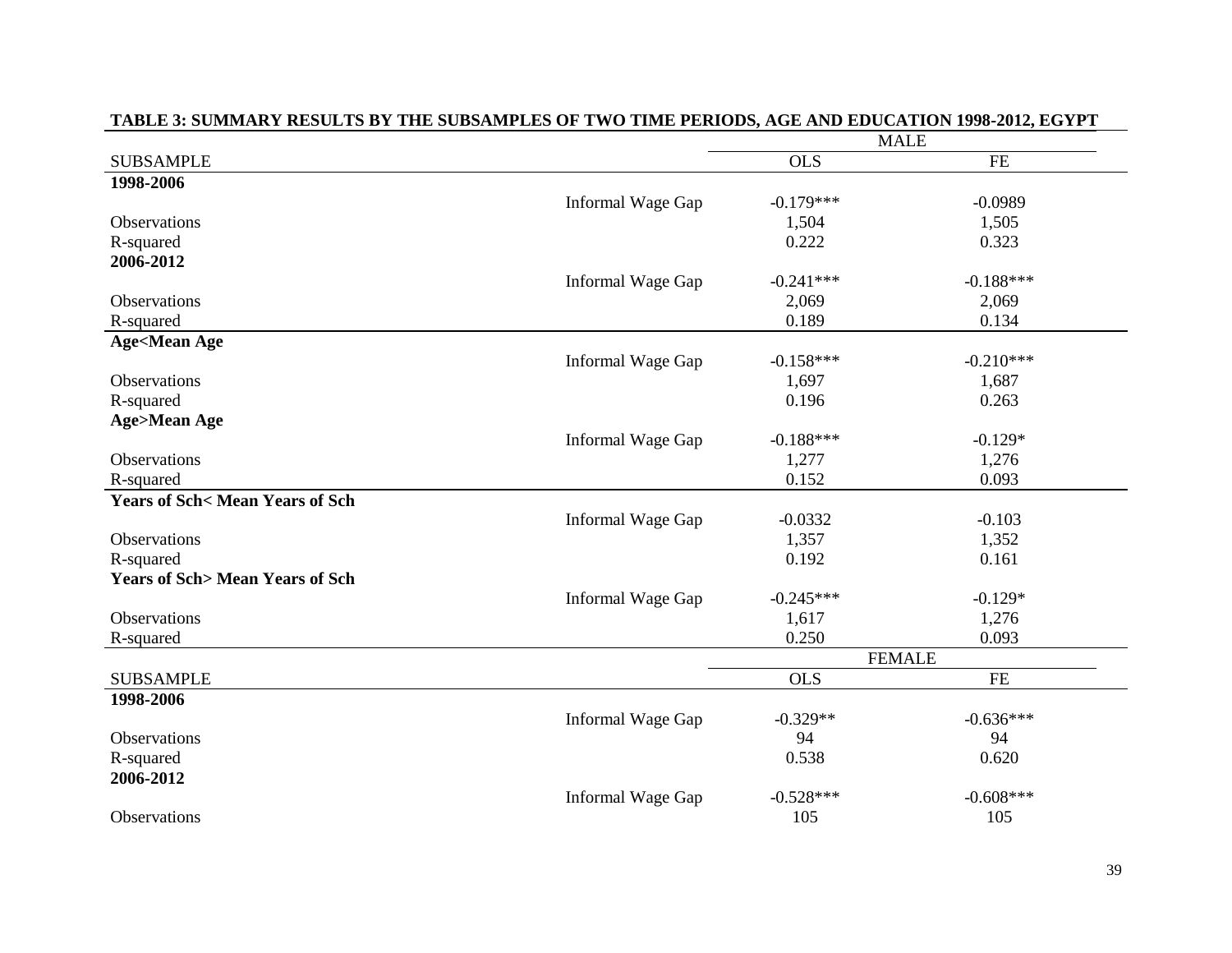**TABLE 3: SUMMARY RESULTS BY THE SUBSAMPLES OF TWO TIME PERIODS, AGE AND EDUCATION 1998-2012, EGYPT**

| | | MALE | |
|---|---|---|---|
| SUBSAMPLE | | OLS | FE |
| **1998-2006** | | | |
| | Informal Wage Gap | -0.179*** | -0.0989 |
| Observations | | 1,504 | 1,505 |
| R-squared | | 0.222 | 0.323 |
| **2006-2012** | | | |
| | Informal Wage Gap | -0.241*** | -0.188*** |
| Observations | | 2,069 | 2,069 |
| R-squared | | 0.189 | 0.134 |
| **Age<Mean Age** | | | |
| | Informal Wage Gap | -0.158*** | -0.210*** |
| Observations | | 1,697 | 1,687 |
| R-squared | | 0.196 | 0.263 |
| **Age>Mean Age** | | | |
| | Informal Wage Gap | -0.188*** | -0.129* |
| Observations | | 1,277 | 1,276 |
| R-squared | | 0.152 | 0.093 |
| **Years of Sch< Mean Years of Sch** | | | |
| | Informal Wage Gap | -0.0332 | -0.103 |
| Observations | | 1,357 | 1,352 |
| R-squared | | 0.192 | 0.161 |
| **Years of Sch> Mean Years of Sch** | | | |
| | Informal Wage Gap | -0.245*** | -0.129* |
| Observations | | 1,617 | 1,276 |
| R-squared | | 0.250 | 0.093 |
| | | FEMALE | |
| SUBSAMPLE | | OLS | FE |
| **1998-2006** | | | |
| | Informal Wage Gap | -0.329** | -0.636*** |
| Observations | | 94 | 94 |
| R-squared | | 0.538 | 0.620 |
| **2006-2012** | | | |
| | Informal Wage Gap | -0.528*** | -0.608*** |
| Observations | | 105 | 105 |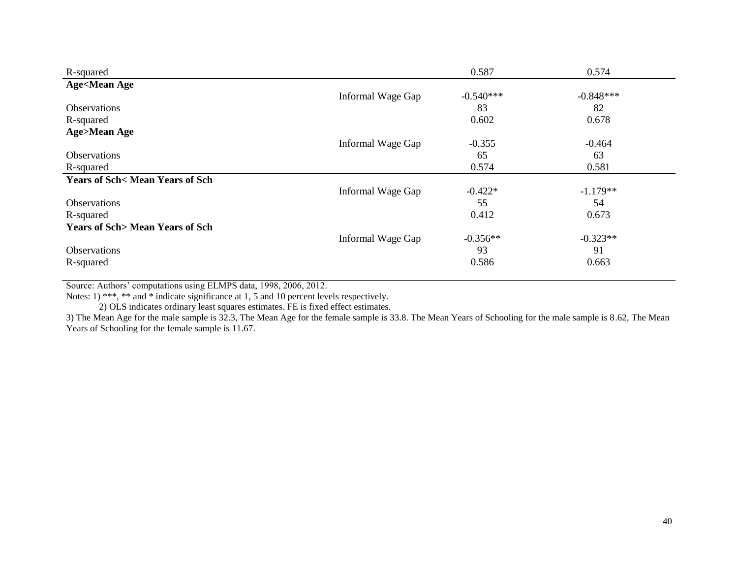| | | | |
|---|---|---|---|
| R-squared | | 0.587 | 0.574 |
| **Age<Mean Age** | | | |
| | Informal Wage Gap | -0.540*** | -0.848*** |
| Observations | | 83 | 82 |
| R-squared | | 0.602 | 0.678 |
| **Age>Mean Age** | | | |
| | Informal Wage Gap | -0.355 | -0.464 |
| Observations | | 65 | 63 |
| R-squared | | 0.574 | 0.581 |
| **Years of Sch< Mean Years of Sch** | | | |
| | Informal Wage Gap | -0.422* | -1.179** |
| Observations | | 55 | 54 |
| R-squared | | 0.412 | 0.673 |
| **Years of Sch> Mean Years of Sch** | | | |
| | Informal Wage Gap | -0.356** | -0.323** |
| Observations | | 93 | 91 |
| R-squared | | 0.586 | 0.663 |

Source: Authors' computations using ELMPS data, 1998, 2006, 2012.

Notes: 1) ***, ** and * indicate significance at 1, 5 and 10 percent levels respectively.

2) OLS indicates ordinary least squares estimates. FE is fixed effect estimates.

3) The Mean Age for the male sample is 32.3, The Mean Age for the female sample is 33.8. The Mean Years of Schooling for the male sample is 8.62, The Mean Years of Schooling for the female sample is 11.67.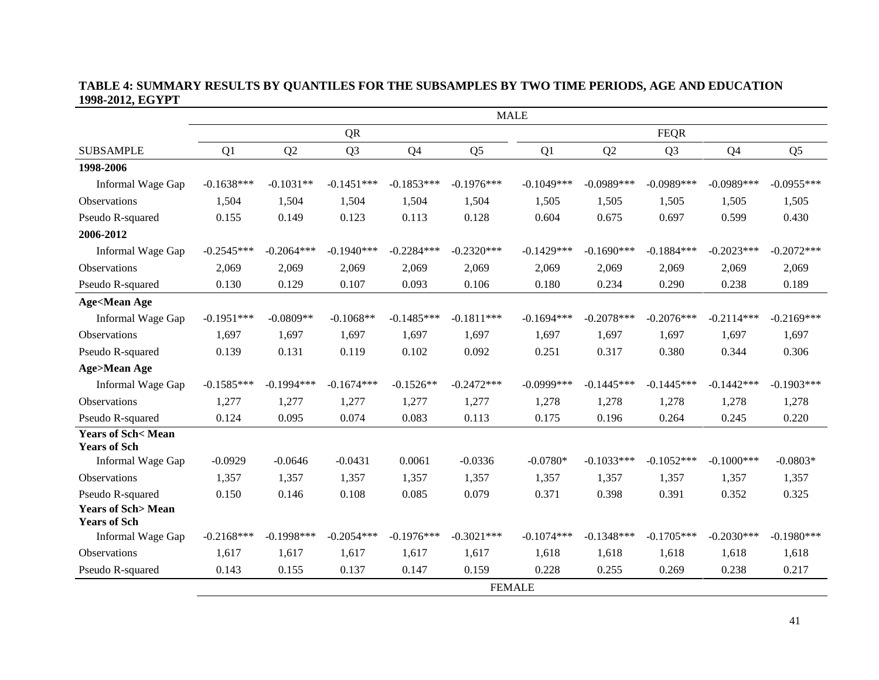**TABLE 4: SUMMARY RESULTS BY QUANTILES FOR THE SUBSAMPLES BY TWO TIME PERIODS, AGE AND EDUCATION 1998-2012, EGYPT**

| | MALE | | | | | | | | | |
|---|---|---|---|---|---|---|---|---|---|---|
| | QR | | | | | FEQR | | | | |
| SUBSAMPLE | Q1 | Q2 | Q3 | Q4 | Q5 | Q1 | Q2 | Q3 | Q4 | Q5 |
| **1998-2006** | | | | | | | | | | |
| Informal Wage Gap | -0.1638*** | -0.1031** | -0.1451*** | -0.1853*** | -0.1976*** | -0.1049*** | -0.0989*** | -0.0989*** | -0.0989*** | -0.0955*** |
| Observations | 1,504 | 1,504 | 1,504 | 1,504 | 1,504 | 1,505 | 1,505 | 1,505 | 1,505 | 1,505 |
| Pseudo R-squared | 0.155 | 0.149 | 0.123 | 0.113 | 0.128 | 0.604 | 0.675 | 0.697 | 0.599 | 0.430 |
| **2006-2012** | | | | | | | | | | |
| Informal Wage Gap | -0.2545*** | -0.2064*** | -0.1940*** | -0.2284*** | -0.2320*** | -0.1429*** | -0.1690*** | -0.1884*** | -0.2023*** | -0.2072*** |
| Observations | 2,069 | 2,069 | 2,069 | 2,069 | 2,069 | 2,069 | 2,069 | 2,069 | 2,069 | 2,069 |
| Pseudo R-squared | 0.130 | 0.129 | 0.107 | 0.093 | 0.106 | 0.180 | 0.234 | 0.290 | 0.238 | 0.189 |
| **Age<Mean Age** | | | | | | | | | | |
| Informal Wage Gap | -0.1951*** | -0.0809** | -0.1068** | -0.1485*** | -0.1811*** | -0.1694*** | -0.2078*** | -0.2076*** | -0.2114*** | -0.2169*** |
| Observations | 1,697 | 1,697 | 1,697 | 1,697 | 1,697 | 1,697 | 1,697 | 1,697 | 1,697 | 1,697 |
| Pseudo R-squared | 0.139 | 0.131 | 0.119 | 0.102 | 0.092 | 0.251 | 0.317 | 0.380 | 0.344 | 0.306 |
| **Age>Mean Age** | | | | | | | | | | |
| Informal Wage Gap | -0.1585*** | -0.1994*** | -0.1674*** | -0.1526** | -0.2472*** | -0.0999*** | -0.1445*** | -0.1445*** | -0.1442*** | -0.1903*** |
| Observations | 1,277 | 1,277 | 1,277 | 1,277 | 1,277 | 1,278 | 1,278 | 1,278 | 1,278 | 1,278 |
| Pseudo R-squared | 0.124 | 0.095 | 0.074 | 0.083 | 0.113 | 0.175 | 0.196 | 0.264 | 0.245 | 0.220 |
| **Years of Sch< Mean Years of Sch** | | | | | | | | | | |
| Informal Wage Gap | -0.0929 | -0.0646 | -0.0431 | 0.0061 | -0.0336 | -0.0780* | -0.1033*** | -0.1052*** | -0.1000*** | -0.0803* |
| Observations | 1,357 | 1,357 | 1,357 | 1,357 | 1,357 | 1,357 | 1,357 | 1,357 | 1,357 | 1,357 |
| Pseudo R-squared | 0.150 | 0.146 | 0.108 | 0.085 | 0.079 | 0.371 | 0.398 | 0.391 | 0.352 | 0.325 |
| **Years of Sch> Mean Years of Sch** | | | | | | | | | | |
| Informal Wage Gap | -0.2168*** | -0.1998*** | -0.2054*** | -0.1976*** | -0.3021*** | -0.1074*** | -0.1348*** | -0.1705*** | -0.2030*** | -0.1980*** |
| Observations | 1,617 | 1,617 | 1,617 | 1,617 | 1,617 | 1,618 | 1,618 | 1,618 | 1,618 | 1,618 |
| Pseudo R-squared | 0.143 | 0.155 | 0.137 | 0.147 | 0.159 | 0.228 | 0.255 | 0.269 | 0.238 | 0.217 |
| | FEMALE | | | | | | | | | |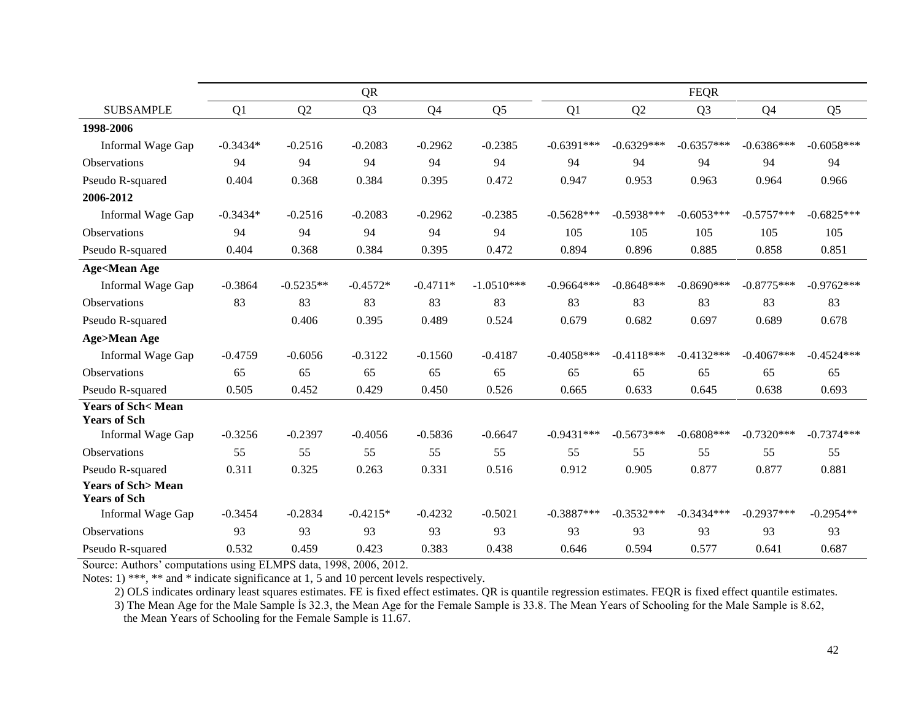| SUBSAMPLE | QR | | | | | FEQR | | | | |
|---|---|---|---|---|---|---|---|---|---|---|
| | Q1 | Q2 | Q3 | Q4 | Q5 | Q1 | Q2 | Q3 | Q4 | Q5 |
| **1998-2006** | | | | | | | | | | |
| Informal Wage Gap | -0.3434* | -0.2516 | -0.2083 | -0.2962 | -0.2385 | -0.6391*** | -0.6329*** | -0.6357*** | -0.6386*** | -0.6058*** |
| Observations | 94 | 94 | 94 | 94 | 94 | 94 | 94 | 94 | 94 | 94 |
| Pseudo R-squared | 0.404 | 0.368 | 0.384 | 0.395 | 0.472 | 0.947 | 0.953 | 0.963 | 0.964 | 0.966 |
| **2006-2012** | | | | | | | | | | |
| Informal Wage Gap | -0.3434* | -0.2516 | -0.2083 | -0.2962 | -0.2385 | -0.5628*** | -0.5938*** | -0.6053*** | -0.5757*** | -0.6825*** |
| Observations | 94 | 94 | 94 | 94 | 94 | 105 | 105 | 105 | 105 | 105 |
| Pseudo R-squared | 0.404 | 0.368 | 0.384 | 0.395 | 0.472 | 0.894 | 0.896 | 0.885 | 0.858 | 0.851 |
| **Age<Mean Age** | | | | | | | | | | |
| Informal Wage Gap | -0.3864 | -0.5235** | -0.4572* | -0.4711* | -1.0510*** | -0.9664*** | -0.8648*** | -0.8690*** | -0.8775*** | -0.9762*** |
| Observations | 83 | 83 | 83 | 83 | 83 | 83 | 83 | 83 | 83 | 83 |
| Pseudo R-squared | | 0.406 | 0.395 | 0.489 | 0.524 | 0.679 | 0.682 | 0.697 | 0.689 | 0.678 |
| **Age>Mean Age** | | | | | | | | | | |
| Informal Wage Gap | -0.4759 | -0.6056 | -0.3122 | -0.1560 | -0.4187 | -0.4058*** | -0.4118*** | -0.4132*** | -0.4067*** | -0.4524*** |
| Observations | 65 | 65 | 65 | 65 | 65 | 65 | 65 | 65 | 65 | 65 |
| Pseudo R-squared | 0.505 | 0.452 | 0.429 | 0.450 | 0.526 | 0.665 | 0.633 | 0.645 | 0.638 | 0.693 |
| **Years of Sch< Mean Years of Sch** | | | | | | | | | | |
| Informal Wage Gap | -0.3256 | -0.2397 | -0.4056 | -0.5836 | -0.6647 | -0.9431*** | -0.5673*** | -0.6808*** | -0.7320*** | -0.7374*** |
| Observations | 55 | 55 | 55 | 55 | 55 | 55 | 55 | 55 | 55 | 55 |
| Pseudo R-squared | 0.311 | 0.325 | 0.263 | 0.331 | 0.516 | 0.912 | 0.905 | 0.877 | 0.877 | 0.881 |
| **Years of Sch> Mean Years of Sch** | | | | | | | | | | |
| Informal Wage Gap | -0.3454 | -0.2834 | -0.4215* | -0.4232 | -0.5021 | -0.3887*** | -0.3532*** | -0.3434*** | -0.2937*** | -0.2954** |
| Observations | 93 | 93 | 93 | 93 | 93 | 93 | 93 | 93 | 93 | 93 |
| Pseudo R-squared | 0.532 | 0.459 | 0.423 | 0.383 | 0.438 | 0.646 | 0.594 | 0.577 | 0.641 | 0.687 |

Source: Authors' computations using ELMPS data, 1998, 2006, 2012.

Notes: 1) ***, ** and * indicate significance at 1, 5 and 10 percent levels respectively.

2) OLS indicates ordinary least squares estimates. FE is fixed effect estimates. QR is quantile regression estimates. FEQR is fixed effect quantile estimates.

3) The Mean Age for the Male Sample İs 32.3, the Mean Age for the Female Sample is 33.8. The Mean Years of Schooling for the Male Sample is 8.62, the Mean Years of Schooling for the Female Sample is 11.67.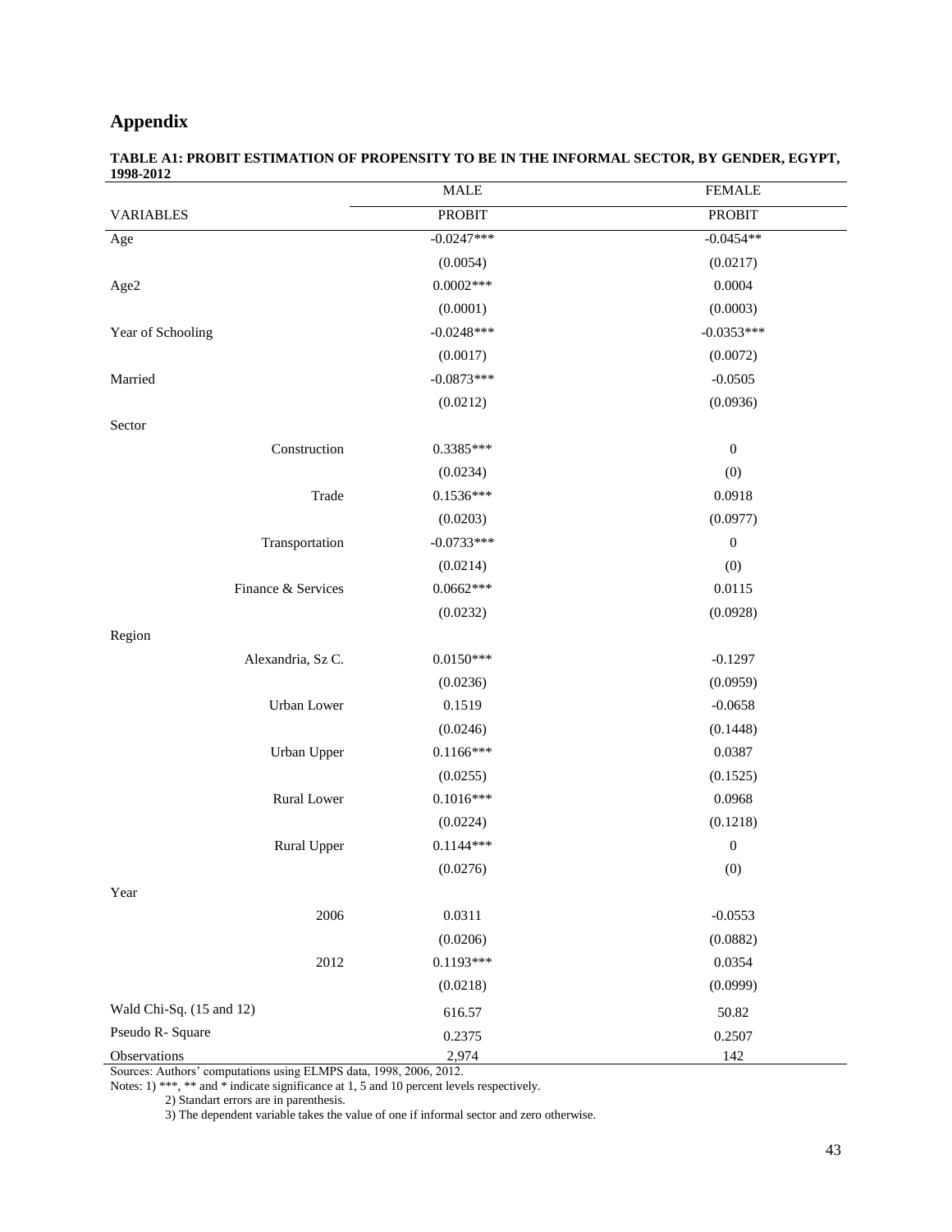## Appendix

**TABLE A1: PROBIT ESTIMATION OF PROPENSITY TO BE IN THE INFORMAL SECTOR, BY GENDER, EGYPT, 1998-2012**

| | MALE | FEMALE |
|---|---|---|
| VARIABLES | PROBIT | PROBIT |
| Age | -0.0247*** | -0.0454** |
| | (0.0054) | (0.0217) |
| Age2 | 0.0002*** | 0.0004 |
| | (0.0001) | (0.0003) |
| Year of Schooling | -0.0248*** | -0.0353*** |
| | (0.0017) | (0.0072) |
| Married | -0.0873*** | -0.0505 |
| | (0.0212) | (0.0936) |
| Sector | | |
| Construction | 0.3385*** | 0 |
| | (0.0234) | (0) |
| Trade | 0.1536*** | 0.0918 |
| | (0.0203) | (0.0977) |
| Transportation | -0.0733*** | 0 |
| | (0.0214) | (0) |
| Finance & Services | 0.0662*** | 0.0115 |
| | (0.0232) | (0.0928) |
| Region | | |
| Alexandria, Sz C. | 0.0150*** | -0.1297 |
| | (0.0236) | (0.0959) |
| Urban Lower | 0.1519 | -0.0658 |
| | (0.0246) | (0.1448) |
| Urban Upper | 0.1166*** | 0.0387 |
| | (0.0255) | (0.1525) |
| Rural Lower | 0.1016*** | 0.0968 |
| | (0.0224) | (0.1218) |
| Rural Upper | 0.1144*** | 0 |
| | (0.0276) | (0) |
| Year | | |
| 2006 | 0.0311 | -0.0553 |
| | (0.0206) | (0.0882) |
| 2012 | 0.1193*** | 0.0354 |
| | (0.0218) | (0.0999) |
| Wald Chi-Sq. (15 and 12) | 616.57 | 50.82 |
| Pseudo R- Square | 0.2375 | 0.2507 |
| Observations | 2,974 | 142 |

Sources: Authors' computations using ELMPS data, 1998, 2006, 2012.

Notes: 1) ***, ** and * indicate significance at 1, 5 and 10 percent levels respectively.

2) Standart errors are in parenthesis.

3) The dependent variable takes the value of one if informal sector and zero otherwise.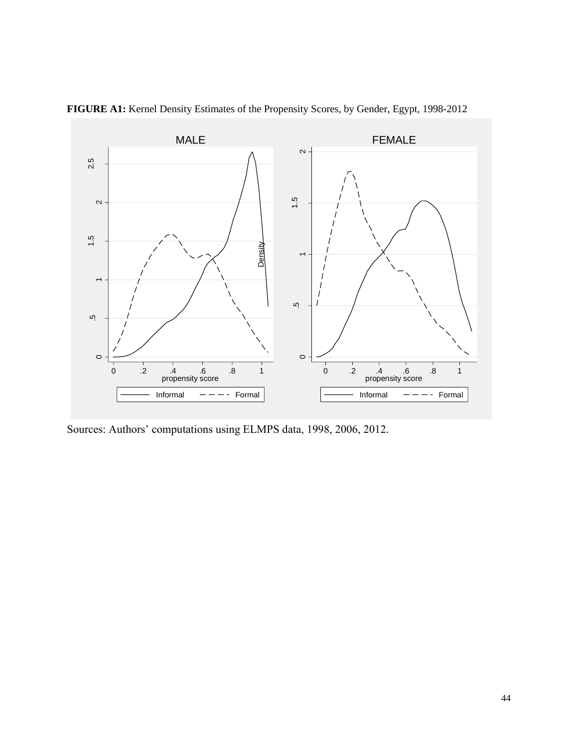**FIGURE A1:** Kernel Density Estimates of the Propensity Scores, by Gender, Egypt, 1998-2012

Sources: Authors' computations using ELMPS data, 1998, 2006, 2012.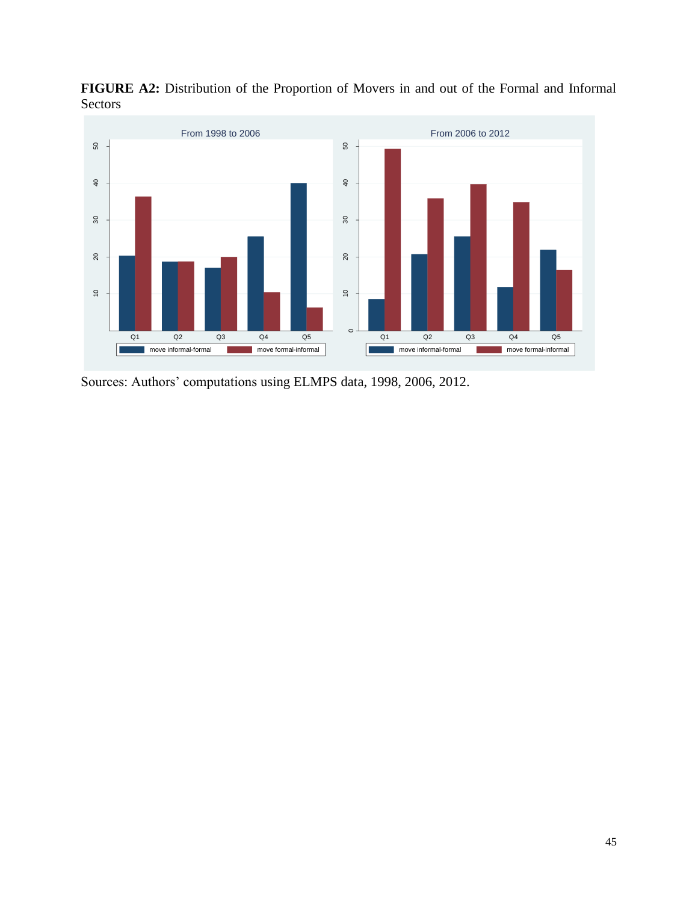**FIGURE A2:** Distribution of the Proportion of Movers in and out of the Formal and Informal Sectors

Sources: Authors' computations using ELMPS data, 1998, 2006, 2012.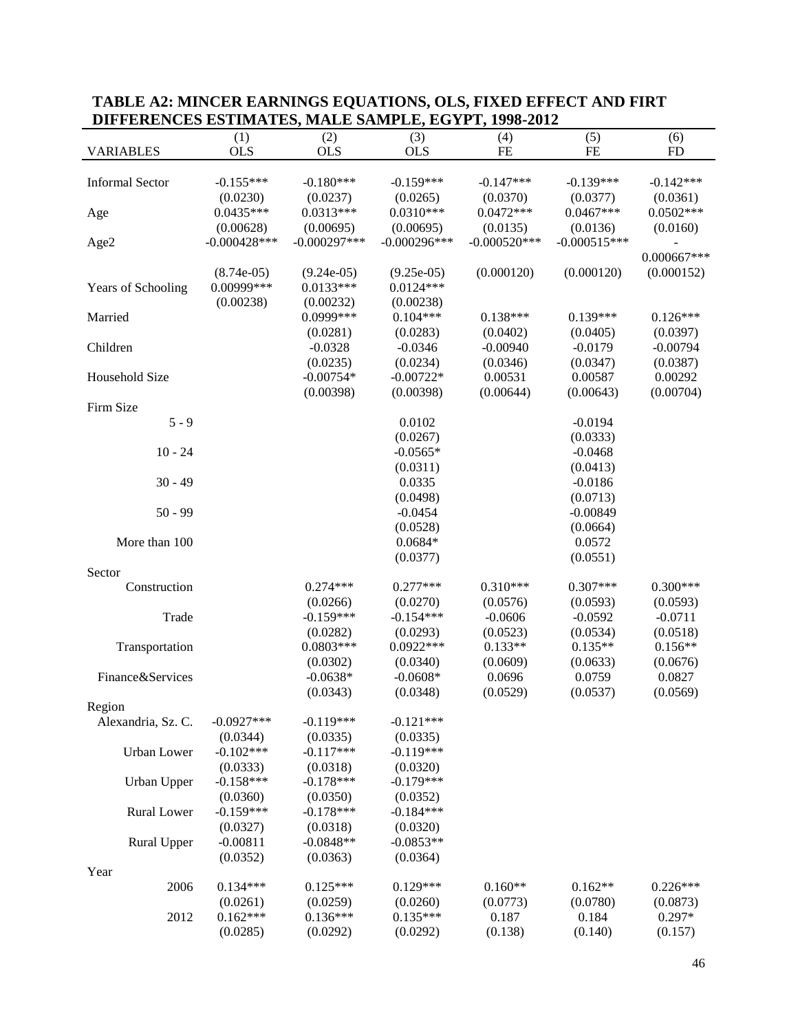**TABLE A2: MINCER EARNINGS EQUATIONS, OLS, FIXED EFFECT AND FIRT DIFFERENCES ESTIMATES, MALE SAMPLE, EGYPT, 1998-2012**

| VARIABLES | (1) OLS | (2) OLS | (3) OLS | (4) FE | (5) FE | (6) FD |
|---|---|---|---|---|---|---|
| Informal Sector | -0.155*** | -0.180*** | -0.159*** | -0.147*** | -0.139*** | -0.142*** |
| | (0.0230) | (0.0237) | (0.0265) | (0.0370) | (0.0377) | (0.0361) |
| Age | 0.0435*** | 0.0313*** | 0.0310*** | 0.0472*** | 0.0467*** | 0.0502*** |
| | (0.00628) | (0.00695) | (0.00695) | (0.0135) | (0.0136) | (0.0160) |
| Age2 | -0.000428*** | -0.000297*** | -0.000296*** | -0.000520*** | -0.000515*** | -0.000667*** |
| | (8.74e-05) | (9.24e-05) | (9.25e-05) | (0.000120) | (0.000120) | (0.000152) |
| Years of Schooling | 0.00999*** | 0.0133*** | 0.0124*** | | | |
| | (0.00238) | (0.00232) | (0.00238) | | | |
| Married | | 0.0999*** | 0.104*** | 0.138*** | 0.139*** | 0.126*** |
| | | (0.0281) | (0.0283) | (0.0402) | (0.0405) | (0.0397) |
| Children | | -0.0328 | -0.0346 | -0.00940 | -0.0179 | -0.00794 |
| | | (0.0235) | (0.0234) | (0.0346) | (0.0347) | (0.0387) |
| Household Size | | -0.00754* | -0.00722* | 0.00531 | 0.00587 | 0.00292 |
| | | (0.00398) | (0.00398) | (0.00644) | (0.00643) | (0.00704) |
| Firm Size | | | | | | |
| 5 - 9 | | | 0.0102 | | -0.0194 | |
| | | | (0.0267) | | (0.0333) | |
| 10 - 24 | | | -0.0565* | | -0.0468 | |
| | | | (0.0311) | | (0.0413) | |
| 30 - 49 | | | 0.0335 | | -0.0186 | |
| | | | (0.0498) | | (0.0713) | |
| 50 - 99 | | | -0.0454 | | -0.00849 | |
| | | | (0.0528) | | (0.0664) | |
| More than 100 | | | 0.0684* | | 0.0572 | |
| | | | (0.0377) | | (0.0551) | |
| Sector | | | | | | |
| Construction | | 0.274*** | 0.277*** | 0.310*** | 0.307*** | 0.300*** |
| | | (0.0266) | (0.0270) | (0.0576) | (0.0593) | (0.0593) |
| Trade | | -0.159*** | -0.154*** | -0.0606 | -0.0592 | -0.0711 |
| | | (0.0282) | (0.0293) | (0.0523) | (0.0534) | (0.0518) |
| Transportation | | 0.0803*** | 0.0922*** | 0.133** | 0.135** | 0.156** |
| | | (0.0302) | (0.0340) | (0.0609) | (0.0633) | (0.0676) |
| Finance&Services | | -0.0638* | -0.0608* | 0.0696 | 0.0759 | 0.0827 |
| | | (0.0343) | (0.0348) | (0.0529) | (0.0537) | (0.0569) |
| Region | | | | | | |
| Alexandria, Sz. C. | -0.0927*** | -0.119*** | -0.121*** | | | |
| | (0.0344) | (0.0335) | (0.0335) | | | |
| Urban Lower | -0.102*** | -0.117*** | -0.119*** | | | |
| | (0.0333) | (0.0318) | (0.0320) | | | |
| Urban Upper | -0.158*** | -0.178*** | -0.179*** | | | |
| | (0.0360) | (0.0350) | (0.0352) | | | |
| Rural Lower | -0.159*** | -0.178*** | -0.184*** | | | |
| | (0.0327) | (0.0318) | (0.0320) | | | |
| Rural Upper | -0.00811 | -0.0848** | -0.0853** | | | |
| | (0.0352) | (0.0363) | (0.0364) | | | |
| Year | | | | | | |
| 2006 | 0.134*** | 0.125*** | 0.129*** | 0.160** | 0.162** | 0.226*** |
| | (0.0261) | (0.0259) | (0.0260) | (0.0773) | (0.0780) | (0.0873) |
| 2012 | 0.162*** | 0.136*** | 0.135*** | 0.187 | 0.184 | 0.297* |
| | (0.0285) | (0.0292) | (0.0292) | (0.138) | (0.140) | (0.157) |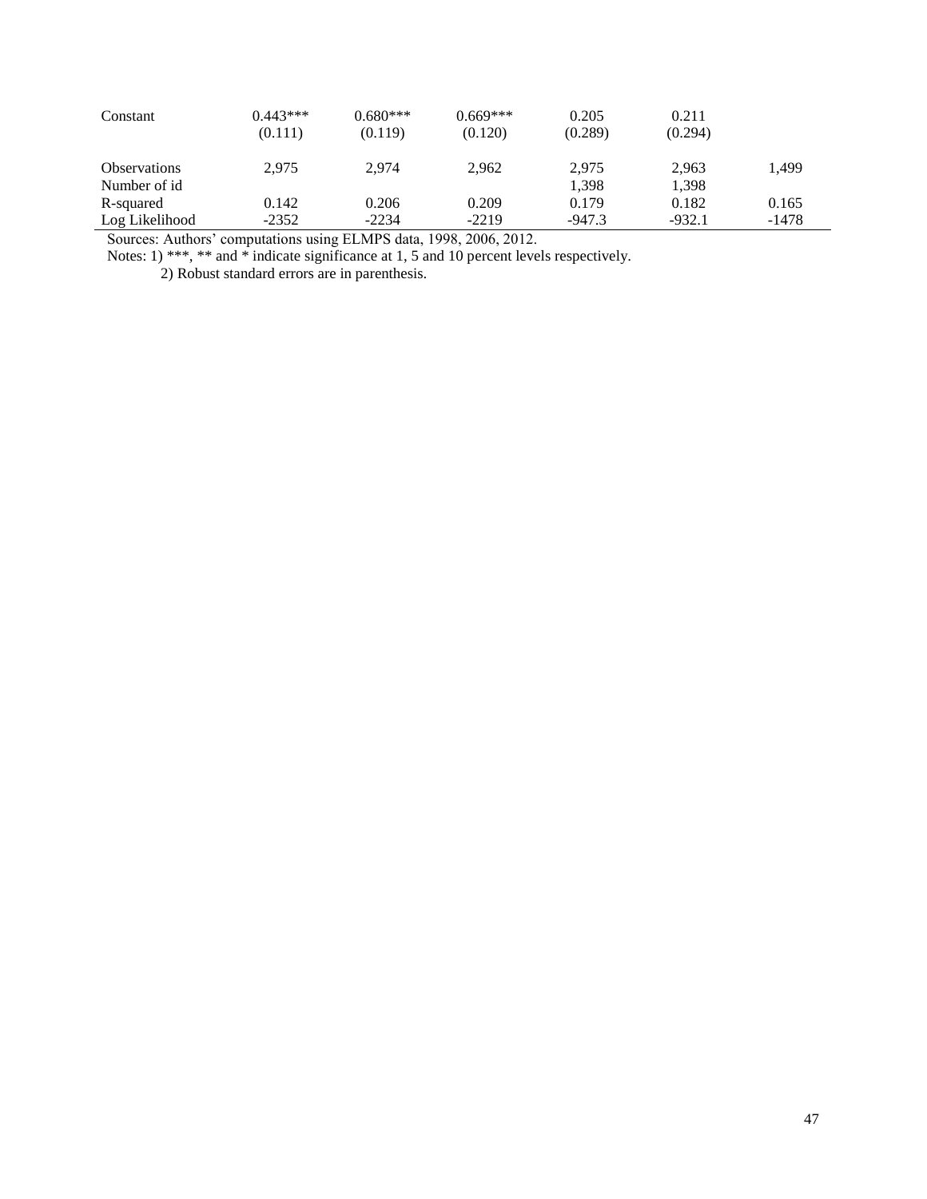| | | | | | | |
|---|---|---|---|---|---|---|
| Constant | 0.443*** | 0.680*** | 0.669*** | 0.205 | 0.211 | |
| | (0.111) | (0.119) | (0.120) | (0.289) | (0.294) | |
| Observations | 2,975 | 2,974 | 2,962 | 2,975 | 2,963 | 1,499 |
| Number of id | | | | 1,398 | 1,398 | |
| R-squared | 0.142 | 0.206 | 0.209 | 0.179 | 0.182 | 0.165 |
| Log Likelihood | -2352 | -2234 | -2219 | -947.3 | -932.1 | -1478 |

Sources: Authors' computations using ELMPS data, 1998, 2006, 2012.

Notes: 1) ***, ** and * indicate significance at 1, 5 and 10 percent levels respectively.

2) Robust standard errors are in parenthesis.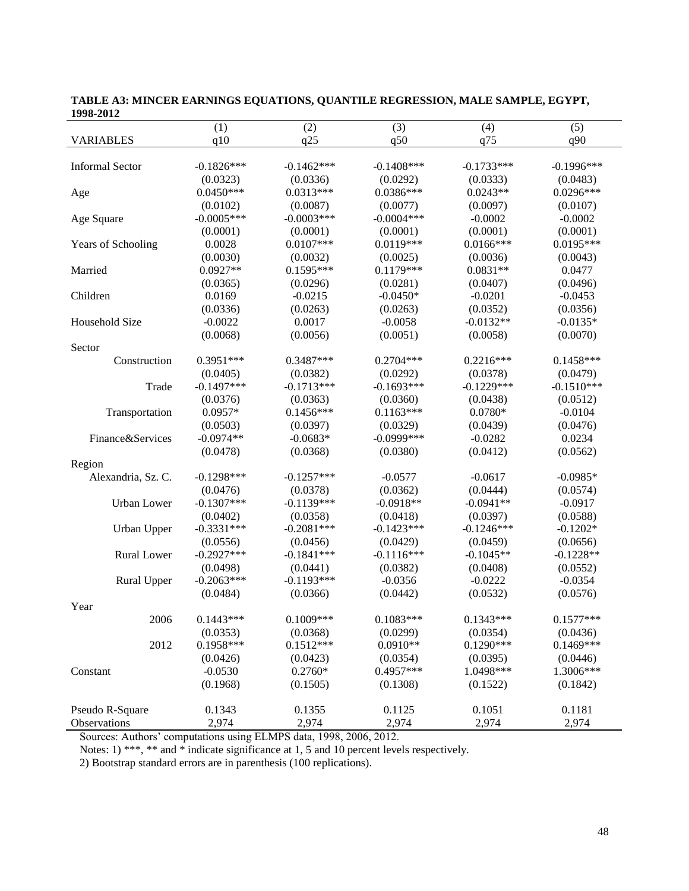**TABLE A3: MINCER EARNINGS EQUATIONS, QUANTILE REGRESSION, MALE SAMPLE, EGYPT, 1998-2012**

| | (1) | (2) | (3) | (4) | (5) |
|---|---|---|---|---|---|
| VARIABLES | q10 | q25 | q50 | q75 | q90 |
| Informal Sector | -0.1826*** | -0.1462*** | -0.1408*** | -0.1733*** | -0.1996*** |
| | (0.0323) | (0.0336) | (0.0292) | (0.0333) | (0.0483) |
| Age | 0.0450*** | 0.0313*** | 0.0386*** | 0.0243** | 0.0296*** |
| | (0.0102) | (0.0087) | (0.0077) | (0.0097) | (0.0107) |
| Age Square | -0.0005*** | -0.0003*** | -0.0004*** | -0.0002 | -0.0002 |
| | (0.0001) | (0.0001) | (0.0001) | (0.0001) | (0.0001) |
| Years of Schooling | 0.0028 | 0.0107*** | 0.0119*** | 0.0166*** | 0.0195*** |
| | (0.0030) | (0.0032) | (0.0025) | (0.0036) | (0.0043) |
| Married | 0.0927** | 0.1595*** | 0.1179*** | 0.0831** | 0.0477 |
| | (0.0365) | (0.0296) | (0.0281) | (0.0407) | (0.0496) |
| Children | 0.0169 | -0.0215 | -0.0450* | -0.0201 | -0.0453 |
| | (0.0336) | (0.0263) | (0.0263) | (0.0352) | (0.0356) |
| Household Size | -0.0022 | 0.0017 | -0.0058 | -0.0132** | -0.0135* |
| | (0.0068) | (0.0056) | (0.0051) | (0.0058) | (0.0070) |
| Sector | | | | | |
| Construction | 0.3951*** | 0.3487*** | 0.2704*** | 0.2216*** | 0.1458*** |
| | (0.0405) | (0.0382) | (0.0292) | (0.0378) | (0.0479) |
| Trade | -0.1497*** | -0.1713*** | -0.1693*** | -0.1229*** | -0.1510*** |
| | (0.0376) | (0.0363) | (0.0360) | (0.0438) | (0.0512) |
| Transportation | 0.0957* | 0.1456*** | 0.1163*** | 0.0780* | -0.0104 |
| | (0.0503) | (0.0397) | (0.0329) | (0.0439) | (0.0476) |
| Finance&Services | -0.0974** | -0.0683* | -0.0999*** | -0.0282 | 0.0234 |
| | (0.0478) | (0.0368) | (0.0380) | (0.0412) | (0.0562) |
| Region | | | | | |
| Alexandria, Sz. C. | -0.1298*** | -0.1257*** | -0.0577 | -0.0617 | -0.0985* |
| | (0.0476) | (0.0378) | (0.0362) | (0.0444) | (0.0574) |
| Urban Lower | -0.1307*** | -0.1139*** | -0.0918** | -0.0941** | -0.0917 |
| | (0.0402) | (0.0358) | (0.0418) | (0.0397) | (0.0588) |
| Urban Upper | -0.3331*** | -0.2081*** | -0.1423*** | -0.1246*** | -0.1202* |
| | (0.0556) | (0.0456) | (0.0429) | (0.0459) | (0.0656) |
| Rural Lower | -0.2927*** | -0.1841*** | -0.1116*** | -0.1045** | -0.1228** |
| | (0.0498) | (0.0441) | (0.0382) | (0.0408) | (0.0552) |
| Rural Upper | -0.2063*** | -0.1193*** | -0.0356 | -0.0222 | -0.0354 |
| | (0.0484) | (0.0366) | (0.0442) | (0.0532) | (0.0576) |
| Year | | | | | |
| 2006 | 0.1443*** | 0.1009*** | 0.1083*** | 0.1343*** | 0.1577*** |
| | (0.0353) | (0.0368) | (0.0299) | (0.0354) | (0.0436) |
| 2012 | 0.1958*** | 0.1512*** | 0.0910** | 0.1290*** | 0.1469*** |
| | (0.0426) | (0.0423) | (0.0354) | (0.0395) | (0.0446) |
| Constant | -0.0530 | 0.2760* | 0.4957*** | 1.0498*** | 1.3006*** |
| | (0.1968) | (0.1505) | (0.1308) | (0.1522) | (0.1842) |
| Pseudo R-Square | 0.1343 | 0.1355 | 0.1125 | 0.1051 | 0.1181 |
| Observations | 2,974 | 2,974 | 2,974 | 2,974 | 2,974 |

Sources: Authors' computations using ELMPS data, 1998, 2006, 2012.

Notes: 1) ***, ** and * indicate significance at 1, 5 and 10 percent levels respectively.

2) Bootstrap standard errors are in parenthesis (100 replications).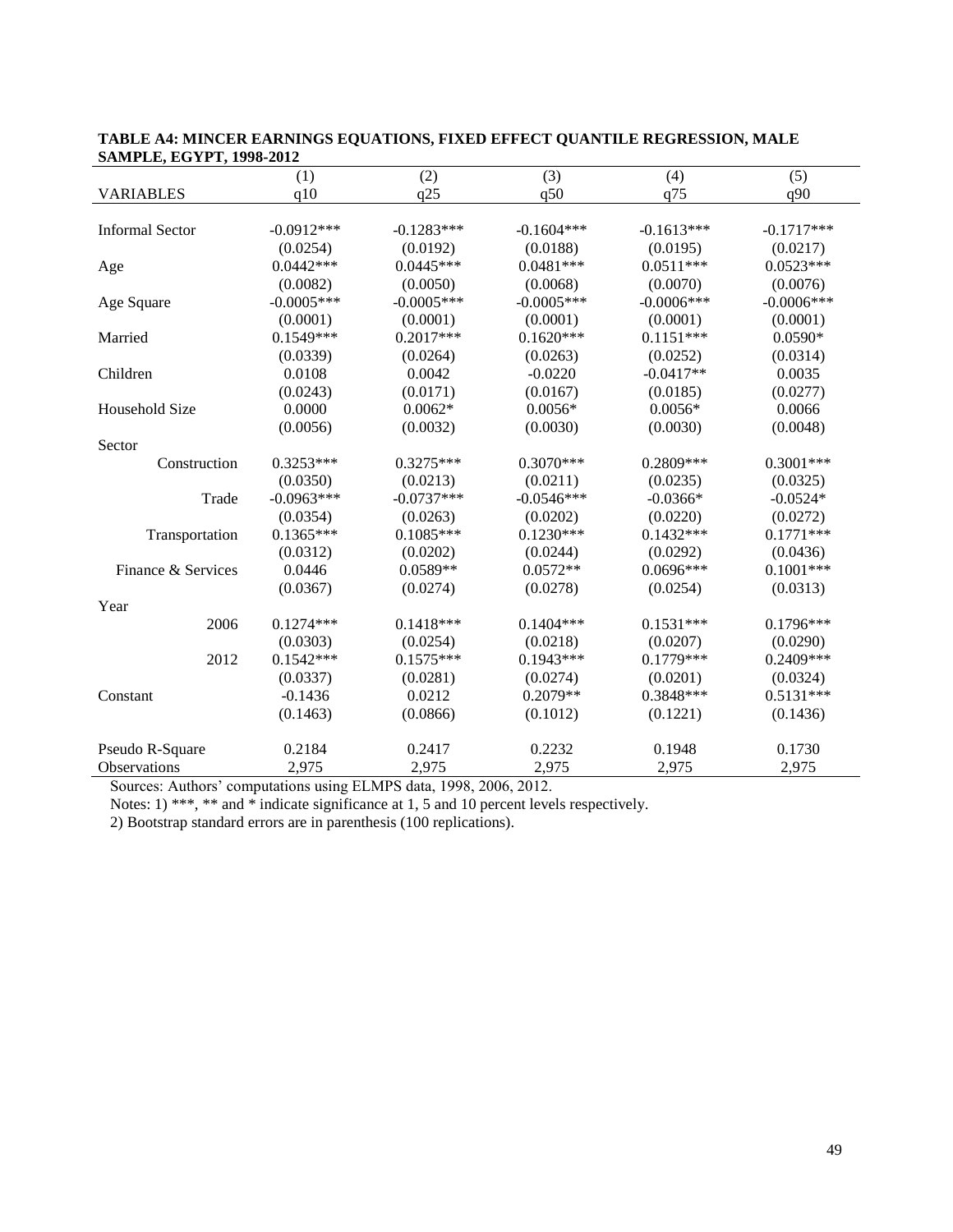**TABLE A4: MINCER EARNINGS EQUATIONS, FIXED EFFECT QUANTILE REGRESSION, MALE SAMPLE, EGYPT, 1998-2012**

| | (1) | (2) | (3) | (4) | (5) |
|---|---|---|---|---|---|
| VARIABLES | q10 | q25 | q50 | q75 | q90 |
| Informal Sector | -0.0912*** | -0.1283*** | -0.1604*** | -0.1613*** | -0.1717*** |
| | (0.0254) | (0.0192) | (0.0188) | (0.0195) | (0.0217) |
| Age | 0.0442*** | 0.0445*** | 0.0481*** | 0.0511*** | 0.0523*** |
| | (0.0082) | (0.0050) | (0.0068) | (0.0070) | (0.0076) |
| Age Square | -0.0005*** | -0.0005*** | -0.0005*** | -0.0006*** | -0.0006*** |
| | (0.0001) | (0.0001) | (0.0001) | (0.0001) | (0.0001) |
| Married | 0.1549*** | 0.2017*** | 0.1620*** | 0.1151*** | 0.0590* |
| | (0.0339) | (0.0264) | (0.0263) | (0.0252) | (0.0314) |
| Children | 0.0108 | 0.0042 | -0.0220 | -0.0417** | 0.0035 |
| | (0.0243) | (0.0171) | (0.0167) | (0.0185) | (0.0277) |
| Household Size | 0.0000 | 0.0062* | 0.0056* | 0.0056* | 0.0066 |
| | (0.0056) | (0.0032) | (0.0030) | (0.0030) | (0.0048) |
| Sector | | | | | |
| Construction | 0.3253*** | 0.3275*** | 0.3070*** | 0.2809*** | 0.3001*** |
| | (0.0350) | (0.0213) | (0.0211) | (0.0235) | (0.0325) |
| Trade | -0.0963*** | -0.0737*** | -0.0546*** | -0.0366* | -0.0524* |
| | (0.0354) | (0.0263) | (0.0202) | (0.0220) | (0.0272) |
| Transportation | 0.1365*** | 0.1085*** | 0.1230*** | 0.1432*** | 0.1771*** |
| | (0.0312) | (0.0202) | (0.0244) | (0.0292) | (0.0436) |
| Finance & Services | 0.0446 | 0.0589** | 0.0572** | 0.0696*** | 0.1001*** |
| | (0.0367) | (0.0274) | (0.0278) | (0.0254) | (0.0313) |
| Year | | | | | |
| 2006 | 0.1274*** | 0.1418*** | 0.1404*** | 0.1531*** | 0.1796*** |
| | (0.0303) | (0.0254) | (0.0218) | (0.0207) | (0.0290) |
| 2012 | 0.1542*** | 0.1575*** | 0.1943*** | 0.1779*** | 0.2409*** |
| | (0.0337) | (0.0281) | (0.0274) | (0.0201) | (0.0324) |
| Constant | -0.1436 | 0.0212 | 0.2079** | 0.3848*** | 0.5131*** |
| | (0.1463) | (0.0866) | (0.1012) | (0.1221) | (0.1436) |
| Pseudo R-Square | 0.2184 | 0.2417 | 0.2232 | 0.1948 | 0.1730 |
| Observations | 2,975 | 2,975 | 2,975 | 2,975 | 2,975 |

Sources: Authors' computations using ELMPS data, 1998, 2006, 2012.

Notes: 1) ***, ** and * indicate significance at 1, 5 and 10 percent levels respectively.

2) Bootstrap standard errors are in parenthesis (100 replications).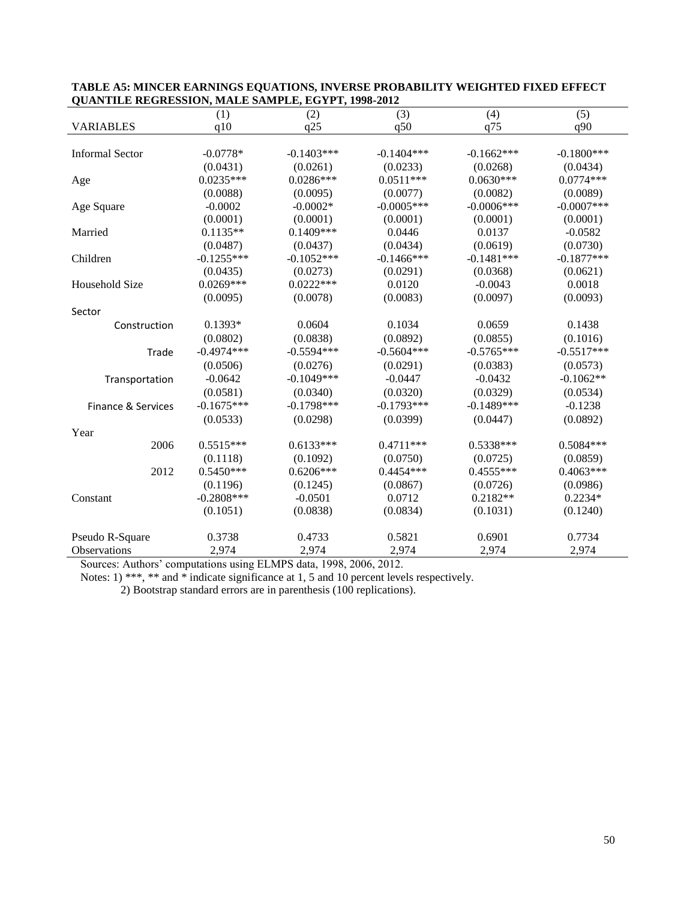**TABLE A5: MINCER EARNINGS EQUATIONS, INVERSE PROBABILITY WEIGHTED FIXED EFFECT QUANTILE REGRESSION, MALE SAMPLE, EGYPT, 1998-2012**

| VARIABLES | (1) q10 | (2) q25 | (3) q50 | (4) q75 | (5) q90 |
|---|---|---|---|---|---|
| Informal Sector | -0.0778* | -0.1403*** | -0.1404*** | -0.1662*** | -0.1800*** |
| | (0.0431) | (0.0261) | (0.0233) | (0.0268) | (0.0434) |
| Age | 0.0235*** | 0.0286*** | 0.0511*** | 0.0630*** | 0.0774*** |
| | (0.0088) | (0.0095) | (0.0077) | (0.0082) | (0.0089) |
| Age Square | -0.0002 | -0.0002* | -0.0005*** | -0.0006*** | -0.0007*** |
| | (0.0001) | (0.0001) | (0.0001) | (0.0001) | (0.0001) |
| Married | 0.1135** | 0.1409*** | 0.0446 | 0.0137 | -0.0582 |
| | (0.0487) | (0.0437) | (0.0434) | (0.0619) | (0.0730) |
| Children | -0.1255*** | -0.1052*** | -0.1466*** | -0.1481*** | -0.1877*** |
| | (0.0435) | (0.0273) | (0.0291) | (0.0368) | (0.0621) |
| Household Size | 0.0269*** | 0.0222*** | 0.0120 | -0.0043 | 0.0018 |
| | (0.0095) | (0.0078) | (0.0083) | (0.0097) | (0.0093) |
| Sector | | | | | |
| Construction | 0.1393* | 0.0604 | 0.1034 | 0.0659 | 0.1438 |
| | (0.0802) | (0.0838) | (0.0892) | (0.0855) | (0.1016) |
| Trade | -0.4974*** | -0.5594*** | -0.5604*** | -0.5765*** | -0.5517*** |
| | (0.0506) | (0.0276) | (0.0291) | (0.0383) | (0.0573) |
| Transportation | -0.0642 | -0.1049*** | -0.0447 | -0.0432 | -0.1062** |
| | (0.0581) | (0.0340) | (0.0320) | (0.0329) | (0.0534) |
| Finance & Services | -0.1675*** | -0.1798*** | -0.1793*** | -0.1489*** | -0.1238 |
| | (0.0533) | (0.0298) | (0.0399) | (0.0447) | (0.0892) |
| Year | | | | | |
| 2006 | 0.5515*** | 0.6133*** | 0.4711*** | 0.5338*** | 0.5084*** |
| | (0.1118) | (0.1092) | (0.0750) | (0.0725) | (0.0859) |
| 2012 | 0.5450*** | 0.6206*** | 0.4454*** | 0.4555*** | 0.4063*** |
| | (0.1196) | (0.1245) | (0.0867) | (0.0726) | (0.0986) |
| Constant | -0.2808*** | -0.0501 | 0.0712 | 0.2182** | 0.2234* |
| | (0.1051) | (0.0838) | (0.0834) | (0.1031) | (0.1240) |
| Pseudo R-Square | 0.3738 | 0.4733 | 0.5821 | 0.6901 | 0.7734 |
| Observations | 2,974 | 2,974 | 2,974 | 2,974 | 2,974 |

Sources: Authors' computations using ELMPS data, 1998, 2006, 2012.

Notes: 1) ***, ** and * indicate significance at 1, 5 and 10 percent levels respectively.

2) Bootstrap standard errors are in parenthesis (100 replications).